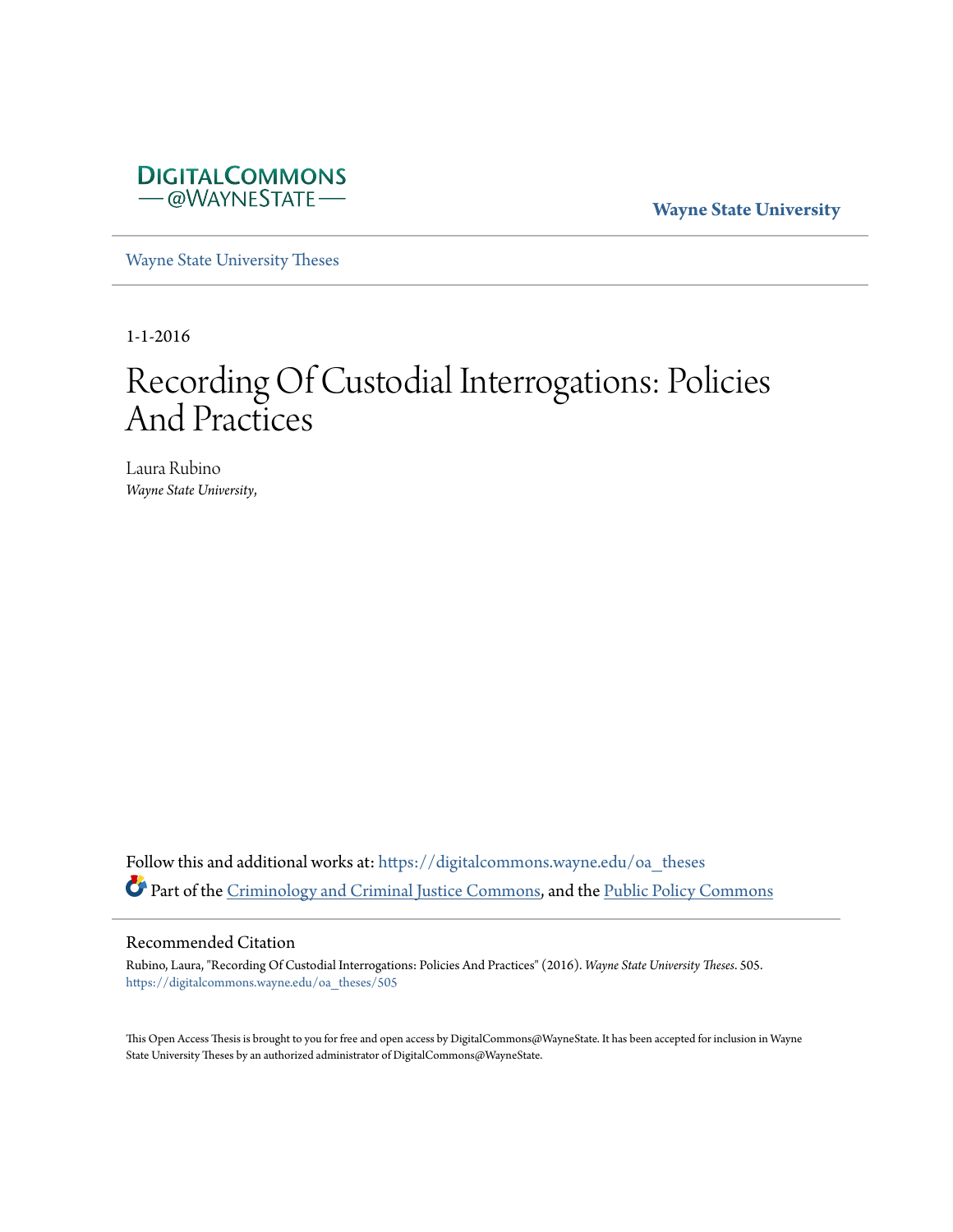DIGITALCOMMONS
— @WAYNESTATE —

**Wayne State University**

Wayne State University Theses

1-1-2016

# Recording Of Custodial Interrogations: Policies And Practices

Laura Rubino
*Wayne State University,*

Follow this and additional works at: https://digitalcommons.wayne.edu/oa_theses

Part of the Criminology and Criminal Justice Commons, and the Public Policy Commons

## Recommended Citation

Rubino, Laura, "Recording Of Custodial Interrogations: Policies And Practices" (2016). *Wayne State University Theses*. 505.
https://digitalcommons.wayne.edu/oa_theses/505

This Open Access Thesis is brought to you for free and open access by DigitalCommons@WayneState. It has been accepted for inclusion in Wayne State University Theses by an authorized administrator of DigitalCommons@WayneState.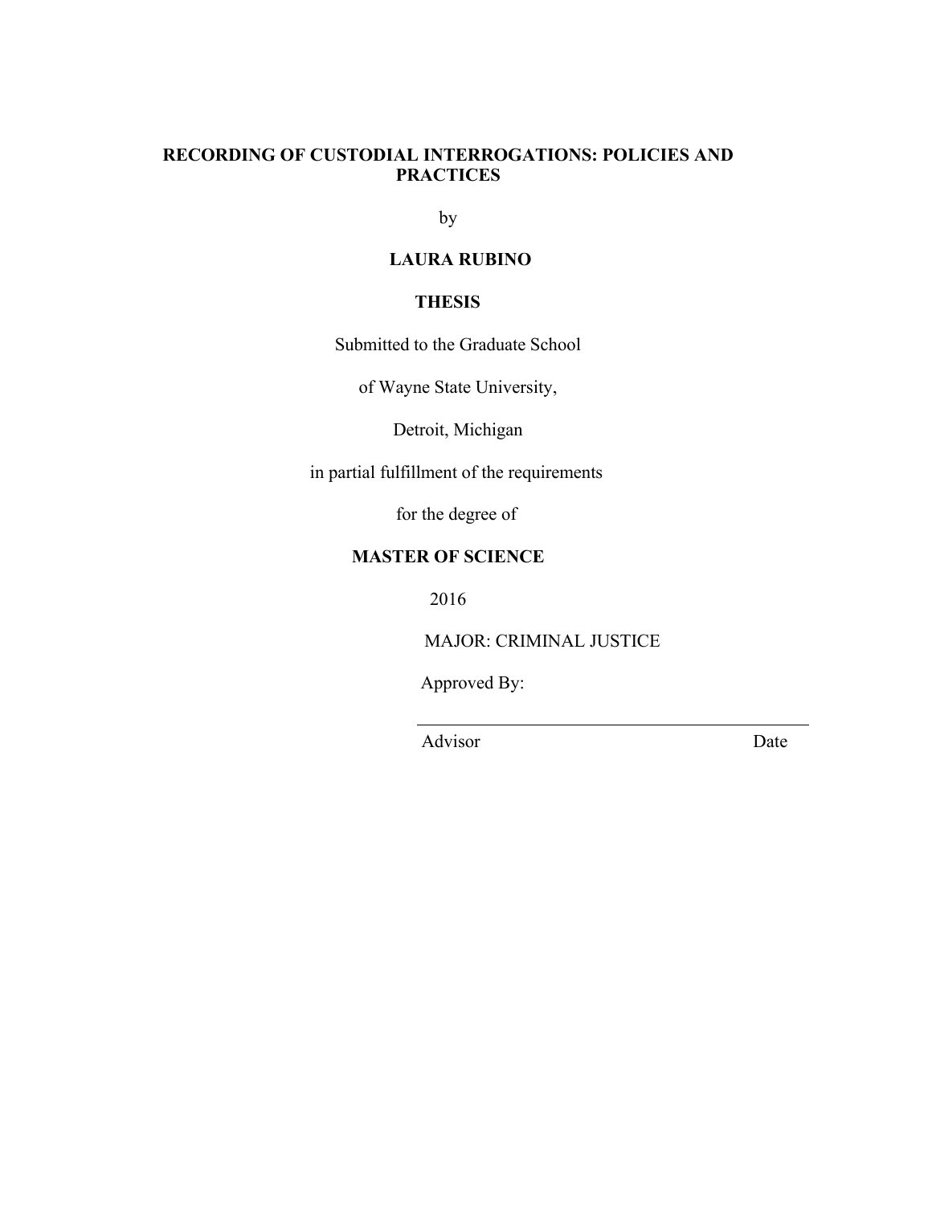# RECORDING OF CUSTODIAL INTERROGATIONS: POLICIES AND PRACTICES

by

**LAURA RUBINO**

**THESIS**

Submitted to the Graduate School

of Wayne State University,

Detroit, Michigan

in partial fulfillment of the requirements

for the degree of

**MASTER OF SCIENCE**

2016

MAJOR: CRIMINAL JUSTICE

Approved By:

\_\_\_\_\_\_\_\_\_\_\_\_\_\_\_\_\_\_\_\_\_\_\_\_\_\_\_\_\_\_\_\_\_\_\_\_\_\_\_\_\_\_

Advisor Date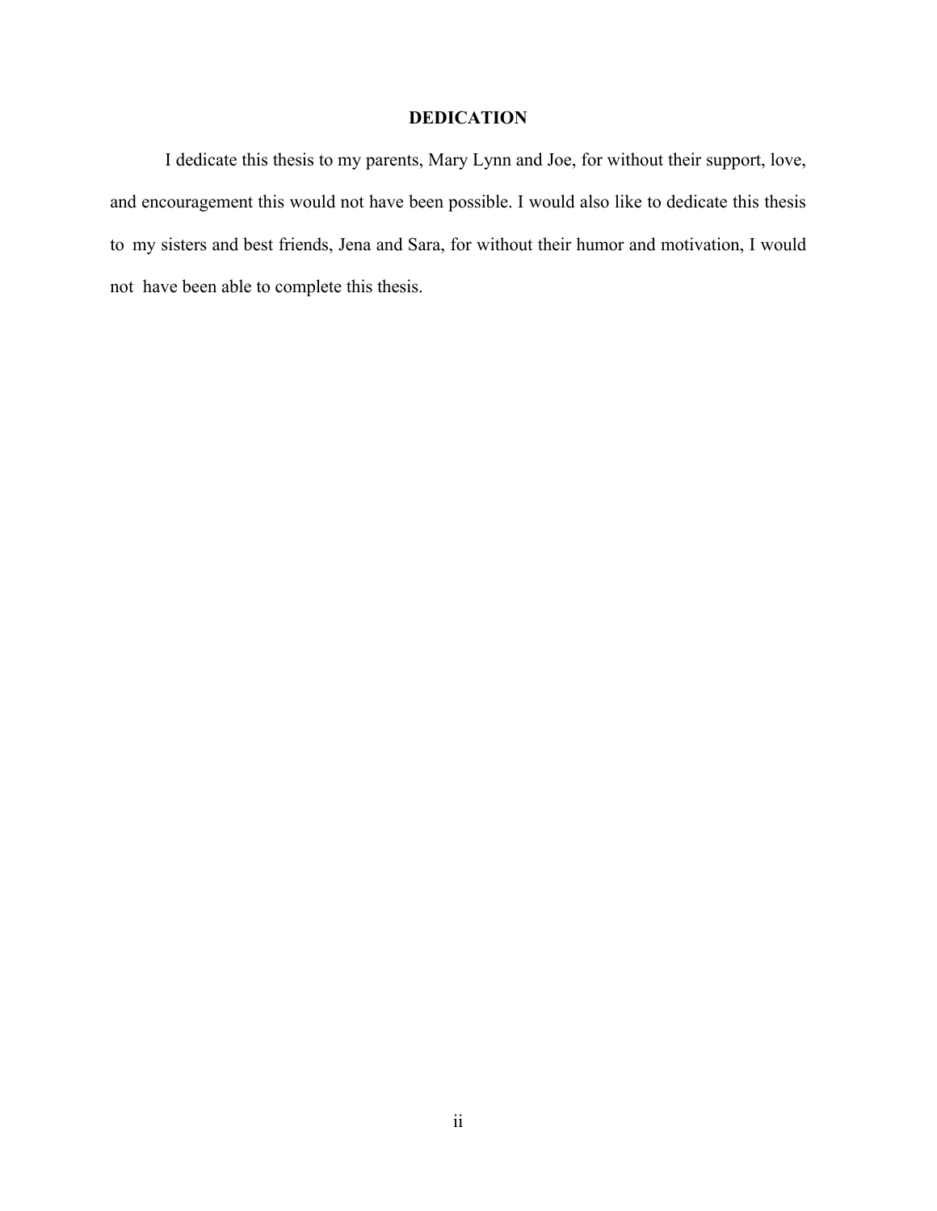# DEDICATION

I dedicate this thesis to my parents, Mary Lynn and Joe, for without their support, love, and encouragement this would not have been possible. I would also like to dedicate this thesis to my sisters and best friends, Jena and Sara, for without their humor and motivation, I would not have been able to complete this thesis.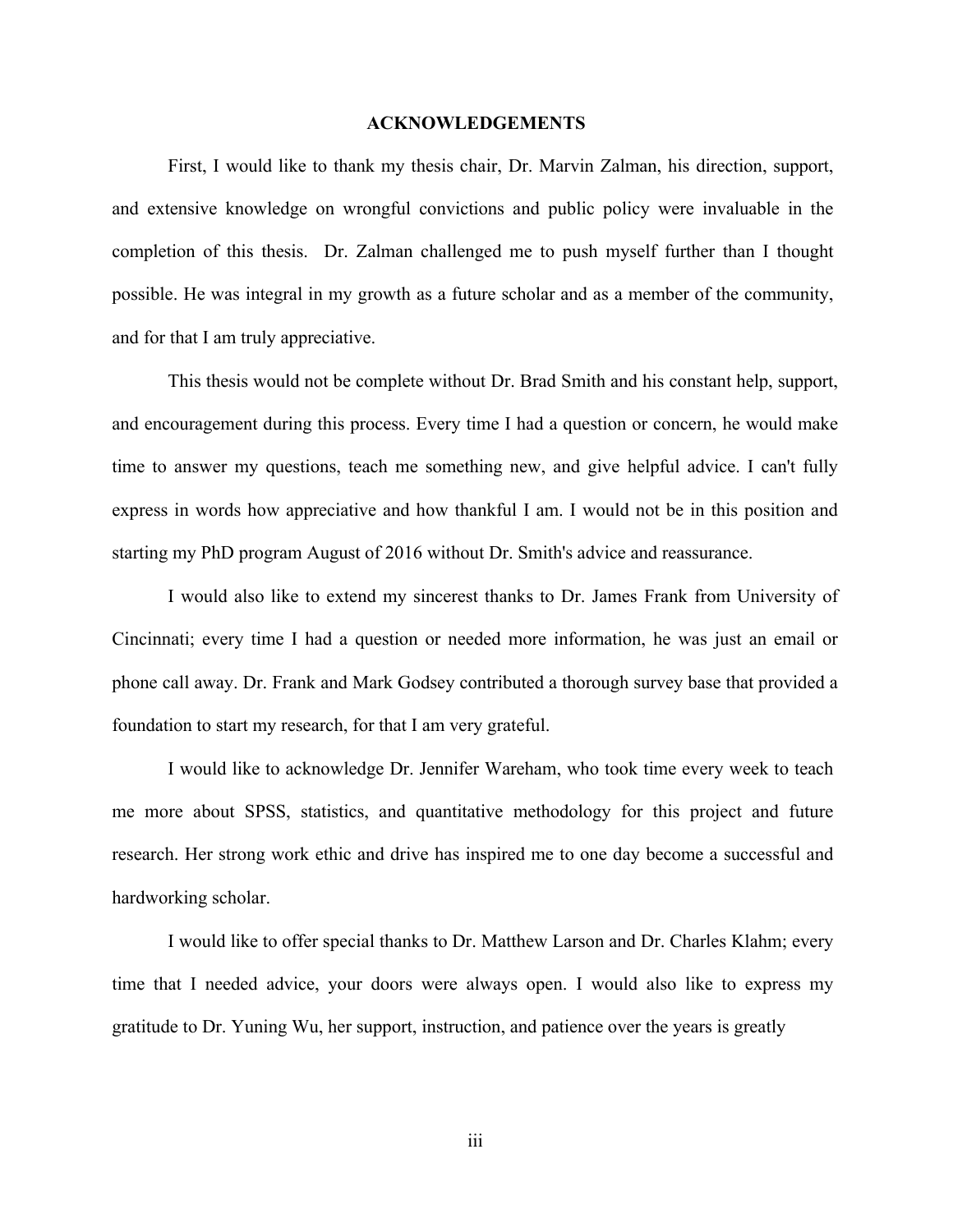## ACKNOWLEDGEMENTS

First, I would like to thank my thesis chair, Dr. Marvin Zalman, his direction, support, and extensive knowledge on wrongful convictions and public policy were invaluable in the completion of this thesis. Dr. Zalman challenged me to push myself further than I thought possible. He was integral in my growth as a future scholar and as a member of the community, and for that I am truly appreciative.

This thesis would not be complete without Dr. Brad Smith and his constant help, support, and encouragement during this process. Every time I had a question or concern, he would make time to answer my questions, teach me something new, and give helpful advice. I can't fully express in words how appreciative and how thankful I am. I would not be in this position and starting my PhD program August of 2016 without Dr. Smith's advice and reassurance.

I would also like to extend my sincerest thanks to Dr. James Frank from University of Cincinnati; every time I had a question or needed more information, he was just an email or phone call away. Dr. Frank and Mark Godsey contributed a thorough survey base that provided a foundation to start my research, for that I am very grateful.

I would like to acknowledge Dr. Jennifer Wareham, who took time every week to teach me more about SPSS, statistics, and quantitative methodology for this project and future research. Her strong work ethic and drive has inspired me to one day become a successful and hardworking scholar.

I would like to offer special thanks to Dr. Matthew Larson and Dr. Charles Klahm; every time that I needed advice, your doors were always open. I would also like to express my gratitude to Dr. Yuning Wu, her support, instruction, and patience over the years is greatly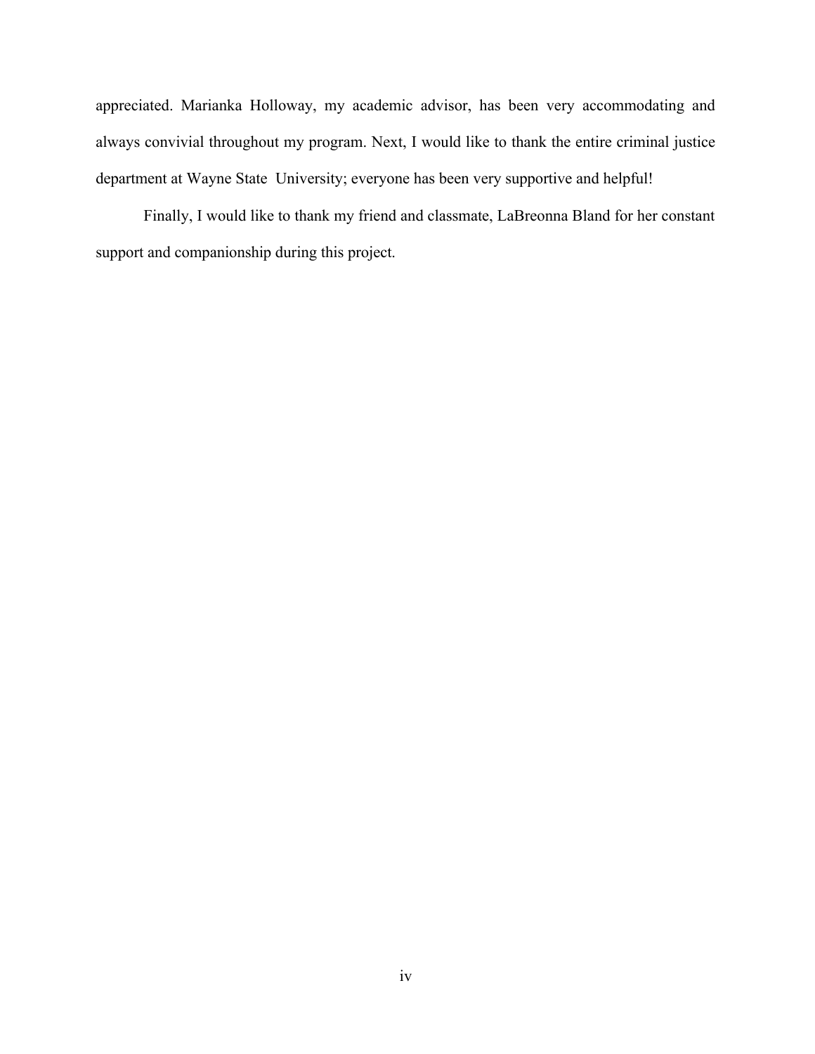appreciated. Marianka Holloway, my academic advisor, has been very accommodating and always convivial throughout my program. Next, I would like to thank the entire criminal justice department at Wayne State University; everyone has been very supportive and helpful!

Finally, I would like to thank my friend and classmate, LaBreonna Bland for her constant support and companionship during this project.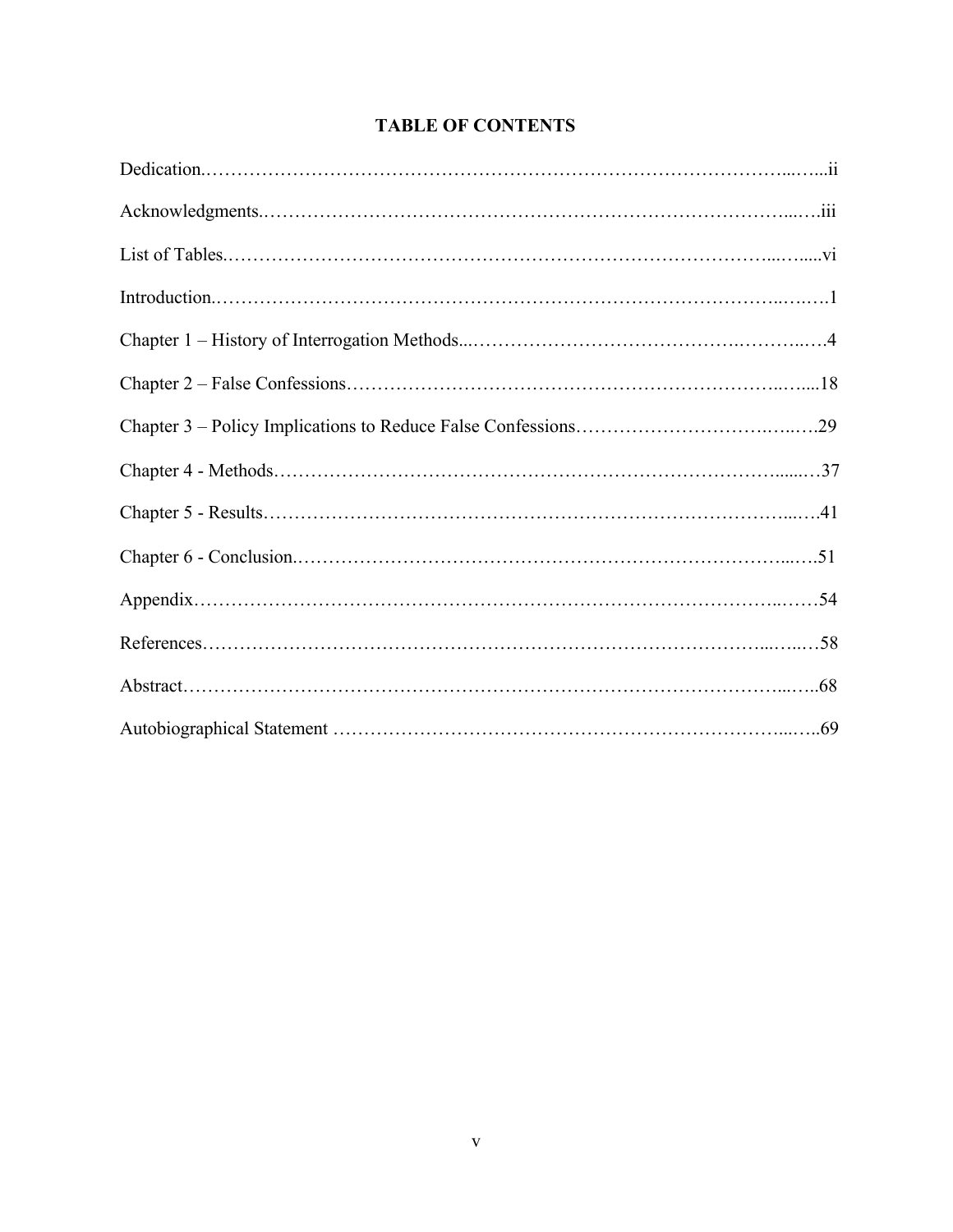**TABLE OF CONTENTS**

Dedication……………………………………………………………………………………ii

Acknowledgments……………………………………………………………………………iii

List of Tables…………………………………………………………………………………vi

Introduction……………………………………………………………………………………1

Chapter 1 – History of Interrogation Methods………………………………………………4

Chapter 2 – False Confessions………………………………………………………………18

Chapter 3 – Policy Implications to Reduce False Confessions……………………………29

Chapter 4 - Methods…………………………………………………………………………37

Chapter 5 - Results……………………………………………………………………………41

Chapter 6 - Conclusion………………………………………………………………………51

Appendix………………………………………………………………………………………54

References……………………………………………………………………………………58

Abstract………………………………………………………………………………………68

Autobiographical Statement …………………………………………………………………69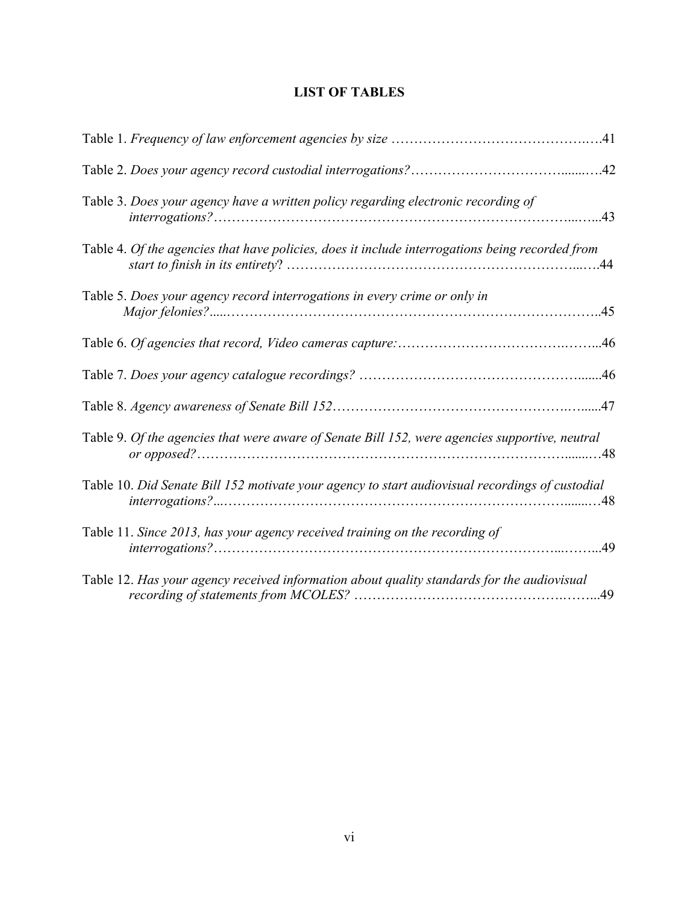# LIST OF TABLES

Table 1. *Frequency of law enforcement agencies by size* .......................................41

Table 2. *Does your agency record custodial interrogations?*.......................................42

Table 3. *Does your agency have a written policy regarding electronic recording of interrogations?*.......................................43

Table 4. *Of the agencies that have policies, does it include interrogations being recorded from start to finish in its entirety*? .......................................44

Table 5. *Does your agency record interrogations in every crime or only in Major felonies?*.......................................45

Table 6. *Of agencies that record, Video cameras capture:*.......................................46

Table 7. *Does your agency catalogue recordings?* .......................................46

Table 8. *Agency awareness of Senate Bill 152*.......................................47

Table 9. *Of the agencies that were aware of Senate Bill 152, were agencies supportive, neutral or opposed?*.......................................48

Table 10. *Did Senate Bill 152 motivate your agency to start audiovisual recordings of custodial interrogations?*.......................................48

Table 11. *Since 2013, has your agency received training on the recording of interrogations?*.......................................49

Table 12. *Has your agency received information about quality standards for the audiovisual recording of statements from MCOLES?* .......................................49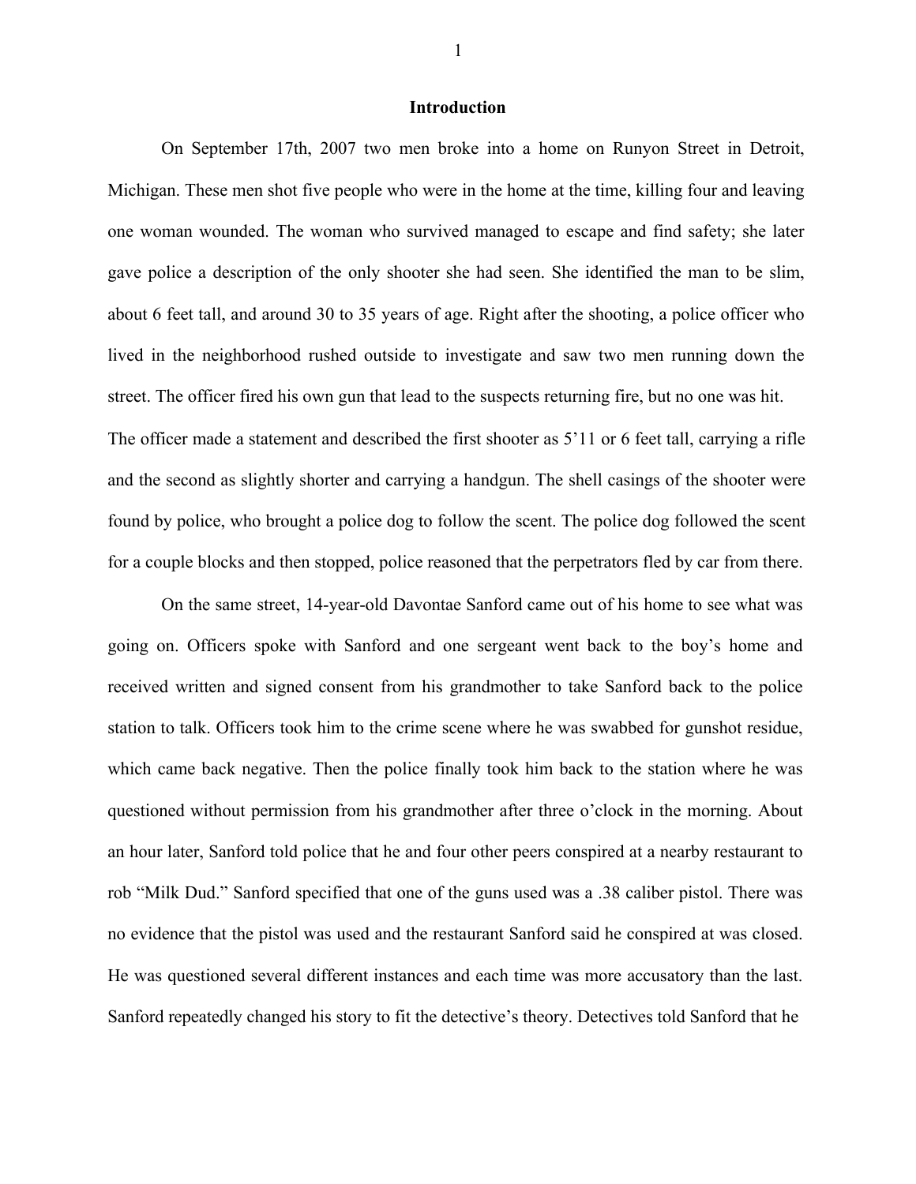## Introduction

On September 17th, 2007 two men broke into a home on Runyon Street in Detroit, Michigan. These men shot five people who were in the home at the time, killing four and leaving one woman wounded. The woman who survived managed to escape and find safety; she later gave police a description of the only shooter she had seen. She identified the man to be slim, about 6 feet tall, and around 30 to 35 years of age. Right after the shooting, a police officer who lived in the neighborhood rushed outside to investigate and saw two men running down the street. The officer fired his own gun that lead to the suspects returning fire, but no one was hit. The officer made a statement and described the first shooter as 5'11 or 6 feet tall, carrying a rifle and the second as slightly shorter and carrying a handgun. The shell casings of the shooter were found by police, who brought a police dog to follow the scent. The police dog followed the scent for a couple blocks and then stopped, police reasoned that the perpetrators fled by car from there.

On the same street, 14-year-old Davontae Sanford came out of his home to see what was going on. Officers spoke with Sanford and one sergeant went back to the boy's home and received written and signed consent from his grandmother to take Sanford back to the police station to talk. Officers took him to the crime scene where he was swabbed for gunshot residue, which came back negative. Then the police finally took him back to the station where he was questioned without permission from his grandmother after three o'clock in the morning. About an hour later, Sanford told police that he and four other peers conspired at a nearby restaurant to rob "Milk Dud." Sanford specified that one of the guns used was a .38 caliber pistol. There was no evidence that the pistol was used and the restaurant Sanford said he conspired at was closed. He was questioned several different instances and each time was more accusatory than the last. Sanford repeatedly changed his story to fit the detective's theory. Detectives told Sanford that he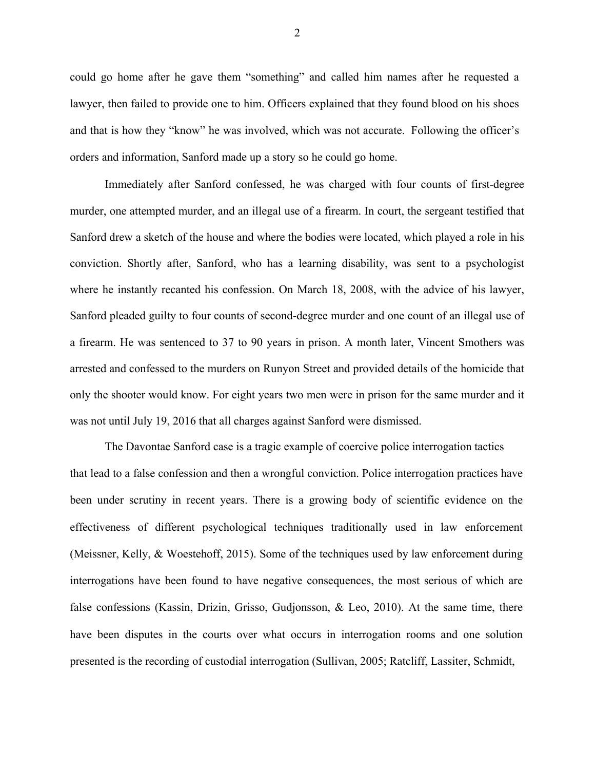could go home after he gave them "something" and called him names after he requested a lawyer, then failed to provide one to him. Officers explained that they found blood on his shoes and that is how they "know" he was involved, which was not accurate. Following the officer's orders and information, Sanford made up a story so he could go home.

Immediately after Sanford confessed, he was charged with four counts of first-degree murder, one attempted murder, and an illegal use of a firearm. In court, the sergeant testified that Sanford drew a sketch of the house and where the bodies were located, which played a role in his conviction. Shortly after, Sanford, who has a learning disability, was sent to a psychologist where he instantly recanted his confession. On March 18, 2008, with the advice of his lawyer, Sanford pleaded guilty to four counts of second-degree murder and one count of an illegal use of a firearm. He was sentenced to 37 to 90 years in prison. A month later, Vincent Smothers was arrested and confessed to the murders on Runyon Street and provided details of the homicide that only the shooter would know. For eight years two men were in prison for the same murder and it was not until July 19, 2016 that all charges against Sanford were dismissed.

The Davontae Sanford case is a tragic example of coercive police interrogation tactics that lead to a false confession and then a wrongful conviction. Police interrogation practices have been under scrutiny in recent years. There is a growing body of scientific evidence on the effectiveness of different psychological techniques traditionally used in law enforcement (Meissner, Kelly, & Woestehoff, 2015). Some of the techniques used by law enforcement during interrogations have been found to have negative consequences, the most serious of which are false confessions (Kassin, Drizin, Grisso, Gudjonsson, & Leo, 2010). At the same time, there have been disputes in the courts over what occurs in interrogation rooms and one solution presented is the recording of custodial interrogation (Sullivan, 2005; Ratcliff, Lassiter, Schmidt,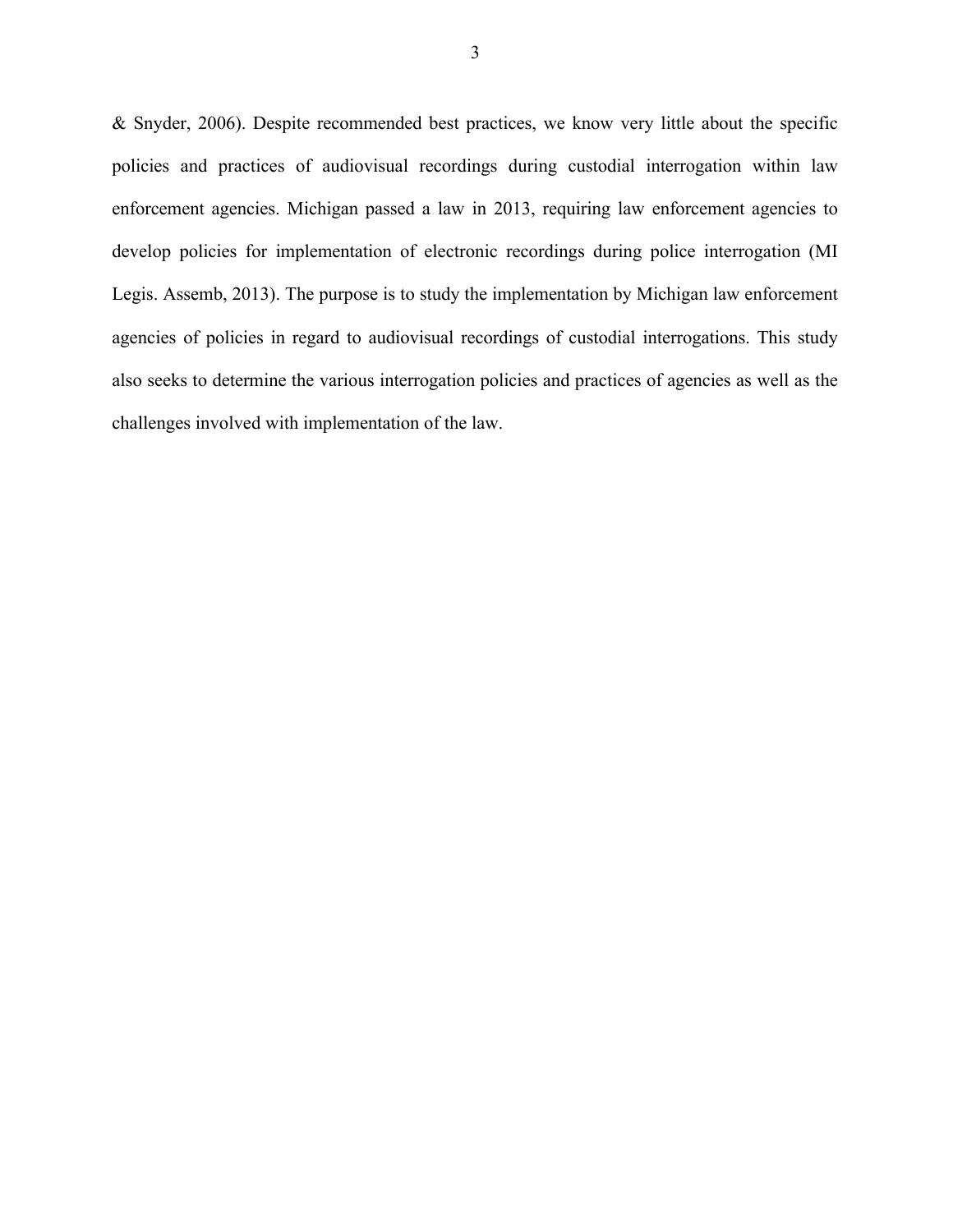& Snyder, 2006). Despite recommended best practices, we know very little about the specific policies and practices of audiovisual recordings during custodial interrogation within law enforcement agencies. Michigan passed a law in 2013, requiring law enforcement agencies to develop policies for implementation of electronic recordings during police interrogation (MI Legis. Assemb, 2013). The purpose is to study the implementation by Michigan law enforcement agencies of policies in regard to audiovisual recordings of custodial interrogations. This study also seeks to determine the various interrogation policies and practices of agencies as well as the challenges involved with implementation of the law.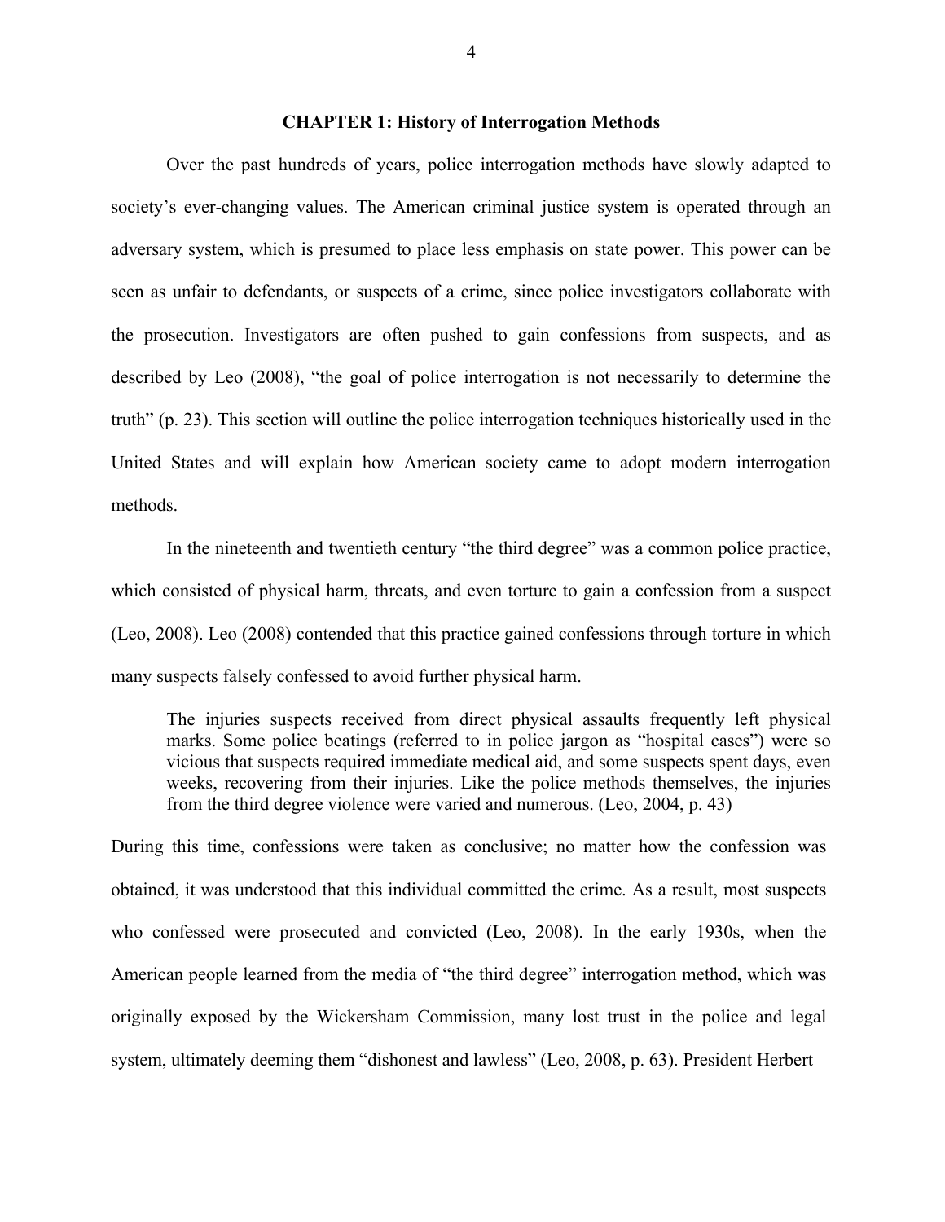# CHAPTER 1: History of Interrogation Methods

Over the past hundreds of years, police interrogation methods have slowly adapted to society's ever-changing values. The American criminal justice system is operated through an adversary system, which is presumed to place less emphasis on state power. This power can be seen as unfair to defendants, or suspects of a crime, since police investigators collaborate with the prosecution. Investigators are often pushed to gain confessions from suspects, and as described by Leo (2008), "the goal of police interrogation is not necessarily to determine the truth" (p. 23). This section will outline the police interrogation techniques historically used in the United States and will explain how American society came to adopt modern interrogation methods.

In the nineteenth and twentieth century "the third degree" was a common police practice, which consisted of physical harm, threats, and even torture to gain a confession from a suspect (Leo, 2008). Leo (2008) contended that this practice gained confessions through torture in which many suspects falsely confessed to avoid further physical harm.

> The injuries suspects received from direct physical assaults frequently left physical marks. Some police beatings (referred to in police jargon as "hospital cases") were so vicious that suspects required immediate medical aid, and some suspects spent days, even weeks, recovering from their injuries. Like the police methods themselves, the injuries from the third degree violence were varied and numerous. (Leo, 2004, p. 43)

During this time, confessions were taken as conclusive; no matter how the confession was obtained, it was understood that this individual committed the crime. As a result, most suspects who confessed were prosecuted and convicted (Leo, 2008). In the early 1930s, when the American people learned from the media of "the third degree" interrogation method, which was originally exposed by the Wickersham Commission, many lost trust in the police and legal system, ultimately deeming them "dishonest and lawless" (Leo, 2008, p. 63). President Herbert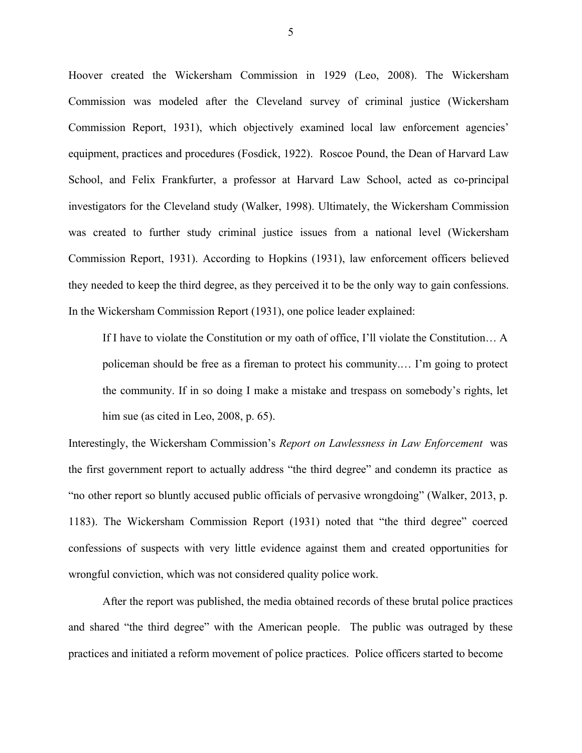Hoover created the Wickersham Commission in 1929 (Leo, 2008). The Wickersham Commission was modeled after the Cleveland survey of criminal justice (Wickersham Commission Report, 1931), which objectively examined local law enforcement agencies' equipment, practices and procedures (Fosdick, 1922). Roscoe Pound, the Dean of Harvard Law School, and Felix Frankfurter, a professor at Harvard Law School, acted as co-principal investigators for the Cleveland study (Walker, 1998). Ultimately, the Wickersham Commission was created to further study criminal justice issues from a national level (Wickersham Commission Report, 1931). According to Hopkins (1931), law enforcement officers believed they needed to keep the third degree, as they perceived it to be the only way to gain confessions. In the Wickersham Commission Report (1931), one police leader explained:

> If I have to violate the Constitution or my oath of office, I'll violate the Constitution… A policeman should be free as a fireman to protect his community.… I'm going to protect the community. If in so doing I make a mistake and trespass on somebody's rights, let him sue (as cited in Leo, 2008, p. 65).

Interestingly, the Wickersham Commission's *Report on Lawlessness in Law Enforcement* was the first government report to actually address "the third degree" and condemn its practice as "no other report so bluntly accused public officials of pervasive wrongdoing" (Walker, 2013, p. 1183). The Wickersham Commission Report (1931) noted that "the third degree" coerced confessions of suspects with very little evidence against them and created opportunities for wrongful conviction, which was not considered quality police work.

After the report was published, the media obtained records of these brutal police practices and shared "the third degree" with the American people. The public was outraged by these practices and initiated a reform movement of police practices. Police officers started to become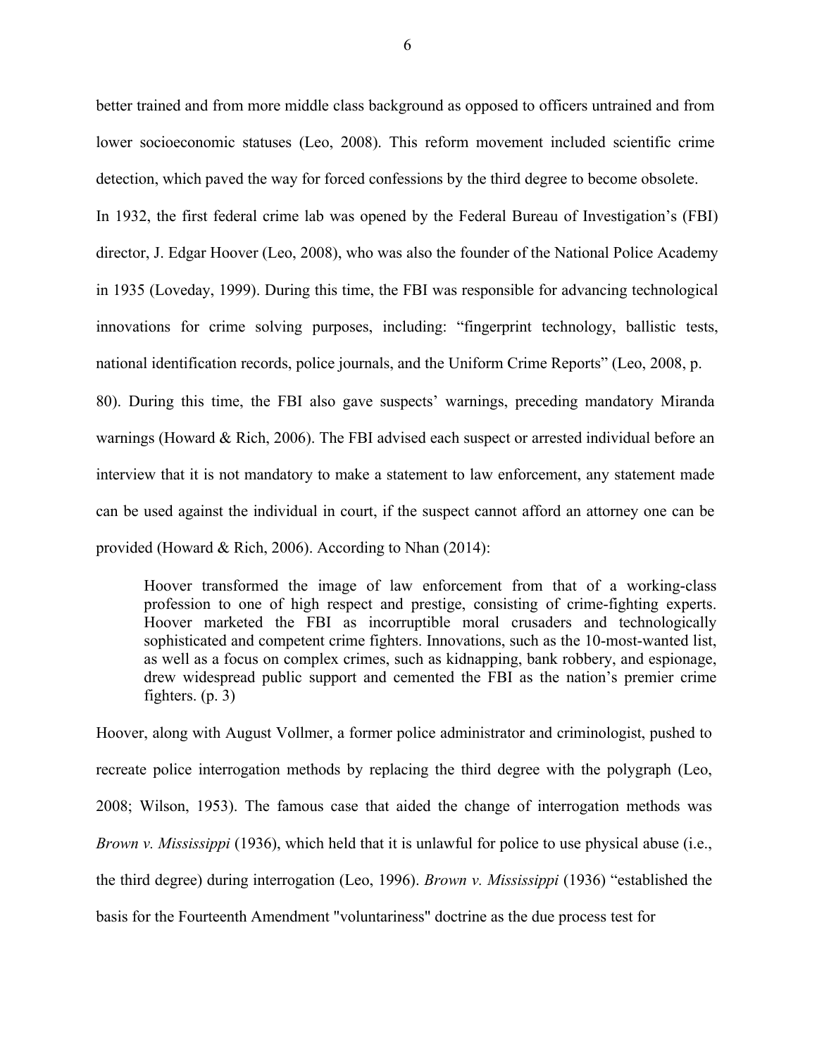better trained and from more middle class background as opposed to officers untrained and from lower socioeconomic statuses (Leo, 2008). This reform movement included scientific crime detection, which paved the way for forced confessions by the third degree to become obsolete. In 1932, the first federal crime lab was opened by the Federal Bureau of Investigation's (FBI) director, J. Edgar Hoover (Leo, 2008), who was also the founder of the National Police Academy in 1935 (Loveday, 1999). During this time, the FBI was responsible for advancing technological innovations for crime solving purposes, including: "fingerprint technology, ballistic tests, national identification records, police journals, and the Uniform Crime Reports" (Leo, 2008, p. 80). During this time, the FBI also gave suspects' warnings, preceding mandatory Miranda warnings (Howard & Rich, 2006). The FBI advised each suspect or arrested individual before an interview that it is not mandatory to make a statement to law enforcement, any statement made can be used against the individual in court, if the suspect cannot afford an attorney one can be provided (Howard & Rich, 2006). According to Nhan (2014):

> Hoover transformed the image of law enforcement from that of a working-class profession to one of high respect and prestige, consisting of crime-fighting experts. Hoover marketed the FBI as incorruptible moral crusaders and technologically sophisticated and competent crime fighters. Innovations, such as the 10-most-wanted list, as well as a focus on complex crimes, such as kidnapping, bank robbery, and espionage, drew widespread public support and cemented the FBI as the nation's premier crime fighters. (p. 3)

Hoover, along with August Vollmer, a former police administrator and criminologist, pushed to recreate police interrogation methods by replacing the third degree with the polygraph (Leo, 2008; Wilson, 1953). The famous case that aided the change of interrogation methods was *Brown v. Mississippi* (1936), which held that it is unlawful for police to use physical abuse (i.e., the third degree) during interrogation (Leo, 1996). *Brown v. Mississippi* (1936) "established the basis for the Fourteenth Amendment "voluntariness" doctrine as the due process test for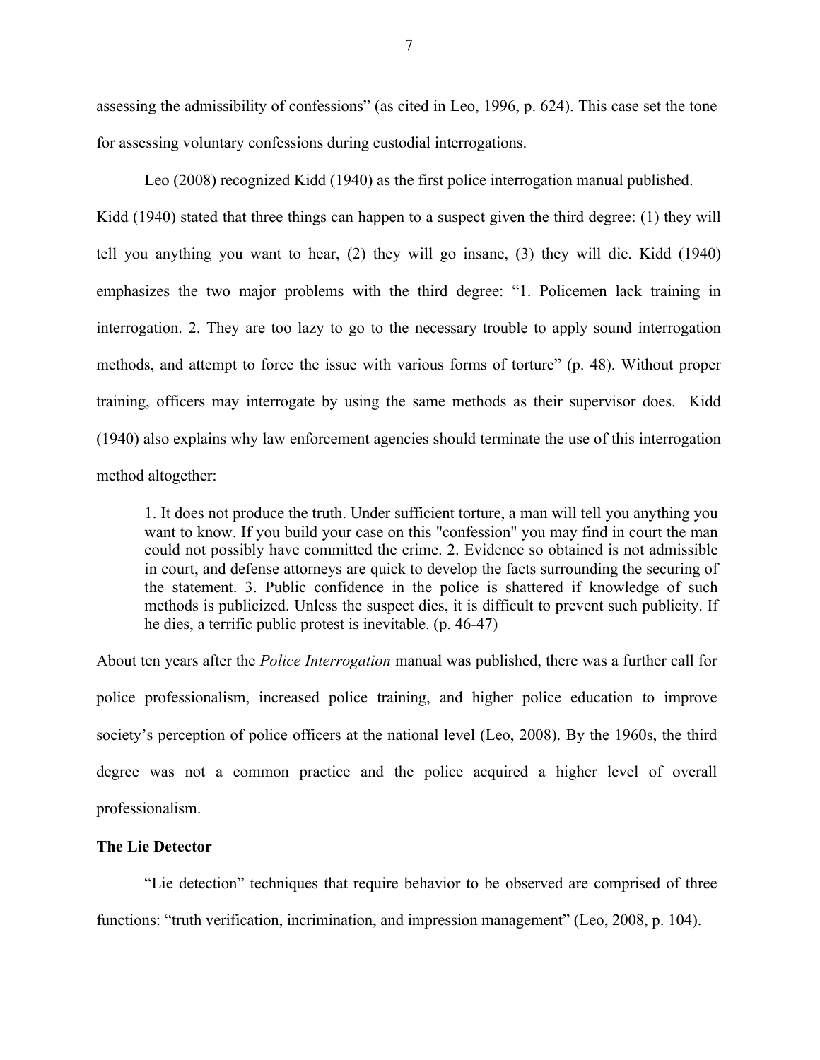assessing the admissibility of confessions" (as cited in Leo, 1996, p. 624). This case set the tone for assessing voluntary confessions during custodial interrogations.

Leo (2008) recognized Kidd (1940) as the first police interrogation manual published. Kidd (1940) stated that three things can happen to a suspect given the third degree: (1) they will tell you anything you want to hear, (2) they will go insane, (3) they will die. Kidd (1940) emphasizes the two major problems with the third degree: "1. Policemen lack training in interrogation. 2. They are too lazy to go to the necessary trouble to apply sound interrogation methods, and attempt to force the issue with various forms of torture" (p. 48). Without proper training, officers may interrogate by using the same methods as their supervisor does. Kidd (1940) also explains why law enforcement agencies should terminate the use of this interrogation method altogether:

> 1. It does not produce the truth. Under sufficient torture, a man will tell you anything you want to know. If you build your case on this "confession" you may find in court the man could not possibly have committed the crime. 2. Evidence so obtained is not admissible in court, and defense attorneys are quick to develop the facts surrounding the securing of the statement. 3. Public confidence in the police is shattered if knowledge of such methods is publicized. Unless the suspect dies, it is difficult to prevent such publicity. If he dies, a terrific public protest is inevitable. (p. 46-47)

About ten years after the *Police Interrogation* manual was published, there was a further call for police professionalism, increased police training, and higher police education to improve society's perception of police officers at the national level (Leo, 2008). By the 1960s, the third degree was not a common practice and the police acquired a higher level of overall professionalism.

**The Lie Detector**

"Lie detection" techniques that require behavior to be observed are comprised of three functions: "truth verification, incrimination, and impression management" (Leo, 2008, p. 104).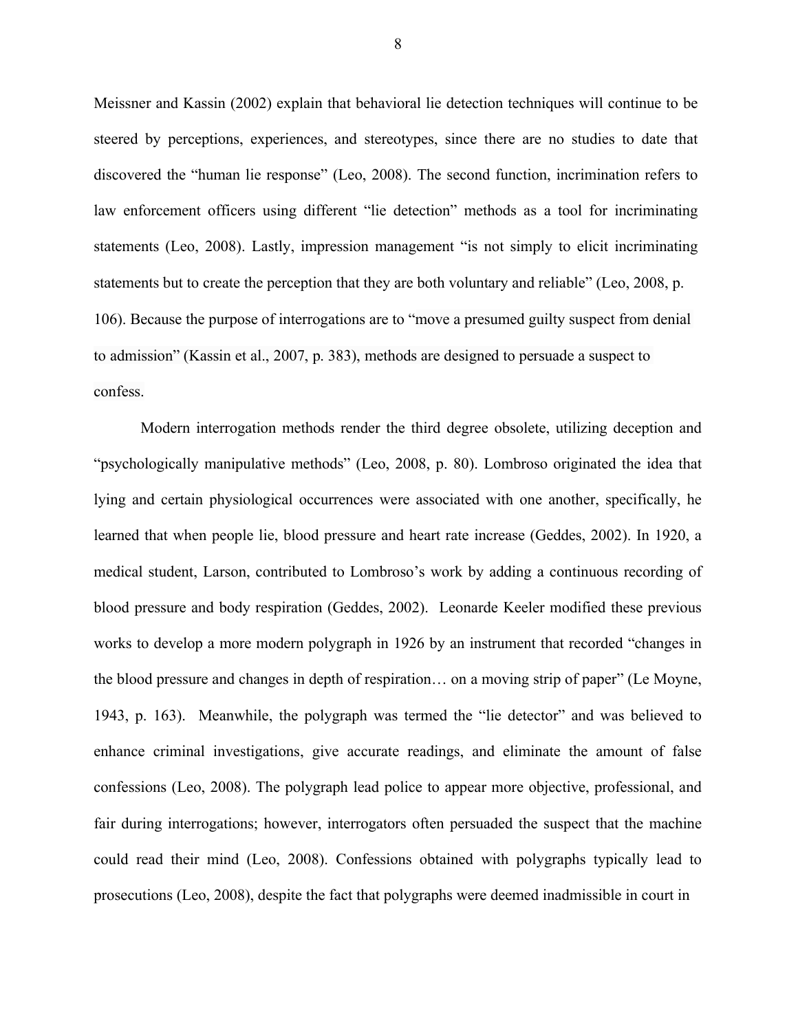Meissner and Kassin (2002) explain that behavioral lie detection techniques will continue to be steered by perceptions, experiences, and stereotypes, since there are no studies to date that discovered the "human lie response" (Leo, 2008). The second function, incrimination refers to law enforcement officers using different "lie detection" methods as a tool for incriminating statements (Leo, 2008). Lastly, impression management "is not simply to elicit incriminating statements but to create the perception that they are both voluntary and reliable" (Leo, 2008, p. 106). Because the purpose of interrogations are to "move a presumed guilty suspect from denial to admission" (Kassin et al., 2007, p. 383), methods are designed to persuade a suspect to confess.

Modern interrogation methods render the third degree obsolete, utilizing deception and "psychologically manipulative methods" (Leo, 2008, p. 80). Lombroso originated the idea that lying and certain physiological occurrences were associated with one another, specifically, he learned that when people lie, blood pressure and heart rate increase (Geddes, 2002). In 1920, a medical student, Larson, contributed to Lombroso's work by adding a continuous recording of blood pressure and body respiration (Geddes, 2002). Leonarde Keeler modified these previous works to develop a more modern polygraph in 1926 by an instrument that recorded "changes in the blood pressure and changes in depth of respiration… on a moving strip of paper" (Le Moyne, 1943, p. 163). Meanwhile, the polygraph was termed the "lie detector" and was believed to enhance criminal investigations, give accurate readings, and eliminate the amount of false confessions (Leo, 2008). The polygraph lead police to appear more objective, professional, and fair during interrogations; however, interrogators often persuaded the suspect that the machine could read their mind (Leo, 2008). Confessions obtained with polygraphs typically lead to prosecutions (Leo, 2008), despite the fact that polygraphs were deemed inadmissible in court in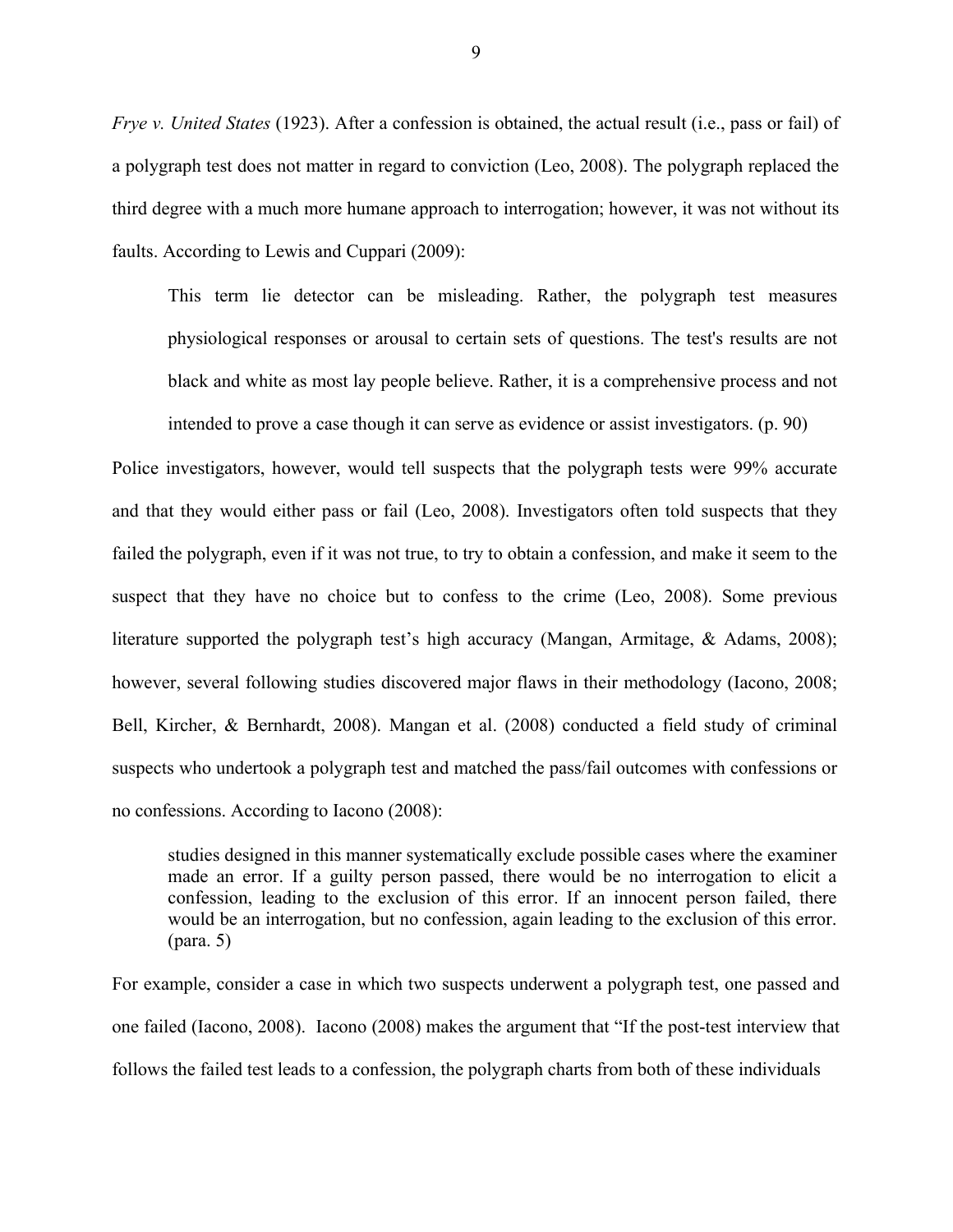*Frye v. United States* (1923). After a confession is obtained, the actual result (i.e., pass or fail) of a polygraph test does not matter in regard to conviction (Leo, 2008). The polygraph replaced the third degree with a much more humane approach to interrogation; however, it was not without its faults. According to Lewis and Cuppari (2009):

> This term lie detector can be misleading. Rather, the polygraph test measures physiological responses or arousal to certain sets of questions. The test's results are not black and white as most lay people believe. Rather, it is a comprehensive process and not intended to prove a case though it can serve as evidence or assist investigators. (p. 90)

Police investigators, however, would tell suspects that the polygraph tests were 99% accurate and that they would either pass or fail (Leo, 2008). Investigators often told suspects that they failed the polygraph, even if it was not true, to try to obtain a confession, and make it seem to the suspect that they have no choice but to confess to the crime (Leo, 2008). Some previous literature supported the polygraph test's high accuracy (Mangan, Armitage, & Adams, 2008); however, several following studies discovered major flaws in their methodology (Iacono, 2008; Bell, Kircher, & Bernhardt, 2008). Mangan et al. (2008) conducted a field study of criminal suspects who undertook a polygraph test and matched the pass/fail outcomes with confessions or no confessions. According to Iacono (2008):

> studies designed in this manner systematically exclude possible cases where the examiner made an error. If a guilty person passed, there would be no interrogation to elicit a confession, leading to the exclusion of this error. If an innocent person failed, there would be an interrogation, but no confession, again leading to the exclusion of this error. (para. 5)

For example, consider a case in which two suspects underwent a polygraph test, one passed and one failed (Iacono, 2008). Iacono (2008) makes the argument that "If the post-test interview that follows the failed test leads to a confession, the polygraph charts from both of these individuals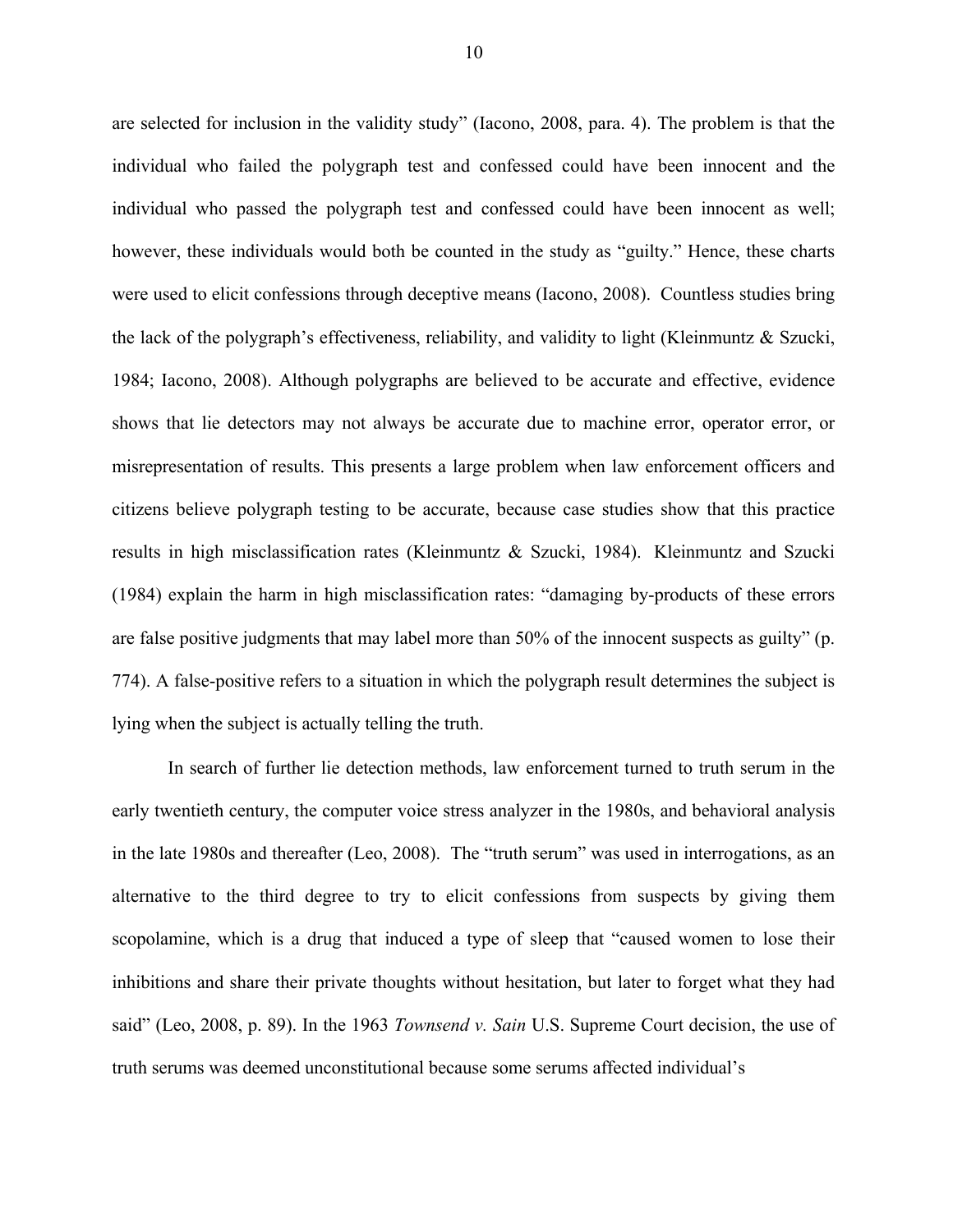are selected for inclusion in the validity study" (Iacono, 2008, para. 4). The problem is that the individual who failed the polygraph test and confessed could have been innocent and the individual who passed the polygraph test and confessed could have been innocent as well; however, these individuals would both be counted in the study as "guilty." Hence, these charts were used to elicit confessions through deceptive means (Iacono, 2008). Countless studies bring the lack of the polygraph's effectiveness, reliability, and validity to light (Kleinmuntz & Szucki, 1984; Iacono, 2008). Although polygraphs are believed to be accurate and effective, evidence shows that lie detectors may not always be accurate due to machine error, operator error, or misrepresentation of results. This presents a large problem when law enforcement officers and citizens believe polygraph testing to be accurate, because case studies show that this practice results in high misclassification rates (Kleinmuntz & Szucki, 1984). Kleinmuntz and Szucki (1984) explain the harm in high misclassification rates: "damaging by-products of these errors are false positive judgments that may label more than 50% of the innocent suspects as guilty" (p. 774). A false-positive refers to a situation in which the polygraph result determines the subject is lying when the subject is actually telling the truth.

In search of further lie detection methods, law enforcement turned to truth serum in the early twentieth century, the computer voice stress analyzer in the 1980s, and behavioral analysis in the late 1980s and thereafter (Leo, 2008). The "truth serum" was used in interrogations, as an alternative to the third degree to try to elicit confessions from suspects by giving them scopolamine, which is a drug that induced a type of sleep that "caused women to lose their inhibitions and share their private thoughts without hesitation, but later to forget what they had said" (Leo, 2008, p. 89). In the 1963 *Townsend v. Sain* U.S. Supreme Court decision, the use of truth serums was deemed unconstitutional because some serums affected individual's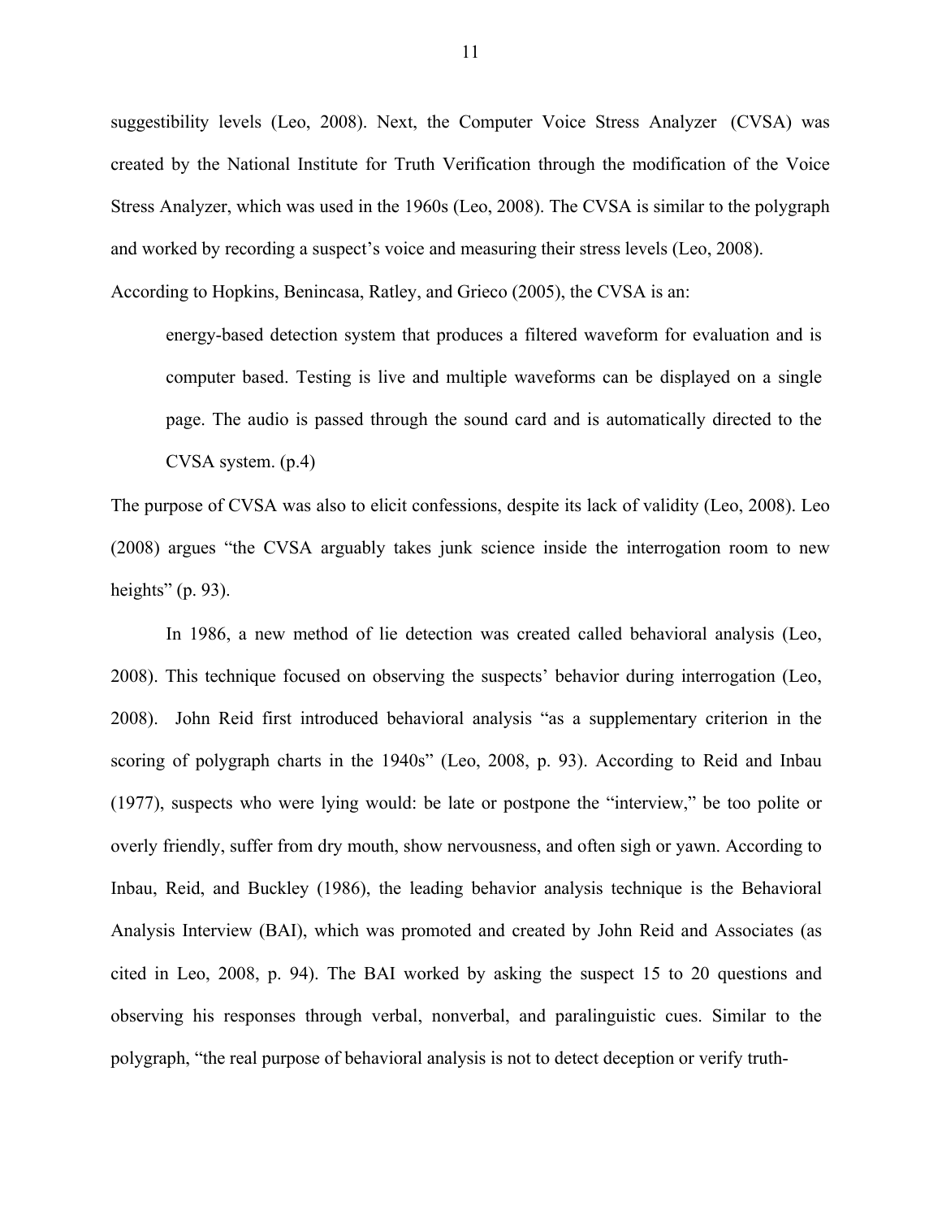suggestibility levels (Leo, 2008). Next, the Computer Voice Stress Analyzer (CVSA) was created by the National Institute for Truth Verification through the modification of the Voice Stress Analyzer, which was used in the 1960s (Leo, 2008). The CVSA is similar to the polygraph and worked by recording a suspect's voice and measuring their stress levels (Leo, 2008). According to Hopkins, Benincasa, Ratley, and Grieco (2005), the CVSA is an:

> energy-based detection system that produces a filtered waveform for evaluation and is computer based. Testing is live and multiple waveforms can be displayed on a single page. The audio is passed through the sound card and is automatically directed to the CVSA system. (p.4)

The purpose of CVSA was also to elicit confessions, despite its lack of validity (Leo, 2008). Leo (2008) argues "the CVSA arguably takes junk science inside the interrogation room to new heights" (p. 93).

In 1986, a new method of lie detection was created called behavioral analysis (Leo, 2008). This technique focused on observing the suspects' behavior during interrogation (Leo, 2008). John Reid first introduced behavioral analysis "as a supplementary criterion in the scoring of polygraph charts in the 1940s" (Leo, 2008, p. 93). According to Reid and Inbau (1977), suspects who were lying would: be late or postpone the "interview," be too polite or overly friendly, suffer from dry mouth, show nervousness, and often sigh or yawn. According to Inbau, Reid, and Buckley (1986), the leading behavior analysis technique is the Behavioral Analysis Interview (BAI), which was promoted and created by John Reid and Associates (as cited in Leo, 2008, p. 94). The BAI worked by asking the suspect 15 to 20 questions and observing his responses through verbal, nonverbal, and paralinguistic cues. Similar to the polygraph, "the real purpose of behavioral analysis is not to detect deception or verify truth-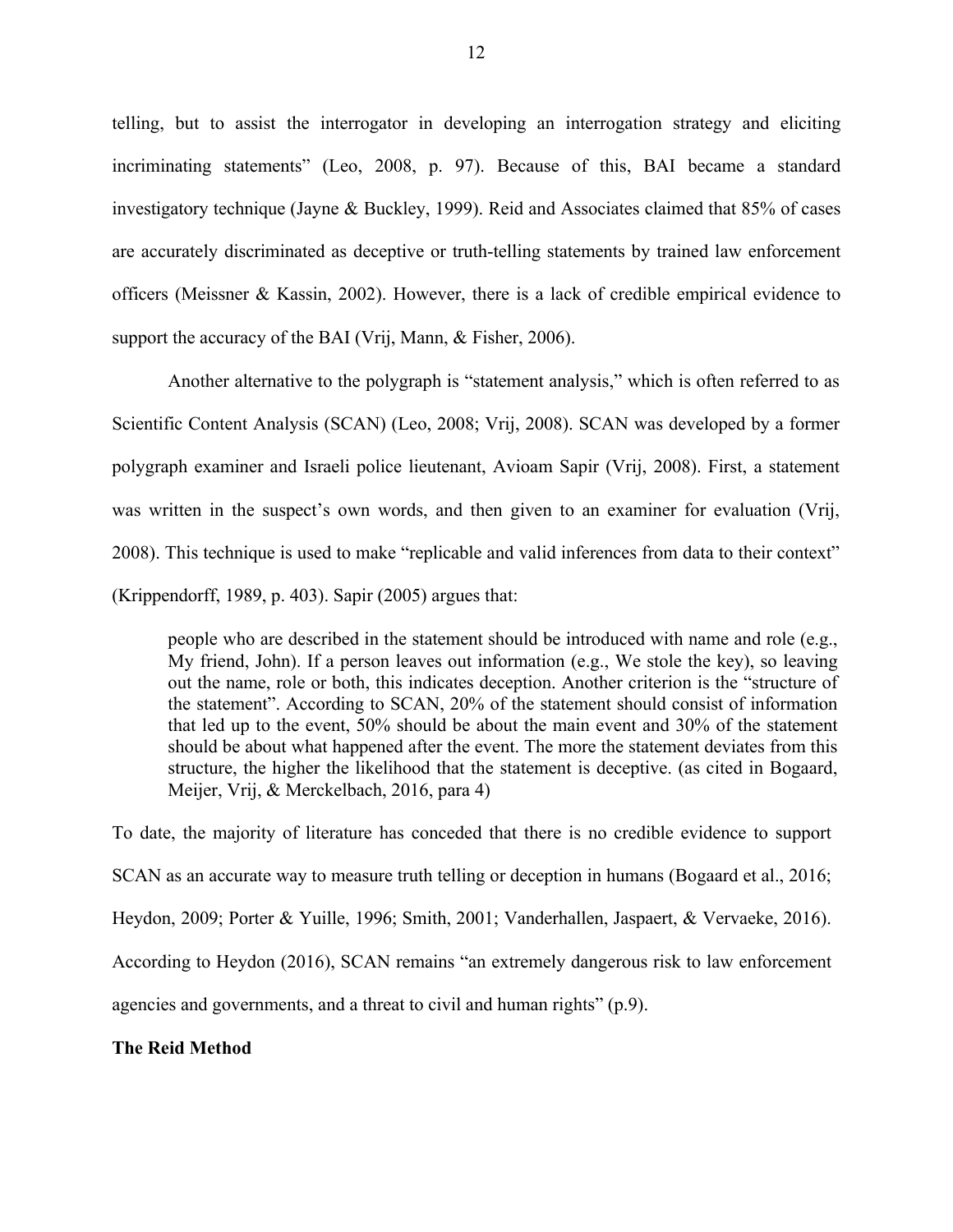telling, but to assist the interrogator in developing an interrogation strategy and eliciting incriminating statements" (Leo, 2008, p. 97). Because of this, BAI became a standard investigatory technique (Jayne & Buckley, 1999). Reid and Associates claimed that 85% of cases are accurately discriminated as deceptive or truth-telling statements by trained law enforcement officers (Meissner & Kassin, 2002). However, there is a lack of credible empirical evidence to support the accuracy of the BAI (Vrij, Mann, & Fisher, 2006).

Another alternative to the polygraph is "statement analysis," which is often referred to as Scientific Content Analysis (SCAN) (Leo, 2008; Vrij, 2008). SCAN was developed by a former polygraph examiner and Israeli police lieutenant, Avioam Sapir (Vrij, 2008). First, a statement was written in the suspect's own words, and then given to an examiner for evaluation (Vrij, 2008). This technique is used to make "replicable and valid inferences from data to their context" (Krippendorff, 1989, p. 403). Sapir (2005) argues that:

> people who are described in the statement should be introduced with name and role (e.g., My friend, John). If a person leaves out information (e.g., We stole the key), so leaving out the name, role or both, this indicates deception. Another criterion is the "structure of the statement". According to SCAN, 20% of the statement should consist of information that led up to the event, 50% should be about the main event and 30% of the statement should be about what happened after the event. The more the statement deviates from this structure, the higher the likelihood that the statement is deceptive. (as cited in Bogaard, Meijer, Vrij, & Merckelbach, 2016, para 4)

To date, the majority of literature has conceded that there is no credible evidence to support SCAN as an accurate way to measure truth telling or deception in humans (Bogaard et al., 2016; Heydon, 2009; Porter & Yuille, 1996; Smith, 2001; Vanderhallen, Jaspaert, & Vervaeke, 2016). According to Heydon (2016), SCAN remains "an extremely dangerous risk to law enforcement agencies and governments, and a threat to civil and human rights" (p.9).

**The Reid Method**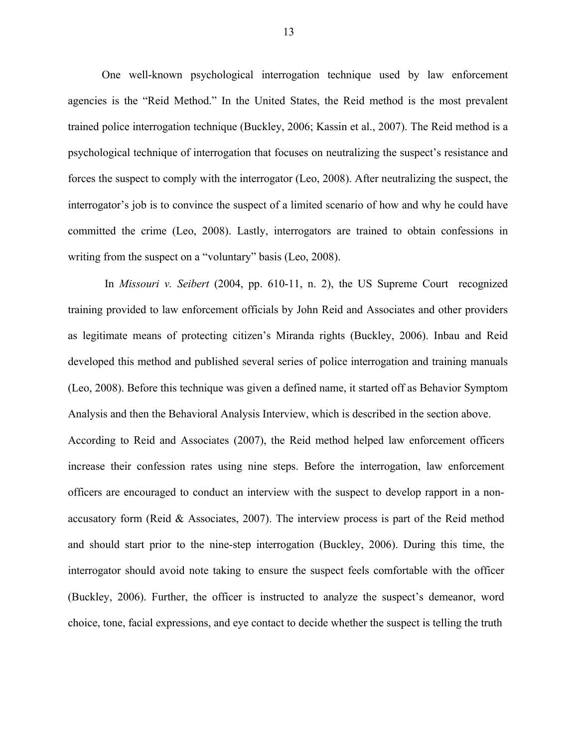One well-known psychological interrogation technique used by law enforcement agencies is the "Reid Method." In the United States, the Reid method is the most prevalent trained police interrogation technique (Buckley, 2006; Kassin et al., 2007). The Reid method is a psychological technique of interrogation that focuses on neutralizing the suspect's resistance and forces the suspect to comply with the interrogator (Leo, 2008). After neutralizing the suspect, the interrogator's job is to convince the suspect of a limited scenario of how and why he could have committed the crime (Leo, 2008). Lastly, interrogators are trained to obtain confessions in writing from the suspect on a "voluntary" basis (Leo, 2008).

In *Missouri v. Seibert* (2004, pp. 610-11, n. 2), the US Supreme Court recognized training provided to law enforcement officials by John Reid and Associates and other providers as legitimate means of protecting citizen's Miranda rights (Buckley, 2006). Inbau and Reid developed this method and published several series of police interrogation and training manuals (Leo, 2008). Before this technique was given a defined name, it started off as Behavior Symptom Analysis and then the Behavioral Analysis Interview, which is described in the section above. According to Reid and Associates (2007), the Reid method helped law enforcement officers increase their confession rates using nine steps. Before the interrogation, law enforcement officers are encouraged to conduct an interview with the suspect to develop rapport in a non-accusatory form (Reid & Associates, 2007). The interview process is part of the Reid method and should start prior to the nine-step interrogation (Buckley, 2006). During this time, the interrogator should avoid note taking to ensure the suspect feels comfortable with the officer (Buckley, 2006). Further, the officer is instructed to analyze the suspect's demeanor, word choice, tone, facial expressions, and eye contact to decide whether the suspect is telling the truth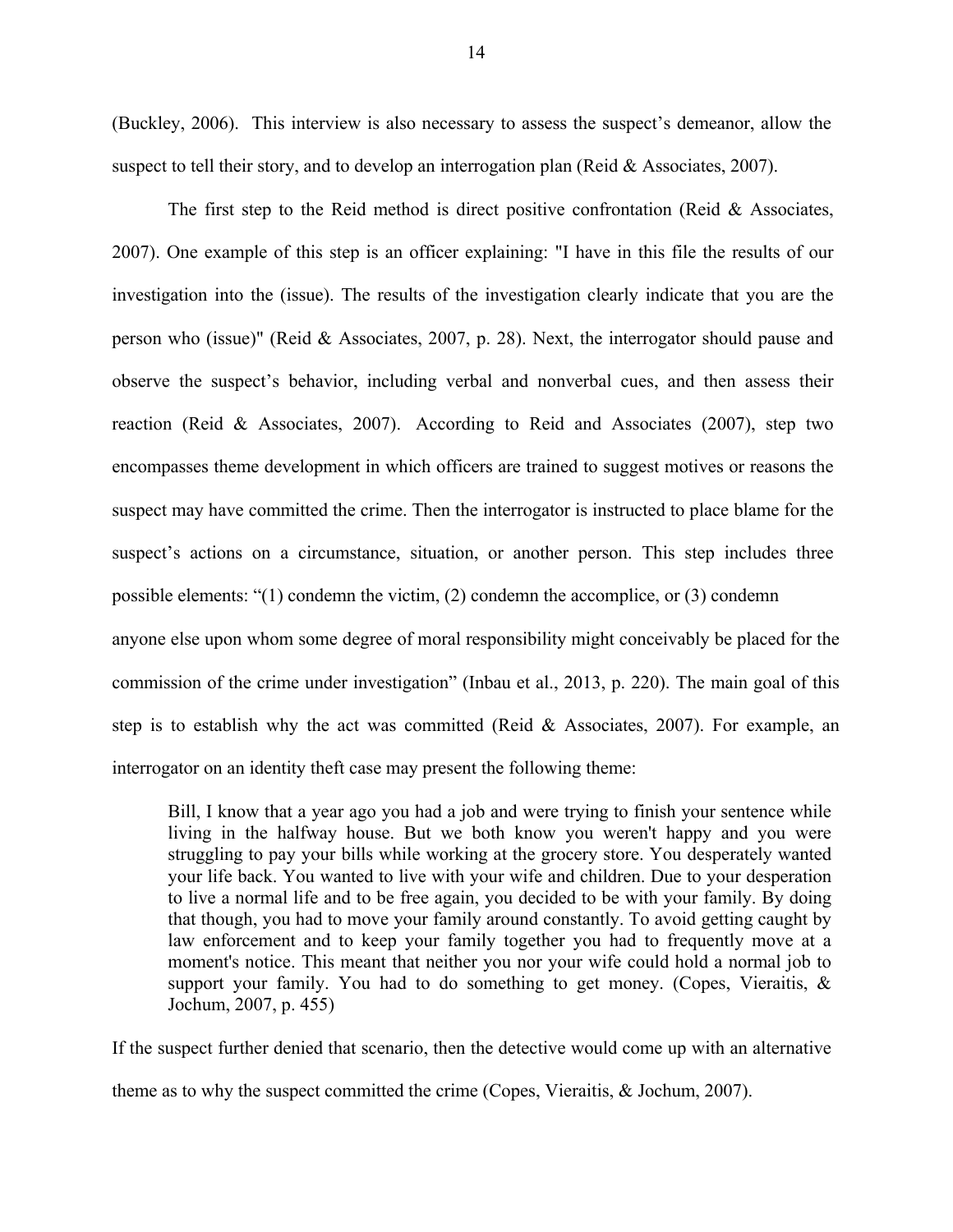(Buckley, 2006). This interview is also necessary to assess the suspect's demeanor, allow the suspect to tell their story, and to develop an interrogation plan (Reid & Associates, 2007).

The first step to the Reid method is direct positive confrontation (Reid & Associates, 2007). One example of this step is an officer explaining: "I have in this file the results of our investigation into the (issue). The results of the investigation clearly indicate that you are the person who (issue)" (Reid & Associates, 2007, p. 28). Next, the interrogator should pause and observe the suspect's behavior, including verbal and nonverbal cues, and then assess their reaction (Reid & Associates, 2007). According to Reid and Associates (2007), step two encompasses theme development in which officers are trained to suggest motives or reasons the suspect may have committed the crime. Then the interrogator is instructed to place blame for the suspect's actions on a circumstance, situation, or another person. This step includes three possible elements: "(1) condemn the victim, (2) condemn the accomplice, or (3) condemn anyone else upon whom some degree of moral responsibility might conceivably be placed for the commission of the crime under investigation" (Inbau et al., 2013, p. 220). The main goal of this step is to establish why the act was committed (Reid & Associates, 2007). For example, an interrogator on an identity theft case may present the following theme:

> Bill, I know that a year ago you had a job and were trying to finish your sentence while living in the halfway house. But we both know you weren't happy and you were struggling to pay your bills while working at the grocery store. You desperately wanted your life back. You wanted to live with your wife and children. Due to your desperation to live a normal life and to be free again, you decided to be with your family. By doing that though, you had to move your family around constantly. To avoid getting caught by law enforcement and to keep your family together you had to frequently move at a moment's notice. This meant that neither you nor your wife could hold a normal job to support your family. You had to do something to get money. (Copes, Vieraitis, & Jochum, 2007, p. 455)

If the suspect further denied that scenario, then the detective would come up with an alternative theme as to why the suspect committed the crime (Copes, Vieraitis, & Jochum, 2007).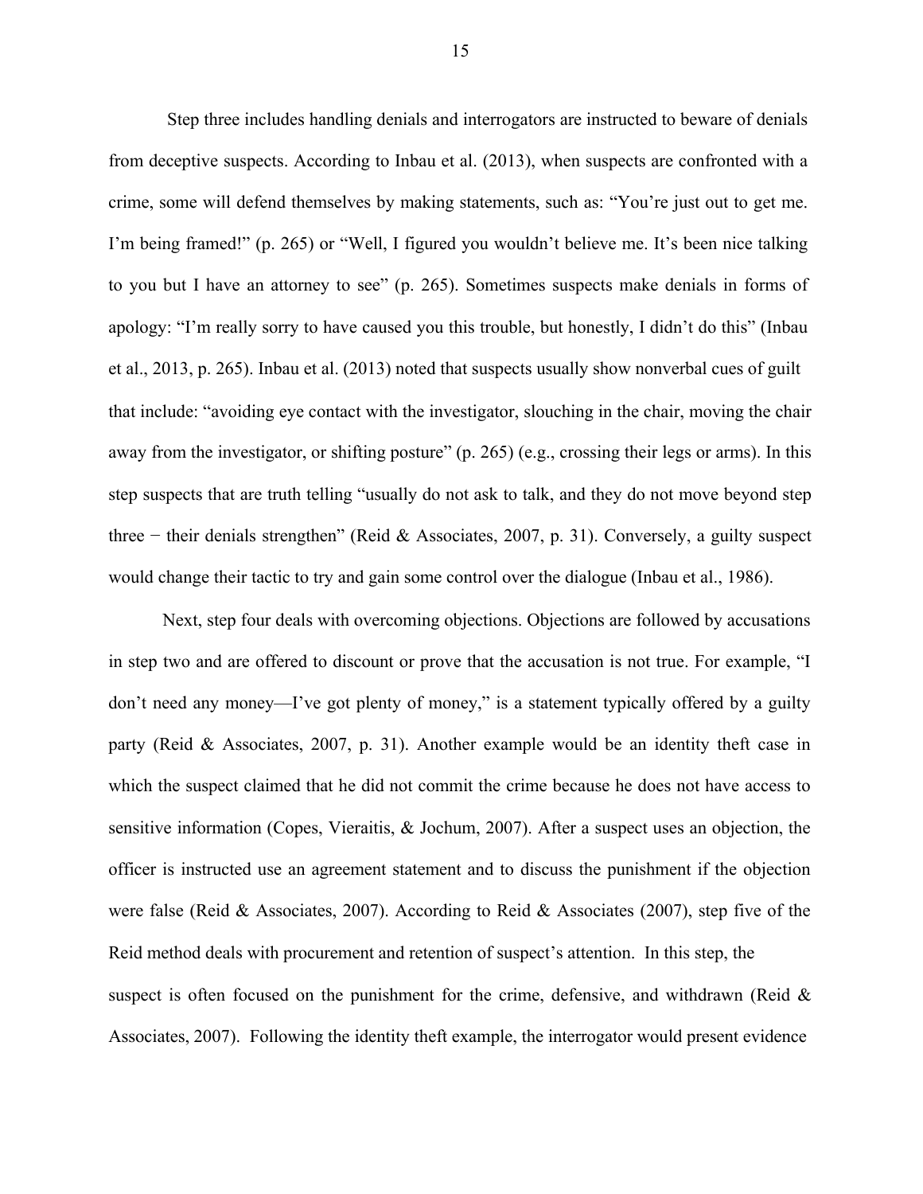Step three includes handling denials and interrogators are instructed to beware of denials from deceptive suspects. According to Inbau et al. (2013), when suspects are confronted with a crime, some will defend themselves by making statements, such as: "You're just out to get me. I'm being framed!" (p. 265) or "Well, I figured you wouldn't believe me. It's been nice talking to you but I have an attorney to see" (p. 265). Sometimes suspects make denials in forms of apology: "I'm really sorry to have caused you this trouble, but honestly, I didn't do this" (Inbau et al., 2013, p. 265). Inbau et al. (2013) noted that suspects usually show nonverbal cues of guilt that include: "avoiding eye contact with the investigator, slouching in the chair, moving the chair away from the investigator, or shifting posture" (p. 265) (e.g., crossing their legs or arms). In this step suspects that are truth telling "usually do not ask to talk, and they do not move beyond step three − their denials strengthen" (Reid & Associates, 2007, p. 31). Conversely, a guilty suspect would change their tactic to try and gain some control over the dialogue (Inbau et al., 1986).

Next, step four deals with overcoming objections. Objections are followed by accusations in step two and are offered to discount or prove that the accusation is not true. For example, "I don't need any money—I've got plenty of money," is a statement typically offered by a guilty party (Reid & Associates, 2007, p. 31). Another example would be an identity theft case in which the suspect claimed that he did not commit the crime because he does not have access to sensitive information (Copes, Vieraitis, & Jochum, 2007). After a suspect uses an objection, the officer is instructed use an agreement statement and to discuss the punishment if the objection were false (Reid & Associates, 2007). According to Reid & Associates (2007), step five of the Reid method deals with procurement and retention of suspect's attention. In this step, the suspect is often focused on the punishment for the crime, defensive, and withdrawn (Reid & Associates, 2007). Following the identity theft example, the interrogator would present evidence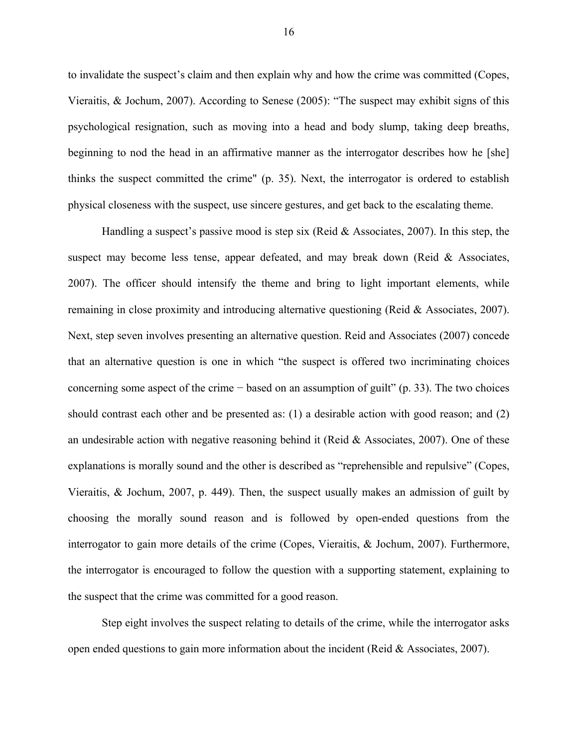to invalidate the suspect's claim and then explain why and how the crime was committed (Copes, Vieraitis, & Jochum, 2007). According to Senese (2005): "The suspect may exhibit signs of this psychological resignation, such as moving into a head and body slump, taking deep breaths, beginning to nod the head in an affirmative manner as the interrogator describes how he [she] thinks the suspect committed the crime" (p. 35). Next, the interrogator is ordered to establish physical closeness with the suspect, use sincere gestures, and get back to the escalating theme.

Handling a suspect's passive mood is step six (Reid & Associates, 2007). In this step, the suspect may become less tense, appear defeated, and may break down (Reid & Associates, 2007). The officer should intensify the theme and bring to light important elements, while remaining in close proximity and introducing alternative questioning (Reid & Associates, 2007). Next, step seven involves presenting an alternative question. Reid and Associates (2007) concede that an alternative question is one in which "the suspect is offered two incriminating choices concerning some aspect of the crime − based on an assumption of guilt" (p. 33). The two choices should contrast each other and be presented as: (1) a desirable action with good reason; and (2) an undesirable action with negative reasoning behind it (Reid & Associates, 2007). One of these explanations is morally sound and the other is described as "reprehensible and repulsive" (Copes, Vieraitis, & Jochum, 2007, p. 449). Then, the suspect usually makes an admission of guilt by choosing the morally sound reason and is followed by open-ended questions from the interrogator to gain more details of the crime (Copes, Vieraitis, & Jochum, 2007). Furthermore, the interrogator is encouraged to follow the question with a supporting statement, explaining to the suspect that the crime was committed for a good reason.

Step eight involves the suspect relating to details of the crime, while the interrogator asks open ended questions to gain more information about the incident (Reid & Associates, 2007).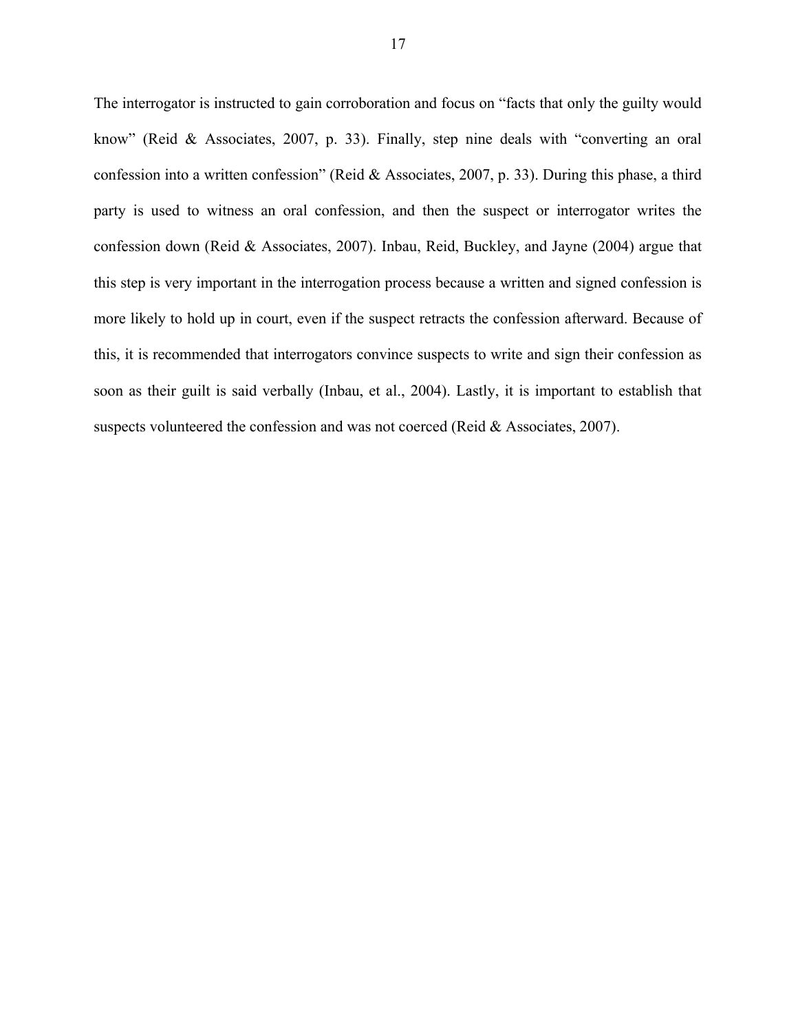The interrogator is instructed to gain corroboration and focus on “facts that only the guilty would know” (Reid & Associates, 2007, p. 33). Finally, step nine deals with “converting an oral confession into a written confession” (Reid & Associates, 2007, p. 33). During this phase, a third party is used to witness an oral confession, and then the suspect or interrogator writes the confession down (Reid & Associates, 2007). Inbau, Reid, Buckley, and Jayne (2004) argue that this step is very important in the interrogation process because a written and signed confession is more likely to hold up in court, even if the suspect retracts the confession afterward. Because of this, it is recommended that interrogators convince suspects to write and sign their confession as soon as their guilt is said verbally (Inbau, et al., 2004). Lastly, it is important to establish that suspects volunteered the confession and was not coerced (Reid & Associates, 2007).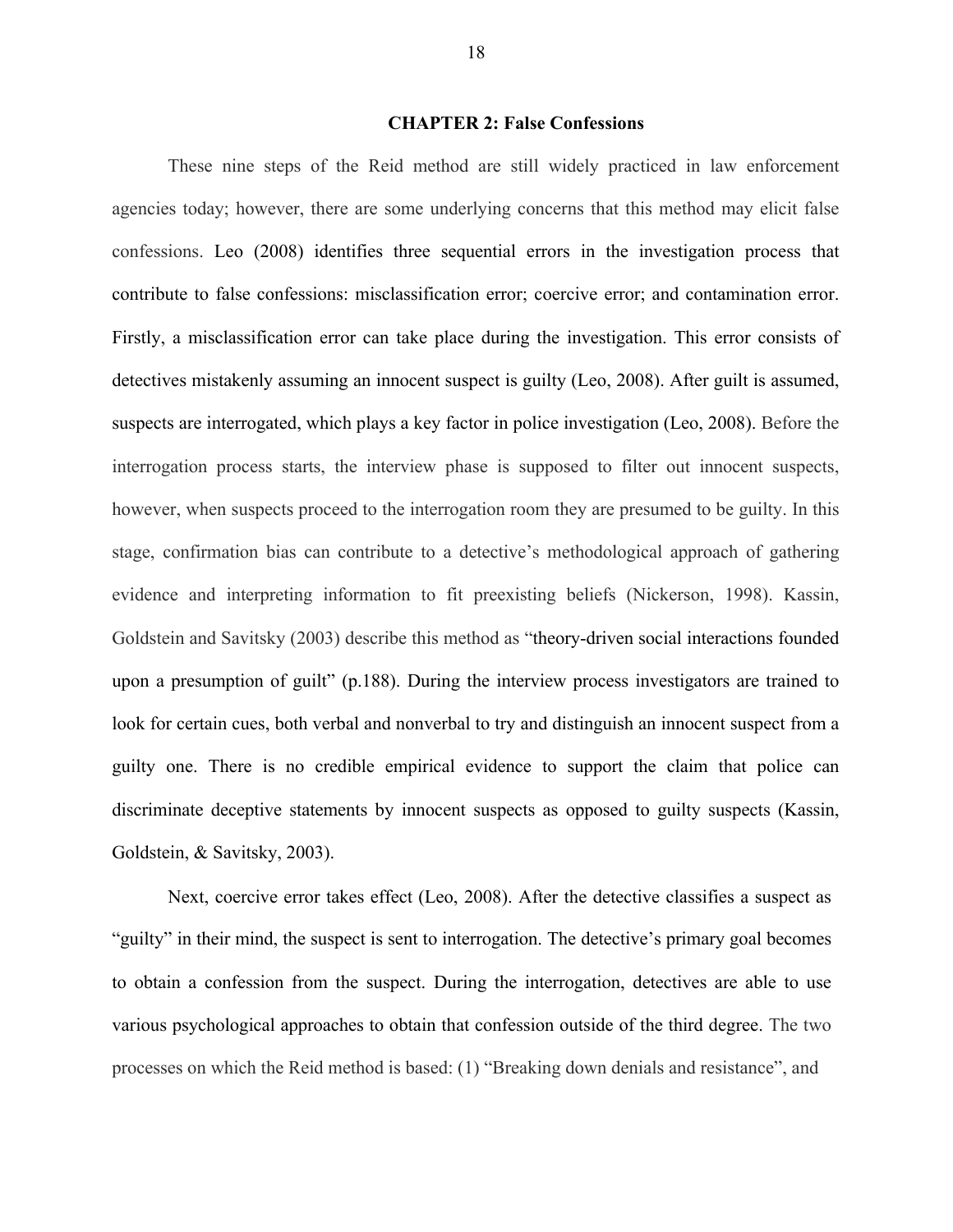## CHAPTER 2: False Confessions

These nine steps of the Reid method are still widely practiced in law enforcement agencies today; however, there are some underlying concerns that this method may elicit false confessions. Leo (2008) identifies three sequential errors in the investigation process that contribute to false confessions: misclassification error; coercive error; and contamination error. Firstly, a misclassification error can take place during the investigation. This error consists of detectives mistakenly assuming an innocent suspect is guilty (Leo, 2008). After guilt is assumed, suspects are interrogated, which plays a key factor in police investigation (Leo, 2008). Before the interrogation process starts, the interview phase is supposed to filter out innocent suspects, however, when suspects proceed to the interrogation room they are presumed to be guilty. In this stage, confirmation bias can contribute to a detective's methodological approach of gathering evidence and interpreting information to fit preexisting beliefs (Nickerson, 1998). Kassin, Goldstein and Savitsky (2003) describe this method as "theory-driven social interactions founded upon a presumption of guilt" (p.188). During the interview process investigators are trained to look for certain cues, both verbal and nonverbal to try and distinguish an innocent suspect from a guilty one. There is no credible empirical evidence to support the claim that police can discriminate deceptive statements by innocent suspects as opposed to guilty suspects (Kassin, Goldstein, & Savitsky, 2003).

Next, coercive error takes effect (Leo, 2008). After the detective classifies a suspect as "guilty" in their mind, the suspect is sent to interrogation. The detective's primary goal becomes to obtain a confession from the suspect. During the interrogation, detectives are able to use various psychological approaches to obtain that confession outside of the third degree. The two processes on which the Reid method is based: (1) "Breaking down denials and resistance", and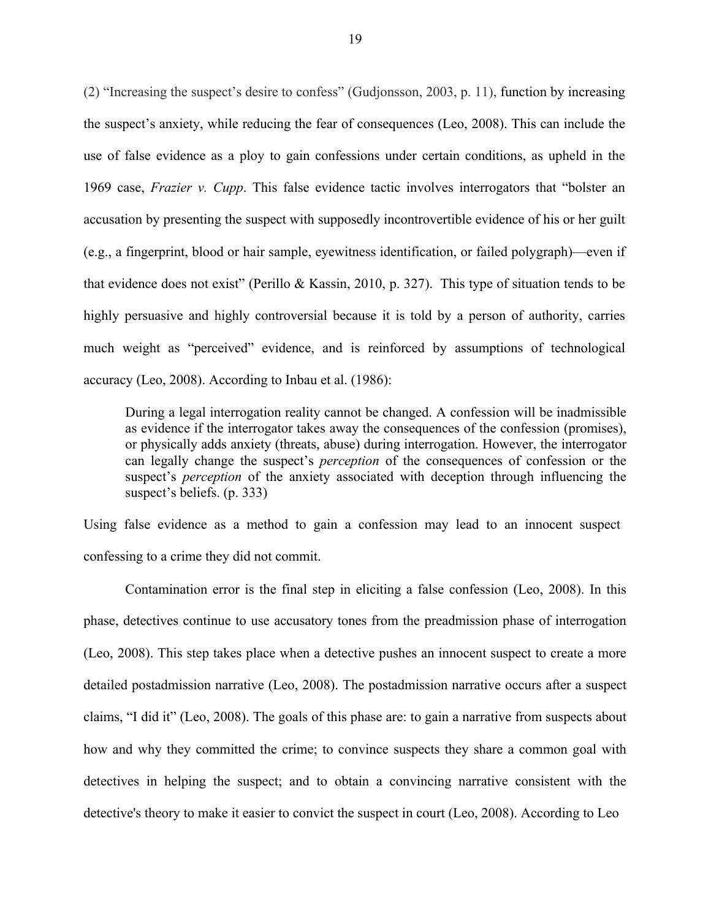(2) "Increasing the suspect's desire to confess" (Gudjonsson, 2003, p. 11), function by increasing the suspect's anxiety, while reducing the fear of consequences (Leo, 2008). This can include the use of false evidence as a ploy to gain confessions under certain conditions, as upheld in the 1969 case, *Frazier v. Cupp*. This false evidence tactic involves interrogators that "bolster an accusation by presenting the suspect with supposedly incontrovertible evidence of his or her guilt (e.g., a fingerprint, blood or hair sample, eyewitness identification, or failed polygraph)—even if that evidence does not exist" (Perillo & Kassin, 2010, p. 327). This type of situation tends to be highly persuasive and highly controversial because it is told by a person of authority, carries much weight as "perceived" evidence, and is reinforced by assumptions of technological accuracy (Leo, 2008). According to Inbau et al. (1986):

> During a legal interrogation reality cannot be changed. A confession will be inadmissible as evidence if the interrogator takes away the consequences of the confession (promises), or physically adds anxiety (threats, abuse) during interrogation. However, the interrogator can legally change the suspect's *perception* of the consequences of confession or the suspect's *perception* of the anxiety associated with deception through influencing the suspect's beliefs. (p. 333)

Using false evidence as a method to gain a confession may lead to an innocent suspect confessing to a crime they did not commit.

Contamination error is the final step in eliciting a false confession (Leo, 2008). In this phase, detectives continue to use accusatory tones from the preadmission phase of interrogation (Leo, 2008). This step takes place when a detective pushes an innocent suspect to create a more detailed postadmission narrative (Leo, 2008). The postadmission narrative occurs after a suspect claims, "I did it" (Leo, 2008). The goals of this phase are: to gain a narrative from suspects about how and why they committed the crime; to convince suspects they share a common goal with detectives in helping the suspect; and to obtain a convincing narrative consistent with the detective's theory to make it easier to convict the suspect in court (Leo, 2008). According to Leo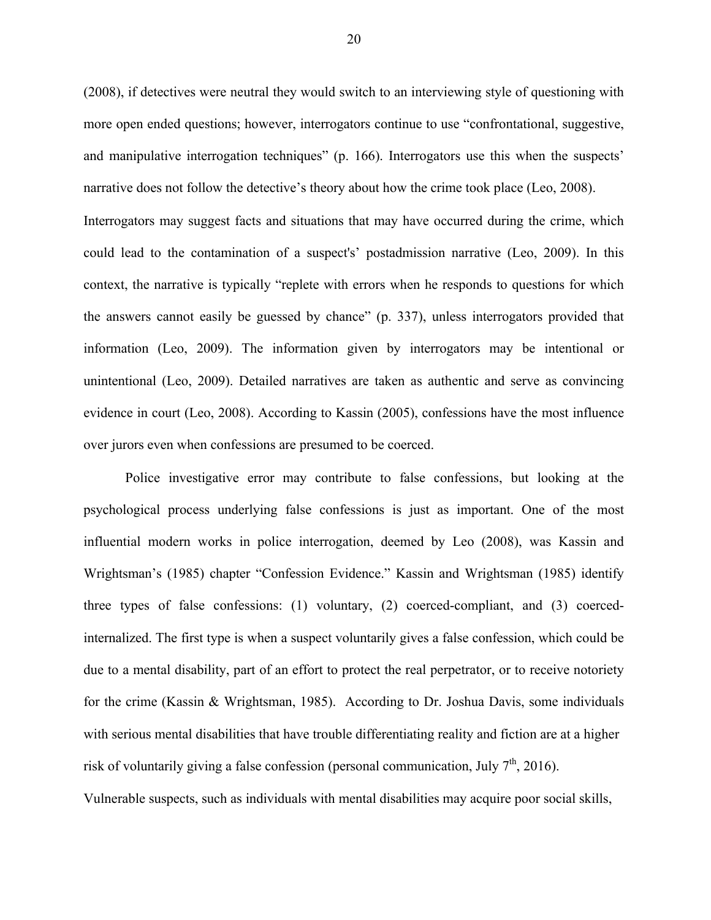(2008), if detectives were neutral they would switch to an interviewing style of questioning with more open ended questions; however, interrogators continue to use “confrontational, suggestive, and manipulative interrogation techniques” (p. 166). Interrogators use this when the suspects’ narrative does not follow the detective’s theory about how the crime took place (Leo, 2008). Interrogators may suggest facts and situations that may have occurred during the crime, which could lead to the contamination of a suspect's’ postadmission narrative (Leo, 2009). In this context, the narrative is typically “replete with errors when he responds to questions for which the answers cannot easily be guessed by chance” (p. 337), unless interrogators provided that information (Leo, 2009). The information given by interrogators may be intentional or unintentional (Leo, 2009). Detailed narratives are taken as authentic and serve as convincing evidence in court (Leo, 2008). According to Kassin (2005), confessions have the most influence over jurors even when confessions are presumed to be coerced.

Police investigative error may contribute to false confessions, but looking at the psychological process underlying false confessions is just as important. One of the most influential modern works in police interrogation, deemed by Leo (2008), was Kassin and Wrightsman’s (1985) chapter “Confession Evidence.” Kassin and Wrightsman (1985) identify three types of false confessions: (1) voluntary, (2) coerced-compliant, and (3) coerced-internalized. The first type is when a suspect voluntarily gives a false confession, which could be due to a mental disability, part of an effort to protect the real perpetrator, or to receive notoriety for the crime (Kassin & Wrightsman, 1985). According to Dr. Joshua Davis, some individuals with serious mental disabilities that have trouble differentiating reality and fiction are at a higher risk of voluntarily giving a false confession (personal communication, July 7th, 2016). Vulnerable suspects, such as individuals with mental disabilities may acquire poor social skills,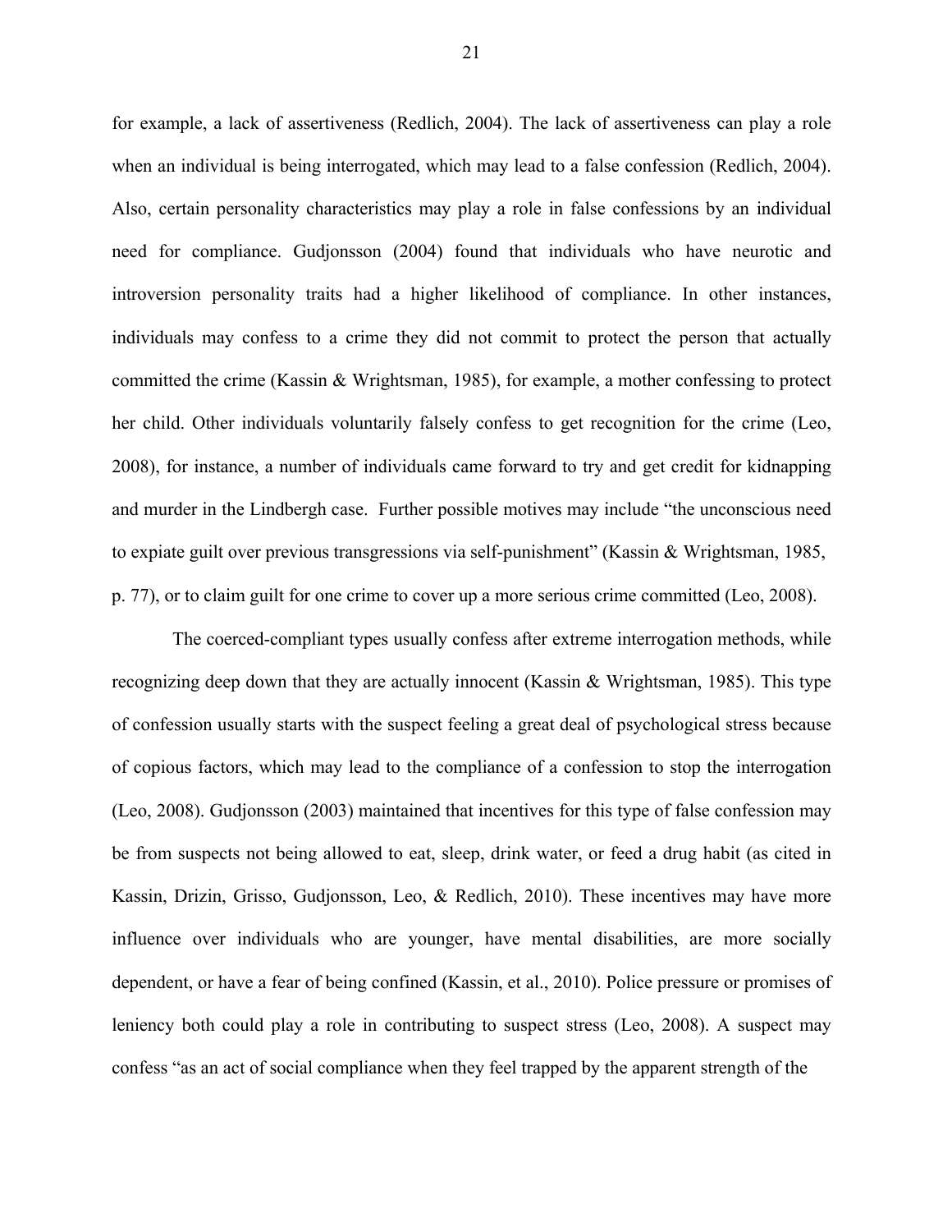for example, a lack of assertiveness (Redlich, 2004). The lack of assertiveness can play a role when an individual is being interrogated, which may lead to a false confession (Redlich, 2004). Also, certain personality characteristics may play a role in false confessions by an individual need for compliance. Gudjonsson (2004) found that individuals who have neurotic and introversion personality traits had a higher likelihood of compliance. In other instances, individuals may confess to a crime they did not commit to protect the person that actually committed the crime (Kassin & Wrightsman, 1985), for example, a mother confessing to protect her child. Other individuals voluntarily falsely confess to get recognition for the crime (Leo, 2008), for instance, a number of individuals came forward to try and get credit for kidnapping and murder in the Lindbergh case. Further possible motives may include "the unconscious need to expiate guilt over previous transgressions via self-punishment" (Kassin & Wrightsman, 1985, p. 77), or to claim guilt for one crime to cover up a more serious crime committed (Leo, 2008).

The coerced-compliant types usually confess after extreme interrogation methods, while recognizing deep down that they are actually innocent (Kassin & Wrightsman, 1985). This type of confession usually starts with the suspect feeling a great deal of psychological stress because of copious factors, which may lead to the compliance of a confession to stop the interrogation (Leo, 2008). Gudjonsson (2003) maintained that incentives for this type of false confession may be from suspects not being allowed to eat, sleep, drink water, or feed a drug habit (as cited in Kassin, Drizin, Grisso, Gudjonsson, Leo, & Redlich, 2010). These incentives may have more influence over individuals who are younger, have mental disabilities, are more socially dependent, or have a fear of being confined (Kassin, et al., 2010). Police pressure or promises of leniency both could play a role in contributing to suspect stress (Leo, 2008). A suspect may confess "as an act of social compliance when they feel trapped by the apparent strength of the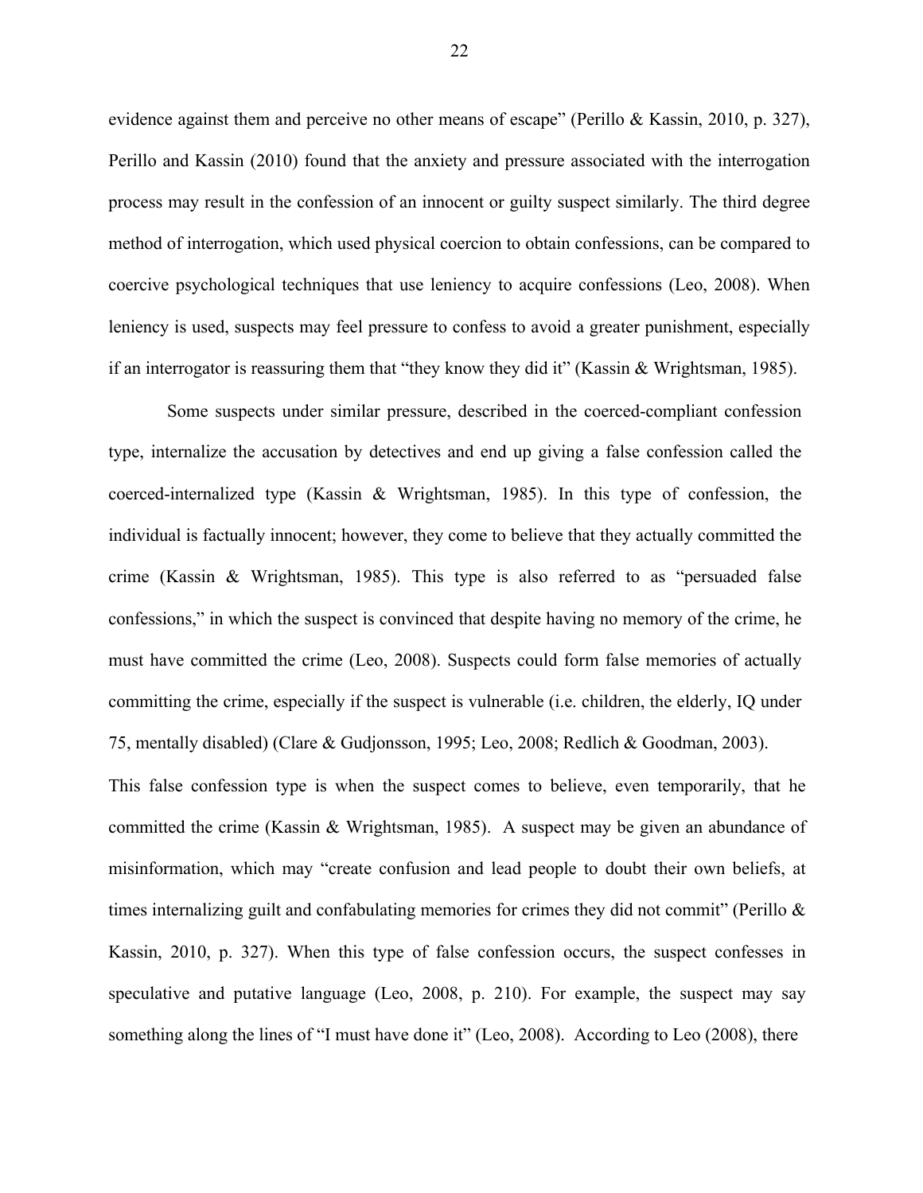evidence against them and perceive no other means of escape" (Perillo & Kassin, 2010, p. 327), Perillo and Kassin (2010) found that the anxiety and pressure associated with the interrogation process may result in the confession of an innocent or guilty suspect similarly. The third degree method of interrogation, which used physical coercion to obtain confessions, can be compared to coercive psychological techniques that use leniency to acquire confessions (Leo, 2008). When leniency is used, suspects may feel pressure to confess to avoid a greater punishment, especially if an interrogator is reassuring them that "they know they did it" (Kassin & Wrightsman, 1985).

Some suspects under similar pressure, described in the coerced-compliant confession type, internalize the accusation by detectives and end up giving a false confession called the coerced-internalized type (Kassin & Wrightsman, 1985). In this type of confession, the individual is factually innocent; however, they come to believe that they actually committed the crime (Kassin & Wrightsman, 1985). This type is also referred to as "persuaded false confessions," in which the suspect is convinced that despite having no memory of the crime, he must have committed the crime (Leo, 2008). Suspects could form false memories of actually committing the crime, especially if the suspect is vulnerable (i.e. children, the elderly, IQ under 75, mentally disabled) (Clare & Gudjonsson, 1995; Leo, 2008; Redlich & Goodman, 2003). This false confession type is when the suspect comes to believe, even temporarily, that he committed the crime (Kassin & Wrightsman, 1985). A suspect may be given an abundance of misinformation, which may "create confusion and lead people to doubt their own beliefs, at times internalizing guilt and confabulating memories for crimes they did not commit" (Perillo & Kassin, 2010, p. 327). When this type of false confession occurs, the suspect confesses in speculative and putative language (Leo, 2008, p. 210). For example, the suspect may say something along the lines of "I must have done it" (Leo, 2008). According to Leo (2008), there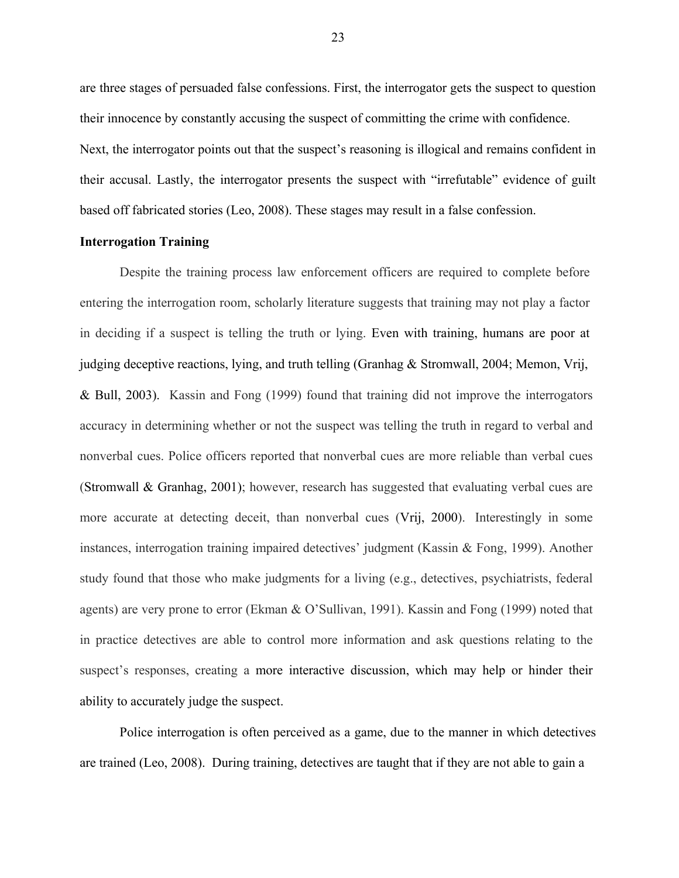are three stages of persuaded false confessions. First, the interrogator gets the suspect to question their innocence by constantly accusing the suspect of committing the crime with confidence. Next, the interrogator points out that the suspect's reasoning is illogical and remains confident in their accusal. Lastly, the interrogator presents the suspect with "irrefutable" evidence of guilt based off fabricated stories (Leo, 2008). These stages may result in a false confession.

**Interrogation Training**

Despite the training process law enforcement officers are required to complete before entering the interrogation room, scholarly literature suggests that training may not play a factor in deciding if a suspect is telling the truth or lying. Even with training, humans are poor at judging deceptive reactions, lying, and truth telling (Granhag & Stromwall, 2004; Memon, Vrij, & Bull, 2003). Kassin and Fong (1999) found that training did not improve the interrogators accuracy in determining whether or not the suspect was telling the truth in regard to verbal and nonverbal cues. Police officers reported that nonverbal cues are more reliable than verbal cues (Stromwall & Granhag, 2001); however, research has suggested that evaluating verbal cues are more accurate at detecting deceit, than nonverbal cues (Vrij, 2000). Interestingly in some instances, interrogation training impaired detectives' judgment (Kassin & Fong, 1999). Another study found that those who make judgments for a living (e.g., detectives, psychiatrists, federal agents) are very prone to error (Ekman & O'Sullivan, 1991). Kassin and Fong (1999) noted that in practice detectives are able to control more information and ask questions relating to the suspect's responses, creating a more interactive discussion, which may help or hinder their ability to accurately judge the suspect.

Police interrogation is often perceived as a game, due to the manner in which detectives are trained (Leo, 2008). During training, detectives are taught that if they are not able to gain a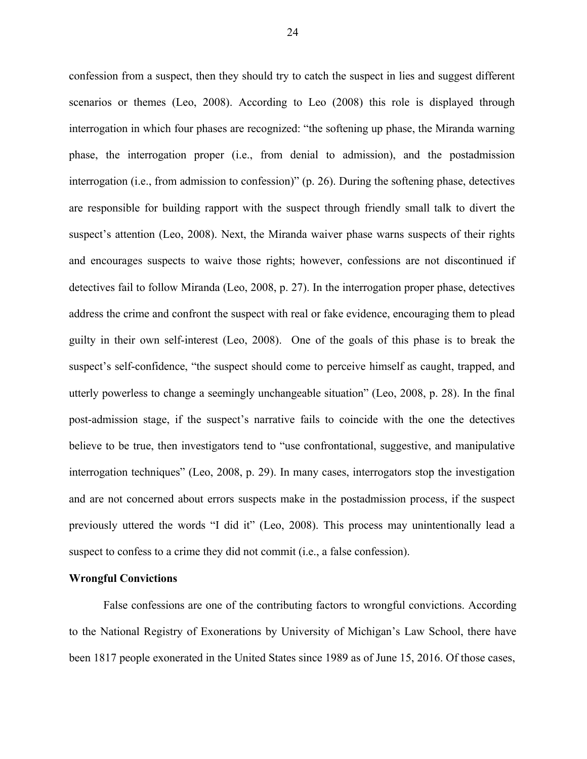confession from a suspect, then they should try to catch the suspect in lies and suggest different scenarios or themes (Leo, 2008). According to Leo (2008) this role is displayed through interrogation in which four phases are recognized: "the softening up phase, the Miranda warning phase, the interrogation proper (i.e., from denial to admission), and the postadmission interrogation (i.e., from admission to confession)" (p. 26). During the softening phase, detectives are responsible for building rapport with the suspect through friendly small talk to divert the suspect's attention (Leo, 2008). Next, the Miranda waiver phase warns suspects of their rights and encourages suspects to waive those rights; however, confessions are not discontinued if detectives fail to follow Miranda (Leo, 2008, p. 27). In the interrogation proper phase, detectives address the crime and confront the suspect with real or fake evidence, encouraging them to plead guilty in their own self-interest (Leo, 2008). One of the goals of this phase is to break the suspect's self-confidence, "the suspect should come to perceive himself as caught, trapped, and utterly powerless to change a seemingly unchangeable situation" (Leo, 2008, p. 28). In the final post-admission stage, if the suspect's narrative fails to coincide with the one the detectives believe to be true, then investigators tend to "use confrontational, suggestive, and manipulative interrogation techniques" (Leo, 2008, p. 29). In many cases, interrogators stop the investigation and are not concerned about errors suspects make in the postadmission process, if the suspect previously uttered the words "I did it" (Leo, 2008). This process may unintentionally lead a suspect to confess to a crime they did not commit (i.e., a false confession).

**Wrongful Convictions**

False confessions are one of the contributing factors to wrongful convictions. According to the National Registry of Exonerations by University of Michigan's Law School, there have been 1817 people exonerated in the United States since 1989 as of June 15, 2016. Of those cases,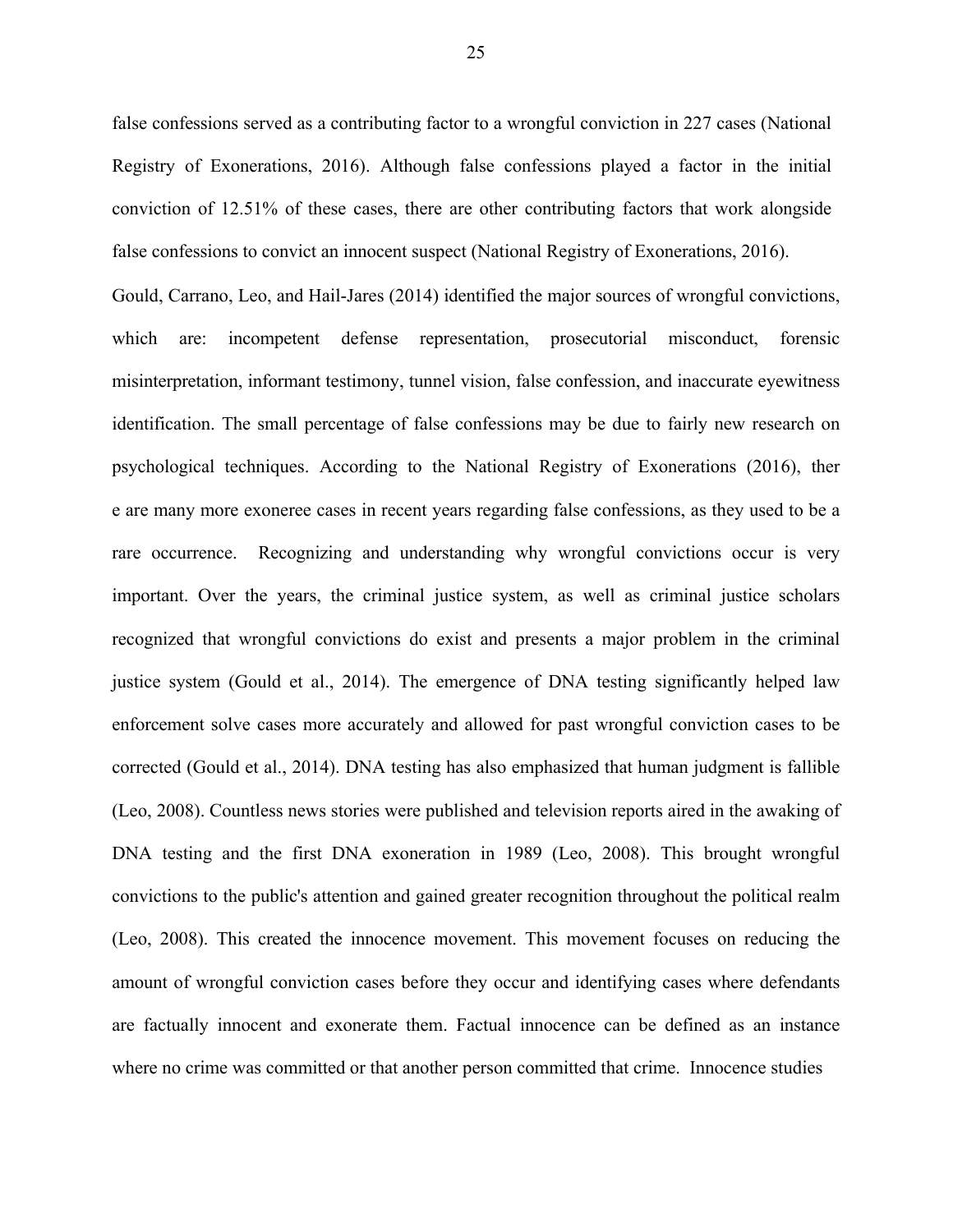false confessions served as a contributing factor to a wrongful conviction in 227 cases (National Registry of Exonerations, 2016). Although false confessions played a factor in the initial conviction of 12.51% of these cases, there are other contributing factors that work alongside false confessions to convict an innocent suspect (National Registry of Exonerations, 2016). Gould, Carrano, Leo, and Hail-Jares (2014) identified the major sources of wrongful convictions, which are: incompetent defense representation, prosecutorial misconduct, forensic misinterpretation, informant testimony, tunnel vision, false confession, and inaccurate eyewitness identification. The small percentage of false confessions may be due to fairly new research on psychological techniques. According to the National Registry of Exonerations (2016), ther e are many more exoneree cases in recent years regarding false confessions, as they used to be a rare occurrence. Recognizing and understanding why wrongful convictions occur is very important. Over the years, the criminal justice system, as well as criminal justice scholars recognized that wrongful convictions do exist and presents a major problem in the criminal justice system (Gould et al., 2014). The emergence of DNA testing significantly helped law enforcement solve cases more accurately and allowed for past wrongful conviction cases to be corrected (Gould et al., 2014). DNA testing has also emphasized that human judgment is fallible (Leo, 2008). Countless news stories were published and television reports aired in the awaking of DNA testing and the first DNA exoneration in 1989 (Leo, 2008). This brought wrongful convictions to the public's attention and gained greater recognition throughout the political realm (Leo, 2008). This created the innocence movement. This movement focuses on reducing the amount of wrongful conviction cases before they occur and identifying cases where defendants are factually innocent and exonerate them. Factual innocence can be defined as an instance where no crime was committed or that another person committed that crime. Innocence studies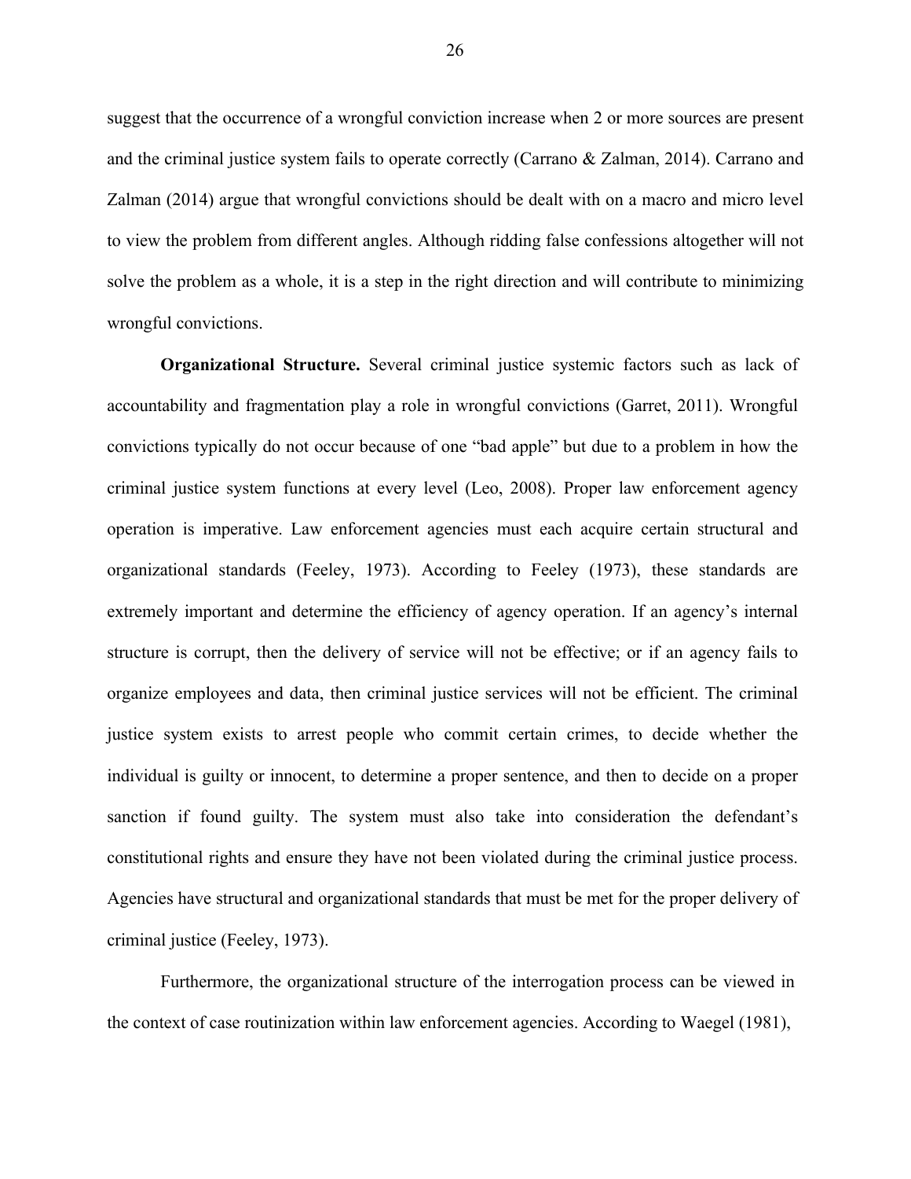suggest that the occurrence of a wrongful conviction increase when 2 or more sources are present and the criminal justice system fails to operate correctly (Carrano & Zalman, 2014). Carrano and Zalman (2014) argue that wrongful convictions should be dealt with on a macro and micro level to view the problem from different angles. Although ridding false confessions altogether will not solve the problem as a whole, it is a step in the right direction and will contribute to minimizing wrongful convictions.

**Organizational Structure.** Several criminal justice systemic factors such as lack of accountability and fragmentation play a role in wrongful convictions (Garret, 2011). Wrongful convictions typically do not occur because of one "bad apple" but due to a problem in how the criminal justice system functions at every level (Leo, 2008). Proper law enforcement agency operation is imperative. Law enforcement agencies must each acquire certain structural and organizational standards (Feeley, 1973). According to Feeley (1973), these standards are extremely important and determine the efficiency of agency operation. If an agency's internal structure is corrupt, then the delivery of service will not be effective; or if an agency fails to organize employees and data, then criminal justice services will not be efficient. The criminal justice system exists to arrest people who commit certain crimes, to decide whether the individual is guilty or innocent, to determine a proper sentence, and then to decide on a proper sanction if found guilty. The system must also take into consideration the defendant's constitutional rights and ensure they have not been violated during the criminal justice process. Agencies have structural and organizational standards that must be met for the proper delivery of criminal justice (Feeley, 1973).

Furthermore, the organizational structure of the interrogation process can be viewed in the context of case routinization within law enforcement agencies. According to Waegel (1981),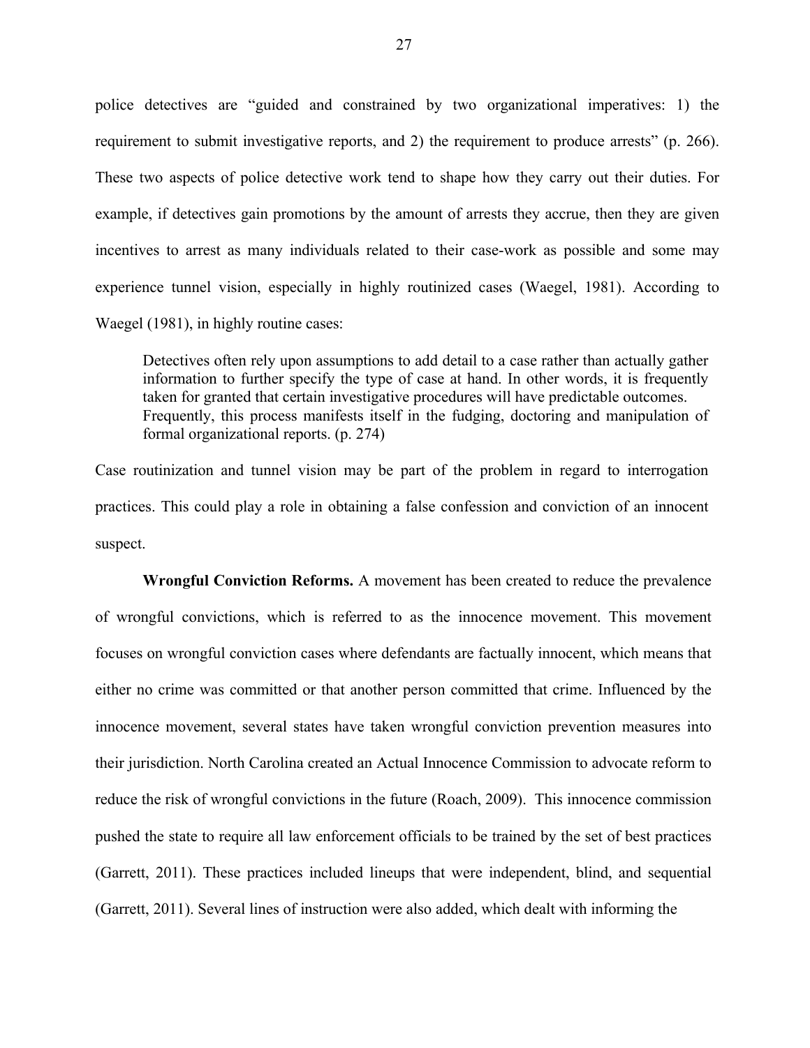police detectives are "guided and constrained by two organizational imperatives: 1) the requirement to submit investigative reports, and 2) the requirement to produce arrests" (p. 266). These two aspects of police detective work tend to shape how they carry out their duties. For example, if detectives gain promotions by the amount of arrests they accrue, then they are given incentives to arrest as many individuals related to their case-work as possible and some may experience tunnel vision, especially in highly routinized cases (Waegel, 1981). According to Waegel (1981), in highly routine cases:

> Detectives often rely upon assumptions to add detail to a case rather than actually gather information to further specify the type of case at hand. In other words, it is frequently taken for granted that certain investigative procedures will have predictable outcomes. Frequently, this process manifests itself in the fudging, doctoring and manipulation of formal organizational reports. (p. 274)

Case routinization and tunnel vision may be part of the problem in regard to interrogation practices. This could play a role in obtaining a false confession and conviction of an innocent suspect.

**Wrongful Conviction Reforms.** A movement has been created to reduce the prevalence of wrongful convictions, which is referred to as the innocence movement. This movement focuses on wrongful conviction cases where defendants are factually innocent, which means that either no crime was committed or that another person committed that crime. Influenced by the innocence movement, several states have taken wrongful conviction prevention measures into their jurisdiction. North Carolina created an Actual Innocence Commission to advocate reform to reduce the risk of wrongful convictions in the future (Roach, 2009). This innocence commission pushed the state to require all law enforcement officials to be trained by the set of best practices (Garrett, 2011). These practices included lineups that were independent, blind, and sequential (Garrett, 2011). Several lines of instruction were also added, which dealt with informing the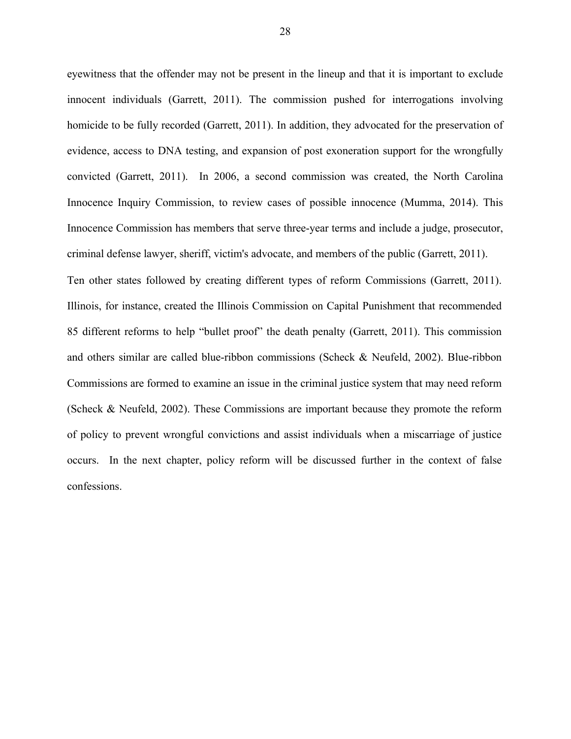eyewitness that the offender may not be present in the lineup and that it is important to exclude innocent individuals (Garrett, 2011). The commission pushed for interrogations involving homicide to be fully recorded (Garrett, 2011). In addition, they advocated for the preservation of evidence, access to DNA testing, and expansion of post exoneration support for the wrongfully convicted (Garrett, 2011). In 2006, a second commission was created, the North Carolina Innocence Inquiry Commission, to review cases of possible innocence (Mumma, 2014). This Innocence Commission has members that serve three-year terms and include a judge, prosecutor, criminal defense lawyer, sheriff, victim's advocate, and members of the public (Garrett, 2011).

Ten other states followed by creating different types of reform Commissions (Garrett, 2011). Illinois, for instance, created the Illinois Commission on Capital Punishment that recommended 85 different reforms to help "bullet proof" the death penalty (Garrett, 2011). This commission and others similar are called blue-ribbon commissions (Scheck & Neufeld, 2002). Blue-ribbon Commissions are formed to examine an issue in the criminal justice system that may need reform (Scheck & Neufeld, 2002). These Commissions are important because they promote the reform of policy to prevent wrongful convictions and assist individuals when a miscarriage of justice occurs. In the next chapter, policy reform will be discussed further in the context of false confessions.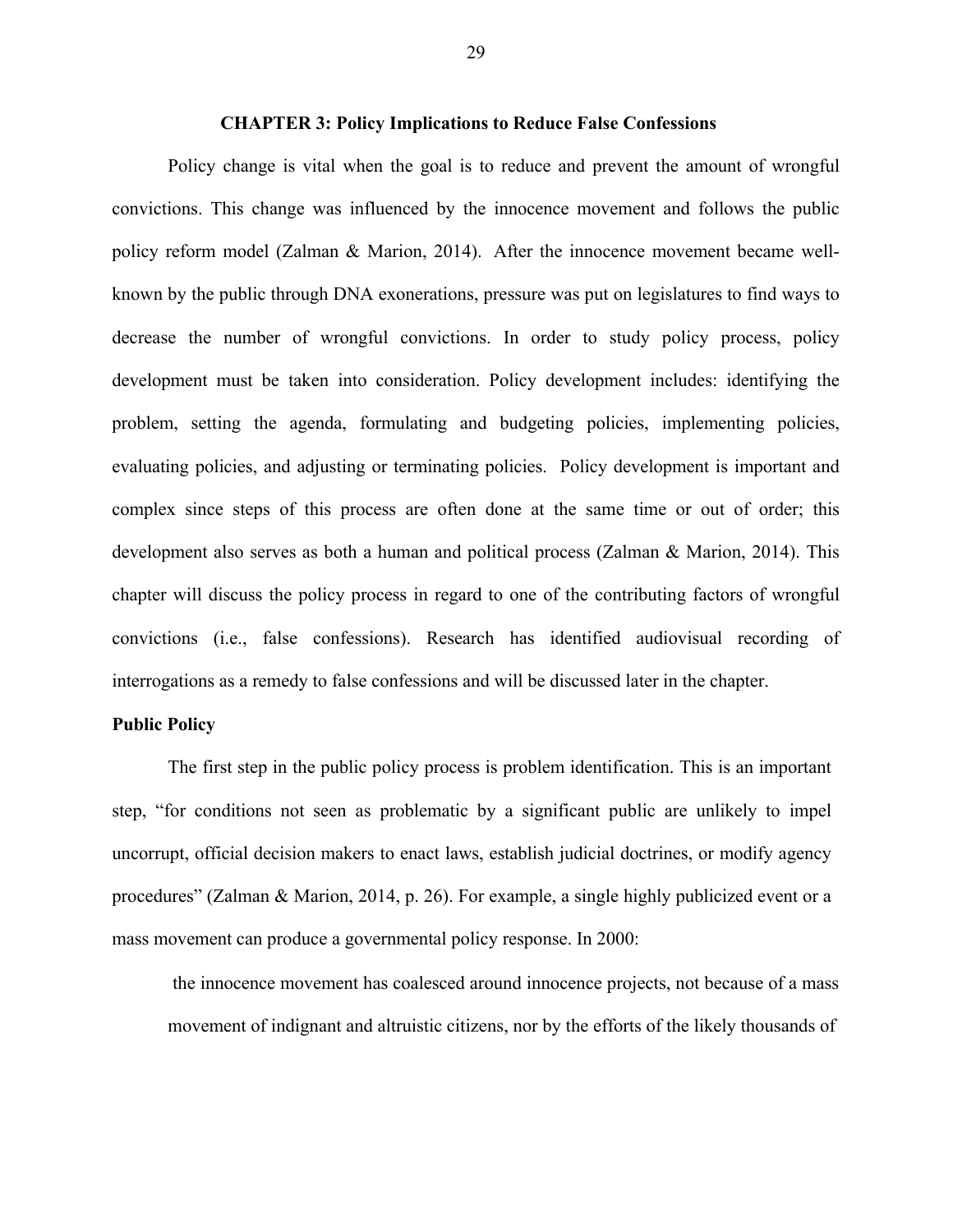## CHAPTER 3: Policy Implications to Reduce False Confessions

Policy change is vital when the goal is to reduce and prevent the amount of wrongful convictions. This change was influenced by the innocence movement and follows the public policy reform model (Zalman & Marion, 2014). After the innocence movement became well-known by the public through DNA exonerations, pressure was put on legislatures to find ways to decrease the number of wrongful convictions. In order to study policy process, policy development must be taken into consideration. Policy development includes: identifying the problem, setting the agenda, formulating and budgeting policies, implementing policies, evaluating policies, and adjusting or terminating policies. Policy development is important and complex since steps of this process are often done at the same time or out of order; this development also serves as both a human and political process (Zalman & Marion, 2014). This chapter will discuss the policy process in regard to one of the contributing factors of wrongful convictions (i.e., false confessions). Research has identified audiovisual recording of interrogations as a remedy to false confessions and will be discussed later in the chapter.

### Public Policy

The first step in the public policy process is problem identification. This is an important step, "for conditions not seen as problematic by a significant public are unlikely to impel uncorrupt, official decision makers to enact laws, establish judicial doctrines, or modify agency procedures" (Zalman & Marion, 2014, p. 26). For example, a single highly publicized event or a mass movement can produce a governmental policy response. In 2000:

> the innocence movement has coalesced around innocence projects, not because of a mass movement of indignant and altruistic citizens, nor by the efforts of the likely thousands of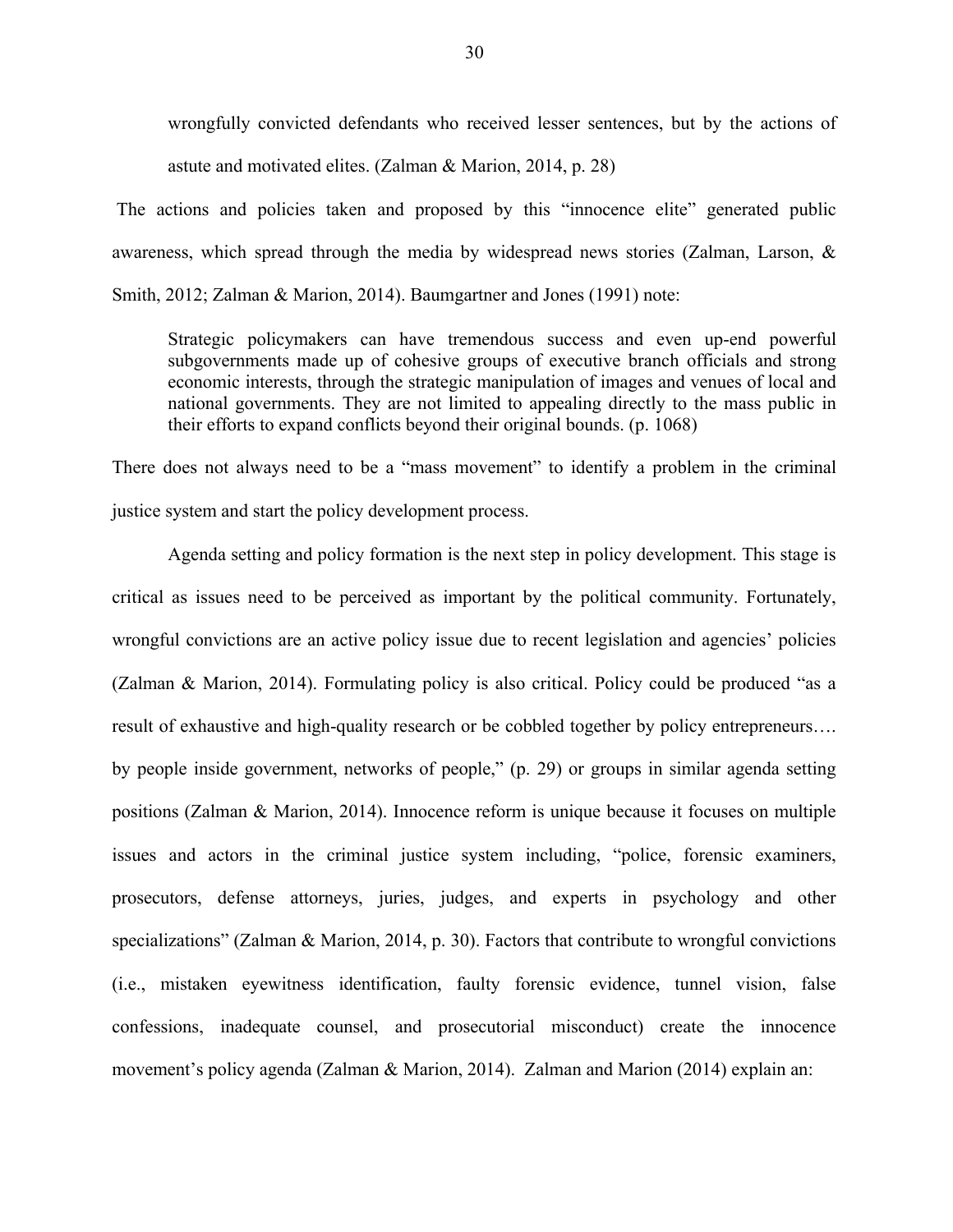> wrongfully convicted defendants who received lesser sentences, but by the actions of astute and motivated elites. (Zalman & Marion, 2014, p. 28)

The actions and policies taken and proposed by this "innocence elite" generated public awareness, which spread through the media by widespread news stories (Zalman, Larson, & Smith, 2012; Zalman & Marion, 2014). Baumgartner and Jones (1991) note:

> Strategic policymakers can have tremendous success and even up-end powerful subgovernments made up of cohesive groups of executive branch officials and strong economic interests, through the strategic manipulation of images and venues of local and national governments. They are not limited to appealing directly to the mass public in their efforts to expand conflicts beyond their original bounds. (p. 1068)

There does not always need to be a "mass movement" to identify a problem in the criminal justice system and start the policy development process.

Agenda setting and policy formation is the next step in policy development. This stage is critical as issues need to be perceived as important by the political community. Fortunately, wrongful convictions are an active policy issue due to recent legislation and agencies' policies (Zalman & Marion, 2014). Formulating policy is also critical. Policy could be produced "as a result of exhaustive and high-quality research or be cobbled together by policy entrepreneurs…. by people inside government, networks of people," (p. 29) or groups in similar agenda setting positions (Zalman & Marion, 2014). Innocence reform is unique because it focuses on multiple issues and actors in the criminal justice system including, "police, forensic examiners, prosecutors, defense attorneys, juries, judges, and experts in psychology and other specializations" (Zalman & Marion, 2014, p. 30). Factors that contribute to wrongful convictions (i.e., mistaken eyewitness identification, faulty forensic evidence, tunnel vision, false confessions, inadequate counsel, and prosecutorial misconduct) create the innocence movement's policy agenda (Zalman & Marion, 2014). Zalman and Marion (2014) explain an: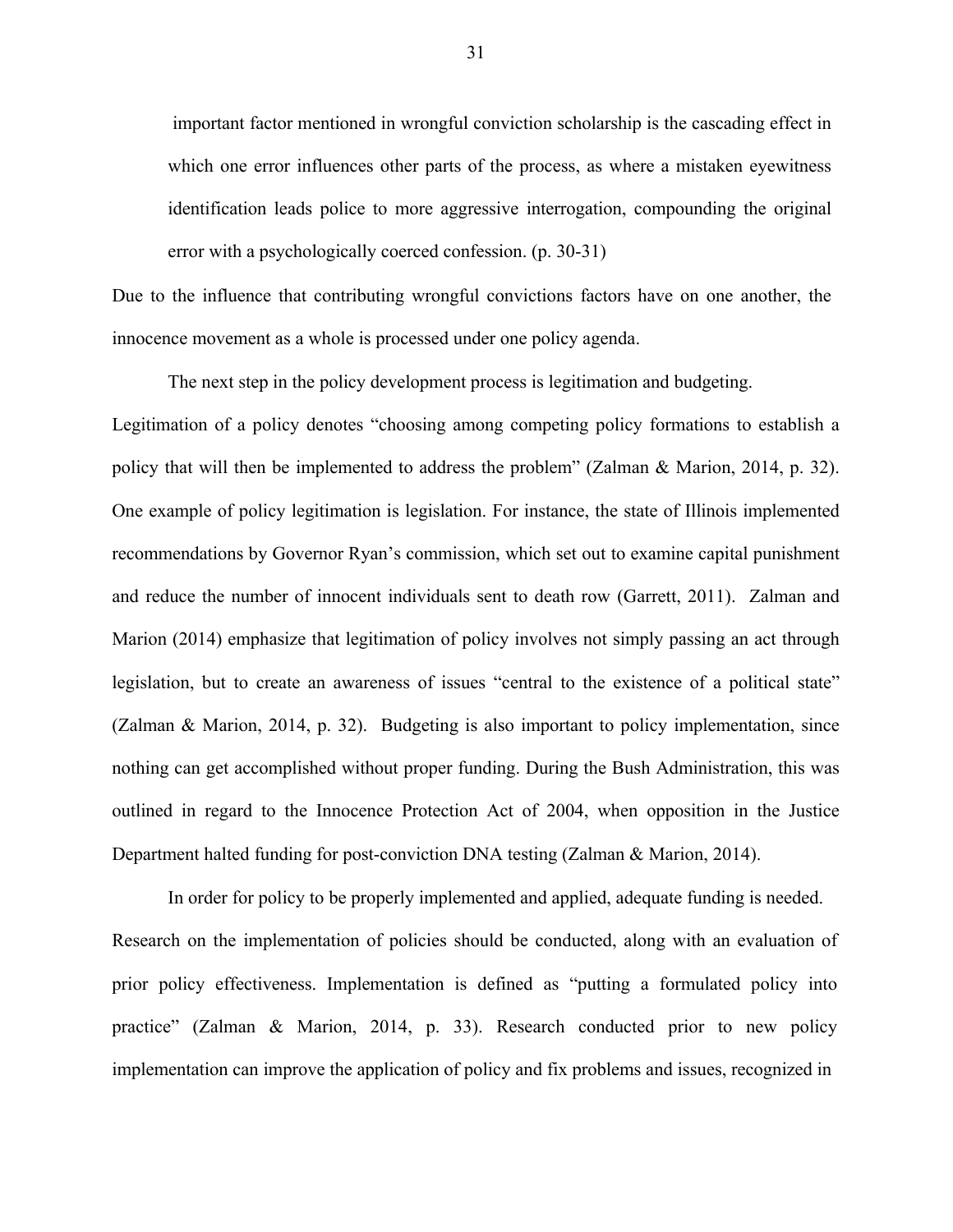> important factor mentioned in wrongful conviction scholarship is the cascading effect in which one error influences other parts of the process, as where a mistaken eyewitness identification leads police to more aggressive interrogation, compounding the original error with a psychologically coerced confession. (p. 30-31)

Due to the influence that contributing wrongful convictions factors have on one another, the innocence movement as a whole is processed under one policy agenda.

The next step in the policy development process is legitimation and budgeting. Legitimation of a policy denotes "choosing among competing policy formations to establish a policy that will then be implemented to address the problem" (Zalman & Marion, 2014, p. 32). One example of policy legitimation is legislation. For instance, the state of Illinois implemented recommendations by Governor Ryan's commission, which set out to examine capital punishment and reduce the number of innocent individuals sent to death row (Garrett, 2011). Zalman and Marion (2014) emphasize that legitimation of policy involves not simply passing an act through legislation, but to create an awareness of issues "central to the existence of a political state" (Zalman & Marion, 2014, p. 32). Budgeting is also important to policy implementation, since nothing can get accomplished without proper funding. During the Bush Administration, this was outlined in regard to the Innocence Protection Act of 2004, when opposition in the Justice Department halted funding for post-conviction DNA testing (Zalman & Marion, 2014).

In order for policy to be properly implemented and applied, adequate funding is needed. Research on the implementation of policies should be conducted, along with an evaluation of prior policy effectiveness. Implementation is defined as "putting a formulated policy into practice" (Zalman & Marion, 2014, p. 33). Research conducted prior to new policy implementation can improve the application of policy and fix problems and issues, recognized in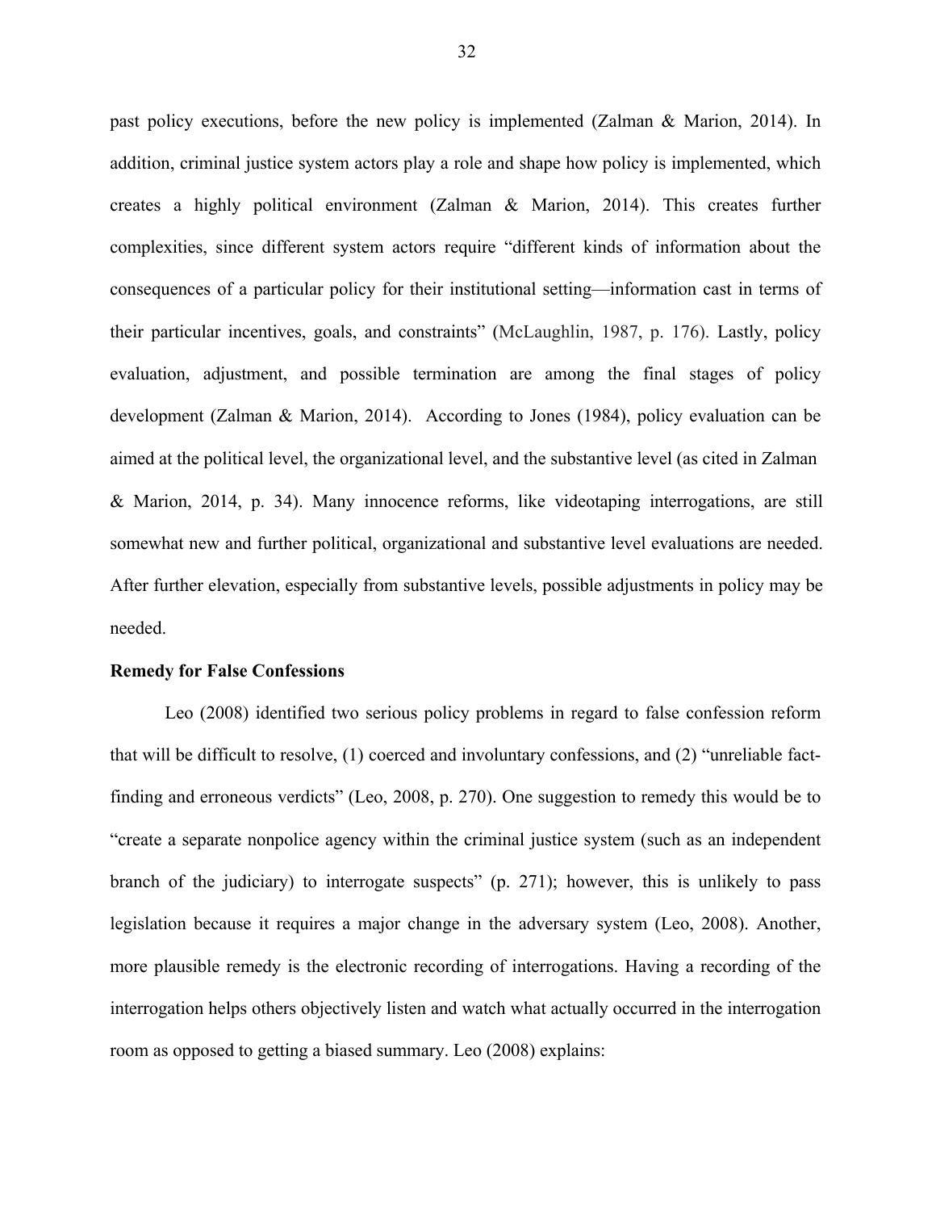past policy executions, before the new policy is implemented (Zalman & Marion, 2014). In addition, criminal justice system actors play a role and shape how policy is implemented, which creates a highly political environment (Zalman & Marion, 2014). This creates further complexities, since different system actors require "different kinds of information about the consequences of a particular policy for their institutional setting—information cast in terms of their particular incentives, goals, and constraints" (McLaughlin, 1987, p. 176). Lastly, policy evaluation, adjustment, and possible termination are among the final stages of policy development (Zalman & Marion, 2014). According to Jones (1984), policy evaluation can be aimed at the political level, the organizational level, and the substantive level (as cited in Zalman & Marion, 2014, p. 34). Many innocence reforms, like videotaping interrogations, are still somewhat new and further political, organizational and substantive level evaluations are needed. After further elevation, especially from substantive levels, possible adjustments in policy may be needed.

**Remedy for False Confessions**

Leo (2008) identified two serious policy problems in regard to false confession reform that will be difficult to resolve, (1) coerced and involuntary confessions, and (2) "unreliable fact-finding and erroneous verdicts" (Leo, 2008, p. 270). One suggestion to remedy this would be to "create a separate nonpolice agency within the criminal justice system (such as an independent branch of the judiciary) to interrogate suspects" (p. 271); however, this is unlikely to pass legislation because it requires a major change in the adversary system (Leo, 2008). Another, more plausible remedy is the electronic recording of interrogations. Having a recording of the interrogation helps others objectively listen and watch what actually occurred in the interrogation room as opposed to getting a biased summary. Leo (2008) explains: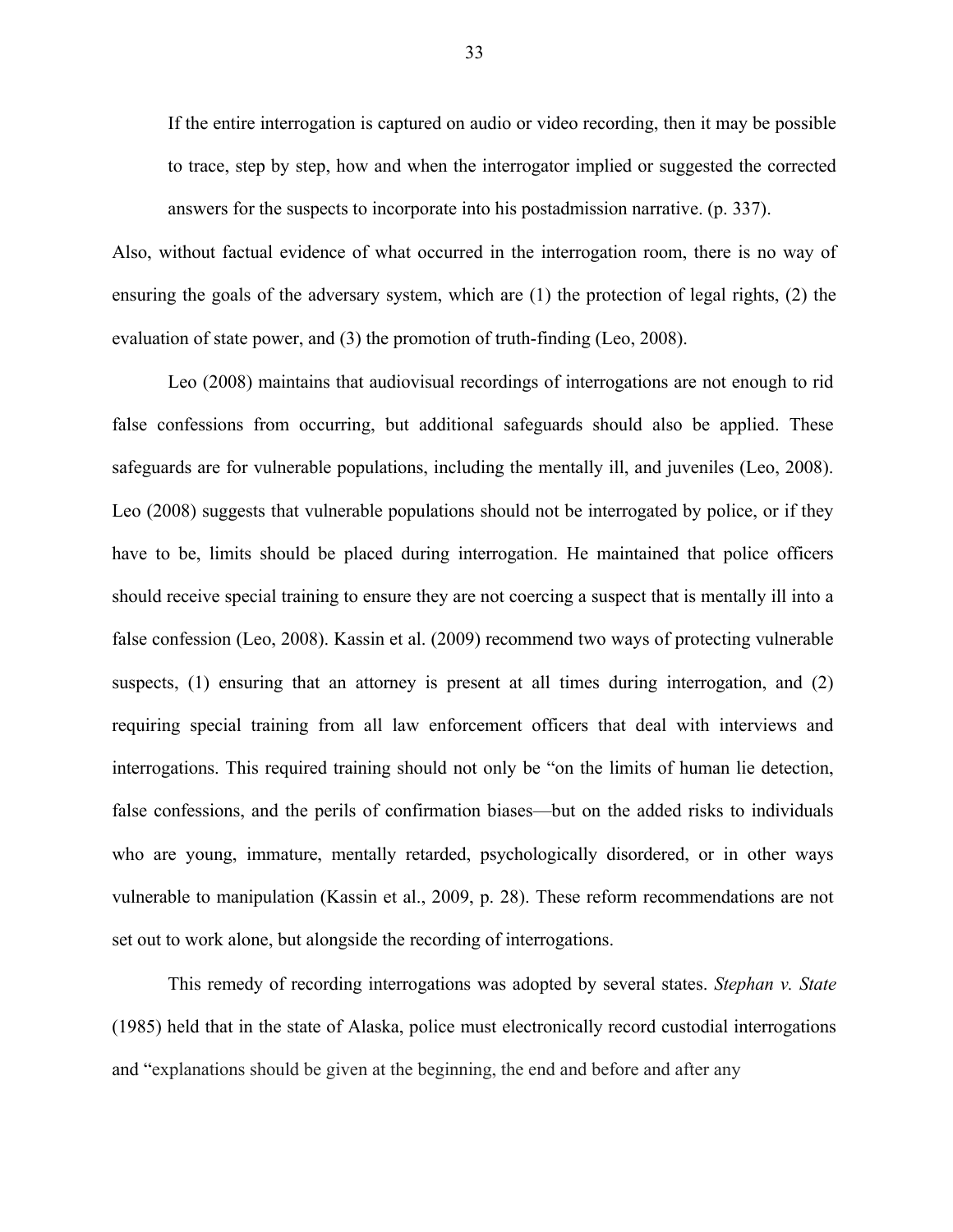> If the entire interrogation is captured on audio or video recording, then it may be possible to trace, step by step, how and when the interrogator implied or suggested the corrected answers for the suspects to incorporate into his postadmission narrative. (p. 337).

Also, without factual evidence of what occurred in the interrogation room, there is no way of ensuring the goals of the adversary system, which are (1) the protection of legal rights, (2) the evaluation of state power, and (3) the promotion of truth-finding (Leo, 2008).

Leo (2008) maintains that audiovisual recordings of interrogations are not enough to rid false confessions from occurring, but additional safeguards should also be applied. These safeguards are for vulnerable populations, including the mentally ill, and juveniles (Leo, 2008). Leo (2008) suggests that vulnerable populations should not be interrogated by police, or if they have to be, limits should be placed during interrogation. He maintained that police officers should receive special training to ensure they are not coercing a suspect that is mentally ill into a false confession (Leo, 2008). Kassin et al. (2009) recommend two ways of protecting vulnerable suspects, (1) ensuring that an attorney is present at all times during interrogation, and (2) requiring special training from all law enforcement officers that deal with interviews and interrogations. This required training should not only be "on the limits of human lie detection, false confessions, and the perils of confirmation biases—but on the added risks to individuals who are young, immature, mentally retarded, psychologically disordered, or in other ways vulnerable to manipulation (Kassin et al., 2009, p. 28). These reform recommendations are not set out to work alone, but alongside the recording of interrogations.

This remedy of recording interrogations was adopted by several states. *Stephan v. State* (1985) held that in the state of Alaska, police must electronically record custodial interrogations and "explanations should be given at the beginning, the end and before and after any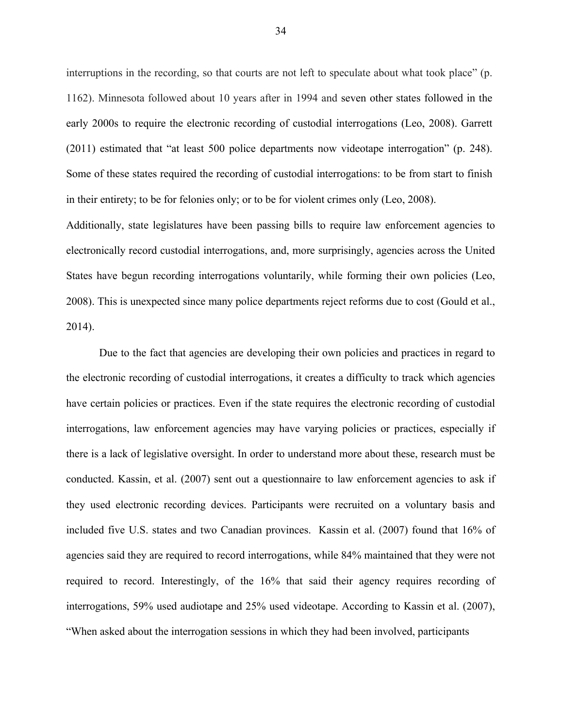interruptions in the recording, so that courts are not left to speculate about what took place" (p. 1162). Minnesota followed about 10 years after in 1994 and seven other states followed in the early 2000s to require the electronic recording of custodial interrogations (Leo, 2008). Garrett (2011) estimated that "at least 500 police departments now videotape interrogation" (p. 248). Some of these states required the recording of custodial interrogations: to be from start to finish in their entirety; to be for felonies only; or to be for violent crimes only (Leo, 2008).

Additionally, state legislatures have been passing bills to require law enforcement agencies to electronically record custodial interrogations, and, more surprisingly, agencies across the United States have begun recording interrogations voluntarily, while forming their own policies (Leo, 2008). This is unexpected since many police departments reject reforms due to cost (Gould et al., 2014).

Due to the fact that agencies are developing their own policies and practices in regard to the electronic recording of custodial interrogations, it creates a difficulty to track which agencies have certain policies or practices. Even if the state requires the electronic recording of custodial interrogations, law enforcement agencies may have varying policies or practices, especially if there is a lack of legislative oversight. In order to understand more about these, research must be conducted. Kassin, et al. (2007) sent out a questionnaire to law enforcement agencies to ask if they used electronic recording devices. Participants were recruited on a voluntary basis and included five U.S. states and two Canadian provinces. Kassin et al. (2007) found that 16% of agencies said they are required to record interrogations, while 84% maintained that they were not required to record. Interestingly, of the 16% that said their agency requires recording of interrogations, 59% used audiotape and 25% used videotape. According to Kassin et al. (2007), "When asked about the interrogation sessions in which they had been involved, participants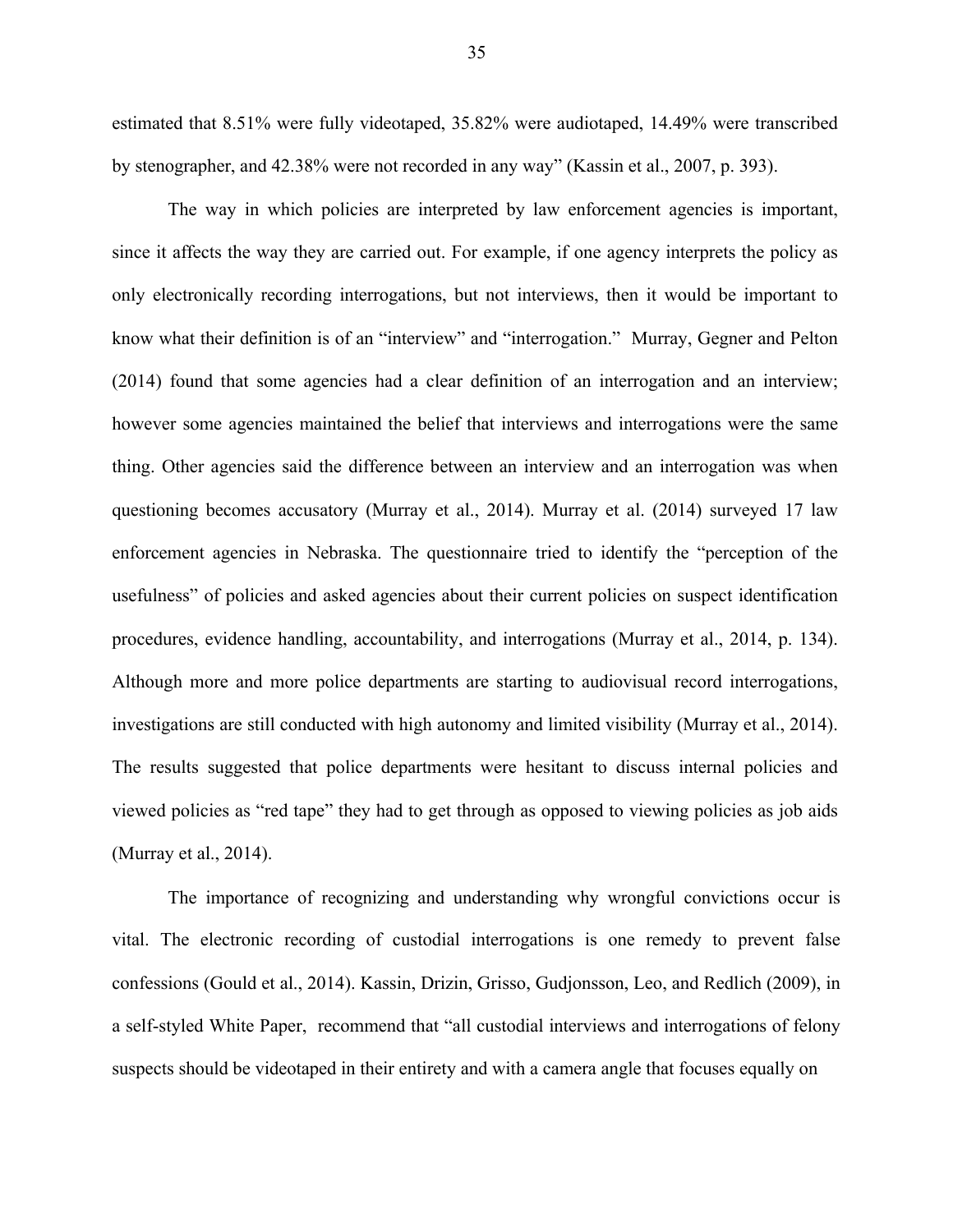estimated that 8.51% were fully videotaped, 35.82% were audiotaped, 14.49% were transcribed by stenographer, and 42.38% were not recorded in any way" (Kassin et al., 2007, p. 393).

The way in which policies are interpreted by law enforcement agencies is important, since it affects the way they are carried out. For example, if one agency interprets the policy as only electronically recording interrogations, but not interviews, then it would be important to know what their definition is of an "interview" and "interrogation." Murray, Gegner and Pelton (2014) found that some agencies had a clear definition of an interrogation and an interview; however some agencies maintained the belief that interviews and interrogations were the same thing. Other agencies said the difference between an interview and an interrogation was when questioning becomes accusatory (Murray et al., 2014). Murray et al. (2014) surveyed 17 law enforcement agencies in Nebraska. The questionnaire tried to identify the "perception of the usefulness" of policies and asked agencies about their current policies on suspect identification procedures, evidence handling, accountability, and interrogations (Murray et al., 2014, p. 134). Although more and more police departments are starting to audiovisual record interrogations, investigations are still conducted with high autonomy and limited visibility (Murray et al., 2014). The results suggested that police departments were hesitant to discuss internal policies and viewed policies as "red tape" they had to get through as opposed to viewing policies as job aids (Murray et al., 2014).

The importance of recognizing and understanding why wrongful convictions occur is vital. The electronic recording of custodial interrogations is one remedy to prevent false confessions (Gould et al., 2014). Kassin, Drizin, Grisso, Gudjonsson, Leo, and Redlich (2009), in a self-styled White Paper, recommend that "all custodial interviews and interrogations of felony suspects should be videotaped in their entirety and with a camera angle that focuses equally on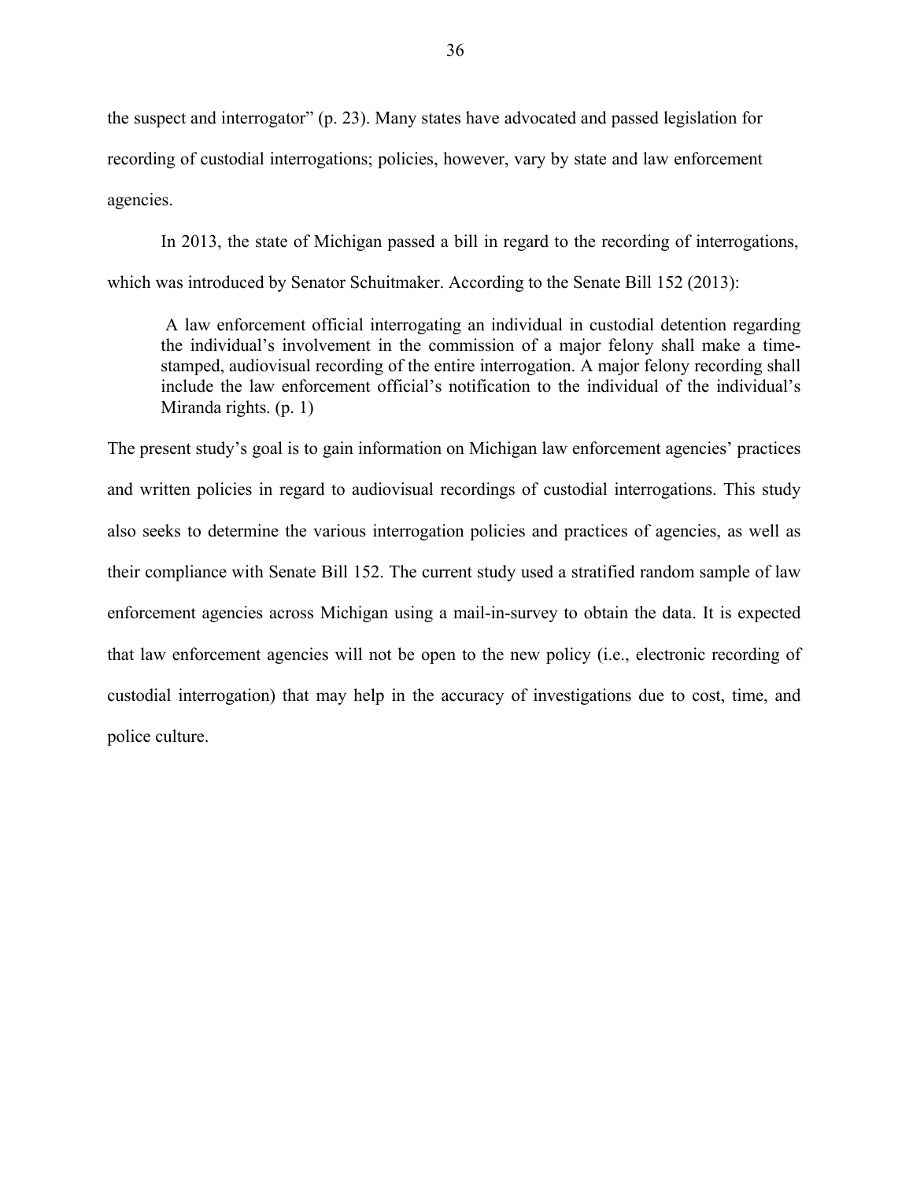the suspect and interrogator" (p. 23). Many states have advocated and passed legislation for recording of custodial interrogations; policies, however, vary by state and law enforcement agencies.

In 2013, the state of Michigan passed a bill in regard to the recording of interrogations, which was introduced by Senator Schuitmaker. According to the Senate Bill 152 (2013):

> A law enforcement official interrogating an individual in custodial detention regarding the individual's involvement in the commission of a major felony shall make a time-stamped, audiovisual recording of the entire interrogation. A major felony recording shall include the law enforcement official's notification to the individual of the individual's Miranda rights. (p. 1)

The present study's goal is to gain information on Michigan law enforcement agencies' practices and written policies in regard to audiovisual recordings of custodial interrogations. This study also seeks to determine the various interrogation policies and practices of agencies, as well as their compliance with Senate Bill 152. The current study used a stratified random sample of law enforcement agencies across Michigan using a mail-in-survey to obtain the data. It is expected that law enforcement agencies will not be open to the new policy (i.e., electronic recording of custodial interrogation) that may help in the accuracy of investigations due to cost, time, and police culture.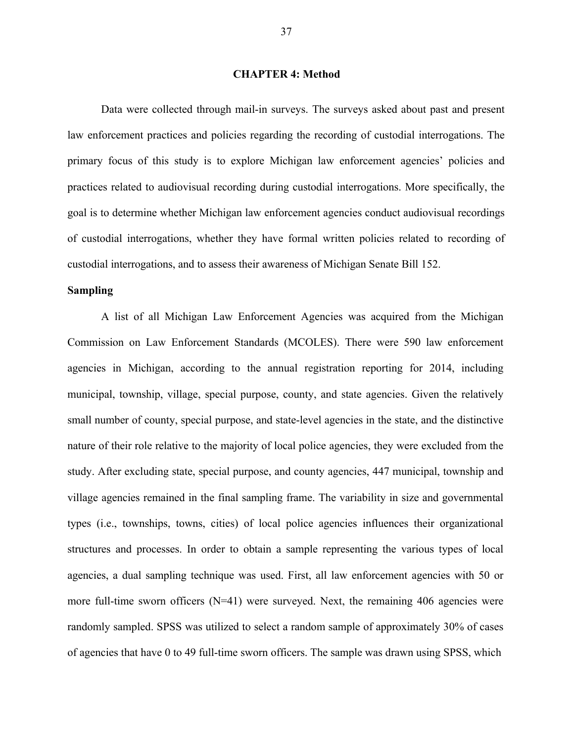# CHAPTER 4: Method

Data were collected through mail-in surveys. The surveys asked about past and present law enforcement practices and policies regarding the recording of custodial interrogations. The primary focus of this study is to explore Michigan law enforcement agencies' policies and practices related to audiovisual recording during custodial interrogations. More specifically, the goal is to determine whether Michigan law enforcement agencies conduct audiovisual recordings of custodial interrogations, whether they have formal written policies related to recording of custodial interrogations, and to assess their awareness of Michigan Senate Bill 152.

## Sampling

A list of all Michigan Law Enforcement Agencies was acquired from the Michigan Commission on Law Enforcement Standards (MCOLES). There were 590 law enforcement agencies in Michigan, according to the annual registration reporting for 2014, including municipal, township, village, special purpose, county, and state agencies. Given the relatively small number of county, special purpose, and state-level agencies in the state, and the distinctive nature of their role relative to the majority of local police agencies, they were excluded from the study. After excluding state, special purpose, and county agencies, 447 municipal, township and village agencies remained in the final sampling frame. The variability in size and governmental types (i.e., townships, towns, cities) of local police agencies influences their organizational structures and processes. In order to obtain a sample representing the various types of local agencies, a dual sampling technique was used. First, all law enforcement agencies with 50 or more full-time sworn officers (N=41) were surveyed. Next, the remaining 406 agencies were randomly sampled. SPSS was utilized to select a random sample of approximately 30% of cases of agencies that have 0 to 49 full-time sworn officers. The sample was drawn using SPSS, which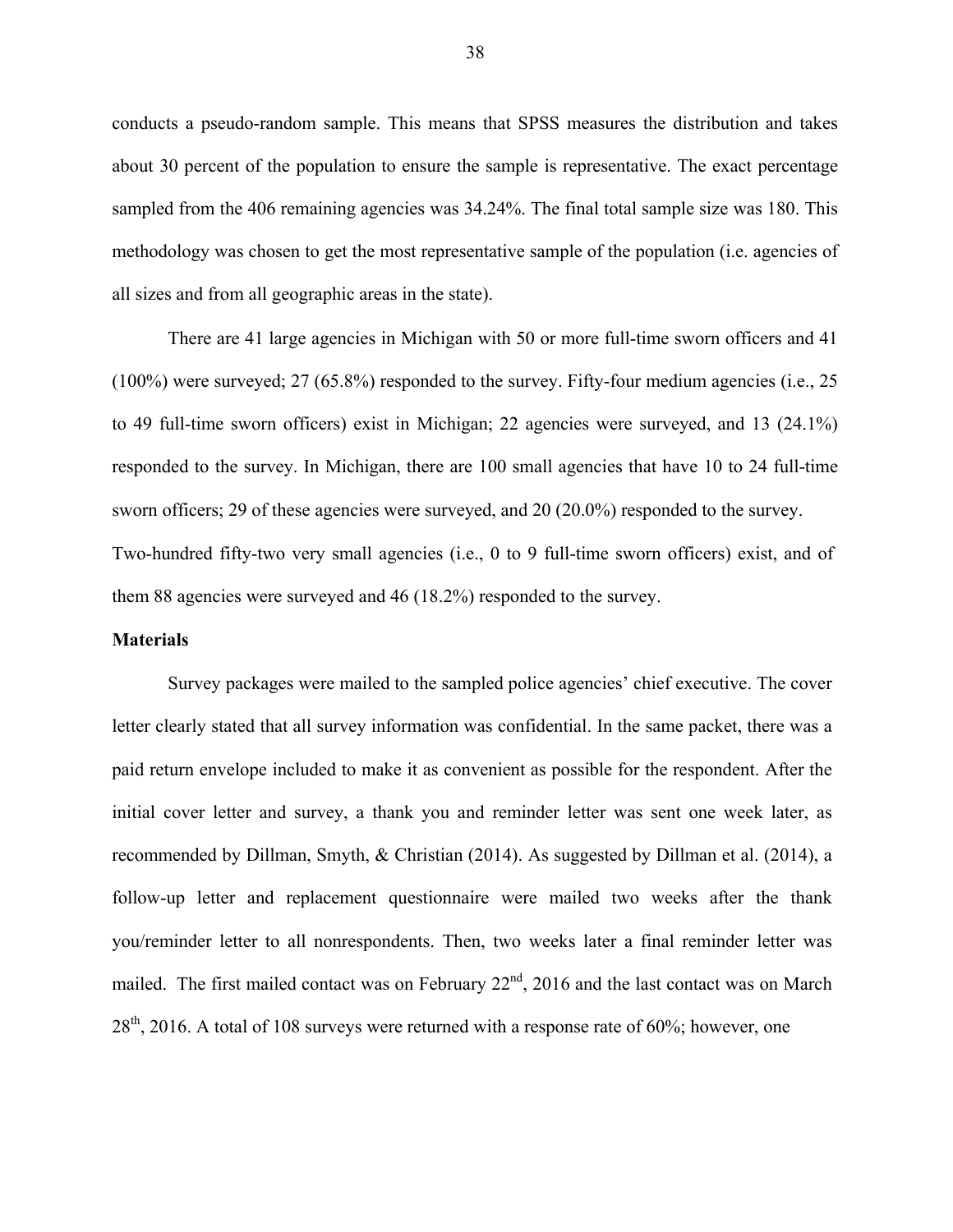conducts a pseudo-random sample. This means that SPSS measures the distribution and takes about 30 percent of the population to ensure the sample is representative. The exact percentage sampled from the 406 remaining agencies was 34.24%. The final total sample size was 180. This methodology was chosen to get the most representative sample of the population (i.e. agencies of all sizes and from all geographic areas in the state).

There are 41 large agencies in Michigan with 50 or more full-time sworn officers and 41 (100%) were surveyed; 27 (65.8%) responded to the survey. Fifty-four medium agencies (i.e., 25 to 49 full-time sworn officers) exist in Michigan; 22 agencies were surveyed, and 13 (24.1%) responded to the survey. In Michigan, there are 100 small agencies that have 10 to 24 full-time sworn officers; 29 of these agencies were surveyed, and 20 (20.0%) responded to the survey. Two-hundred fifty-two very small agencies (i.e., 0 to 9 full-time sworn officers) exist, and of them 88 agencies were surveyed and 46 (18.2%) responded to the survey.

**Materials**

Survey packages were mailed to the sampled police agencies' chief executive. The cover letter clearly stated that all survey information was confidential. In the same packet, there was a paid return envelope included to make it as convenient as possible for the respondent. After the initial cover letter and survey, a thank you and reminder letter was sent one week later, as recommended by Dillman, Smyth, & Christian (2014). As suggested by Dillman et al. (2014), a follow-up letter and replacement questionnaire were mailed two weeks after the thank you/reminder letter to all nonrespondents. Then, two weeks later a final reminder letter was mailed. The first mailed contact was on February 22nd, 2016 and the last contact was on March 28th, 2016. A total of 108 surveys were returned with a response rate of 60%; however, one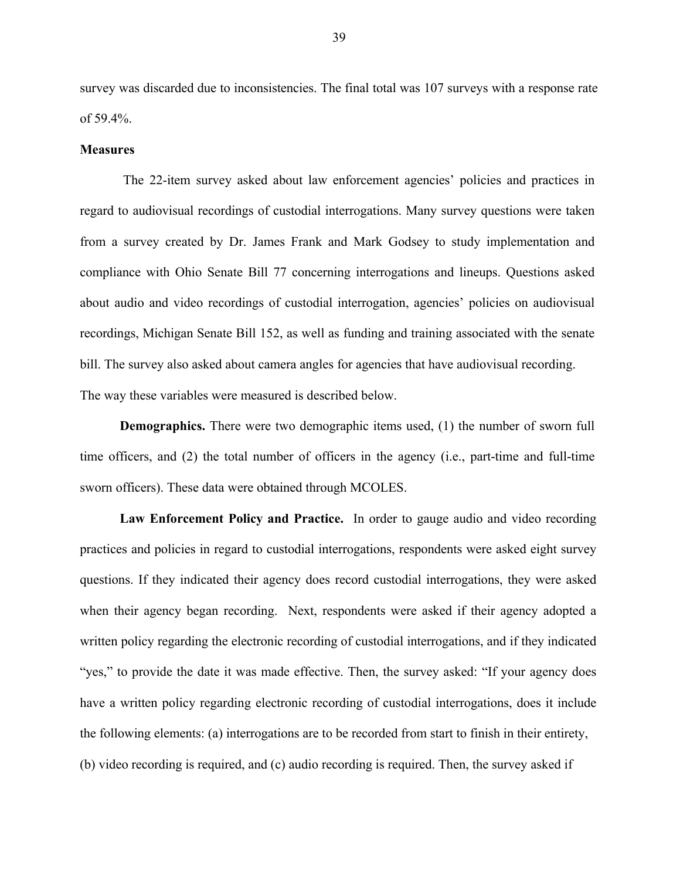survey was discarded due to inconsistencies. The final total was 107 surveys with a response rate of 59.4%.

## Measures

The 22-item survey asked about law enforcement agencies' policies and practices in regard to audiovisual recordings of custodial interrogations. Many survey questions were taken from a survey created by Dr. James Frank and Mark Godsey to study implementation and compliance with Ohio Senate Bill 77 concerning interrogations and lineups. Questions asked about audio and video recordings of custodial interrogation, agencies' policies on audiovisual recordings, Michigan Senate Bill 152, as well as funding and training associated with the senate bill. The survey also asked about camera angles for agencies that have audiovisual recording. The way these variables were measured is described below.

**Demographics.** There were two demographic items used, (1) the number of sworn full time officers, and (2) the total number of officers in the agency (i.e., part-time and full-time sworn officers). These data were obtained through MCOLES.

**Law Enforcement Policy and Practice.** In order to gauge audio and video recording practices and policies in regard to custodial interrogations, respondents were asked eight survey questions. If they indicated their agency does record custodial interrogations, they were asked when their agency began recording. Next, respondents were asked if their agency adopted a written policy regarding the electronic recording of custodial interrogations, and if they indicated "yes," to provide the date it was made effective. Then, the survey asked: "If your agency does have a written policy regarding electronic recording of custodial interrogations, does it include the following elements: (a) interrogations are to be recorded from start to finish in their entirety, (b) video recording is required, and (c) audio recording is required. Then, the survey asked if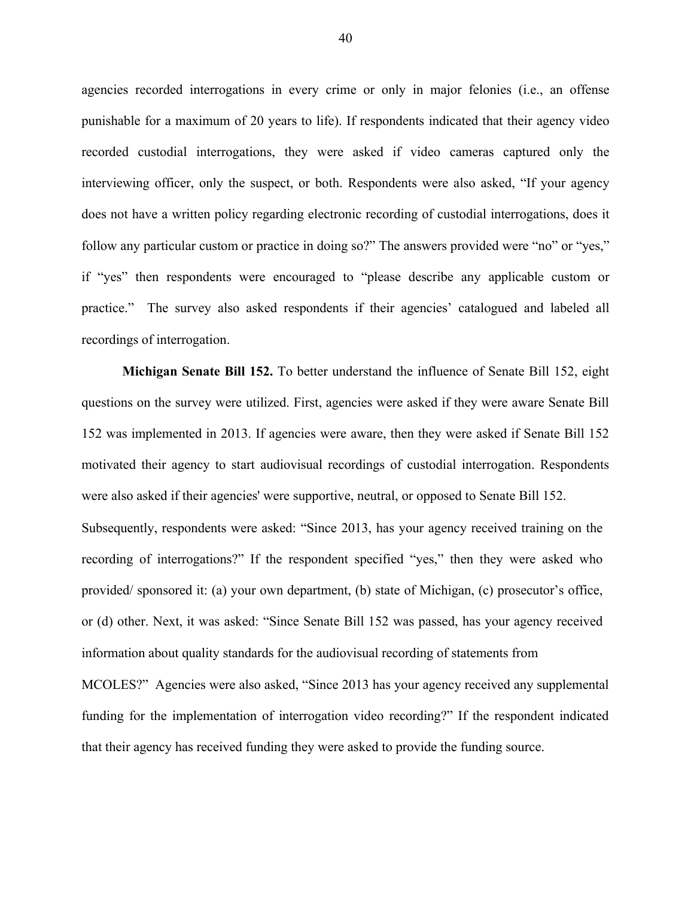agencies recorded interrogations in every crime or only in major felonies (i.e., an offense punishable for a maximum of 20 years to life). If respondents indicated that their agency video recorded custodial interrogations, they were asked if video cameras captured only the interviewing officer, only the suspect, or both. Respondents were also asked, "If your agency does not have a written policy regarding electronic recording of custodial interrogations, does it follow any particular custom or practice in doing so?" The answers provided were "no" or "yes," if "yes" then respondents were encouraged to "please describe any applicable custom or practice." The survey also asked respondents if their agencies' catalogued and labeled all recordings of interrogation.

**Michigan Senate Bill 152.** To better understand the influence of Senate Bill 152, eight questions on the survey were utilized. First, agencies were asked if they were aware Senate Bill 152 was implemented in 2013. If agencies were aware, then they were asked if Senate Bill 152 motivated their agency to start audiovisual recordings of custodial interrogation. Respondents were also asked if their agencies' were supportive, neutral, or opposed to Senate Bill 152. Subsequently, respondents were asked: "Since 2013, has your agency received training on the recording of interrogations?" If the respondent specified "yes," then they were asked who provided/ sponsored it: (a) your own department, (b) state of Michigan, (c) prosecutor's office, or (d) other. Next, it was asked: "Since Senate Bill 152 was passed, has your agency received information about quality standards for the audiovisual recording of statements from MCOLES?" Agencies were also asked, "Since 2013 has your agency received any supplemental funding for the implementation of interrogation video recording?" If the respondent indicated that their agency has received funding they were asked to provide the funding source.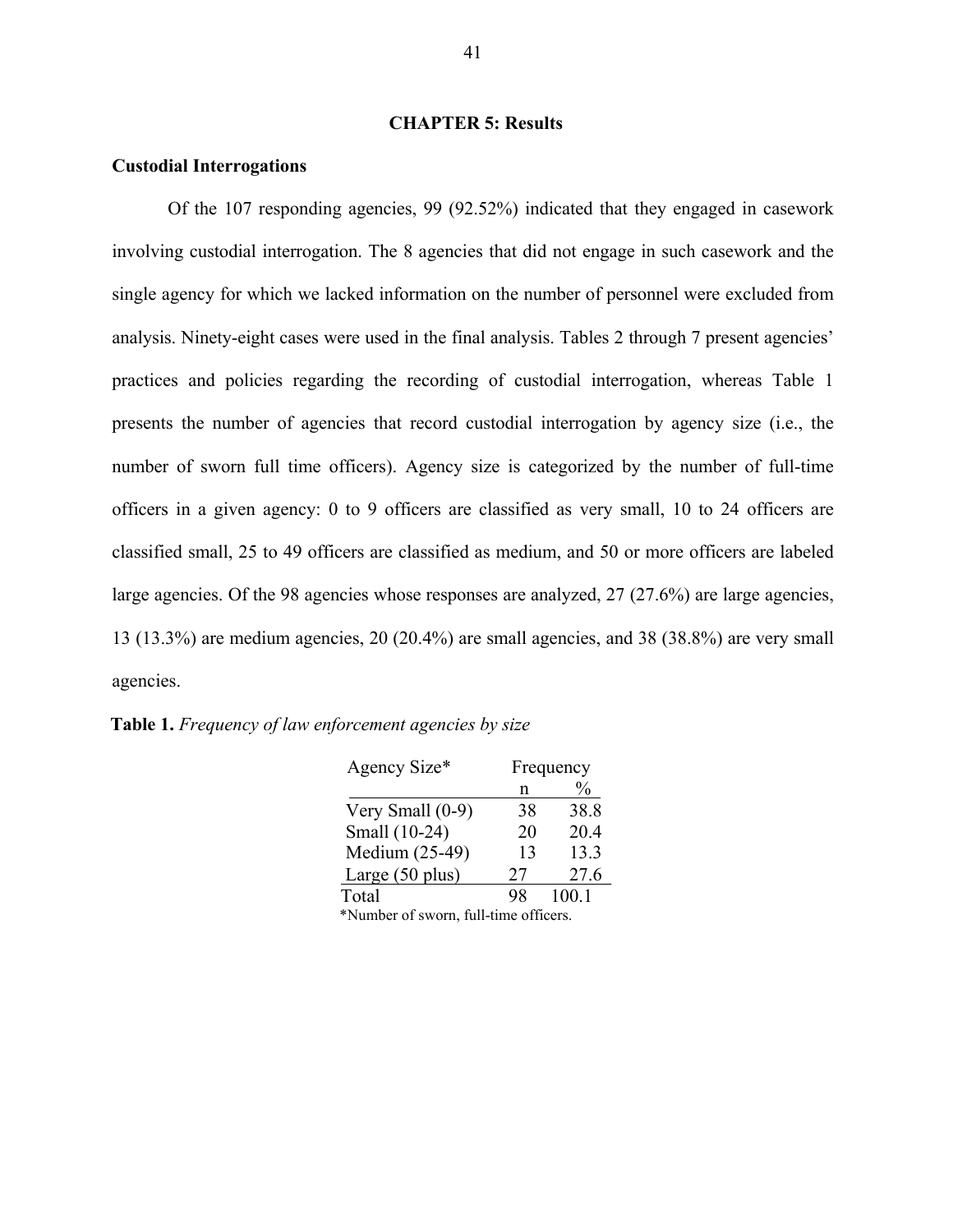## CHAPTER 5: Results

### Custodial Interrogations

Of the 107 responding agencies, 99 (92.52%) indicated that they engaged in casework involving custodial interrogation. The 8 agencies that did not engage in such casework and the single agency for which we lacked information on the number of personnel were excluded from analysis. Ninety-eight cases were used in the final analysis. Tables 2 through 7 present agencies' practices and policies regarding the recording of custodial interrogation, whereas Table 1 presents the number of agencies that record custodial interrogation by agency size (i.e., the number of sworn full time officers). Agency size is categorized by the number of full-time officers in a given agency: 0 to 9 officers are classified as very small, 10 to 24 officers are classified small, 25 to 49 officers are classified as medium, and 50 or more officers are labeled large agencies. Of the 98 agencies whose responses are analyzed, 27 (27.6%) are large agencies, 13 (13.3%) are medium agencies, 20 (20.4%) are small agencies, and 38 (38.8%) are very small agencies.

**Table 1.** *Frequency of law enforcement agencies by size*

| Agency Size* | Frequency | |
|---|---|---|
| | n | % |
| Very Small (0-9) | 38 | 38.8 |
| Small (10-24) | 20 | 20.4 |
| Medium (25-49) | 13 | 13.3 |
| Large (50 plus) | 27 | 27.6 |
| Total | 98 | 100.1 |

*Number of sworn, full-time officers.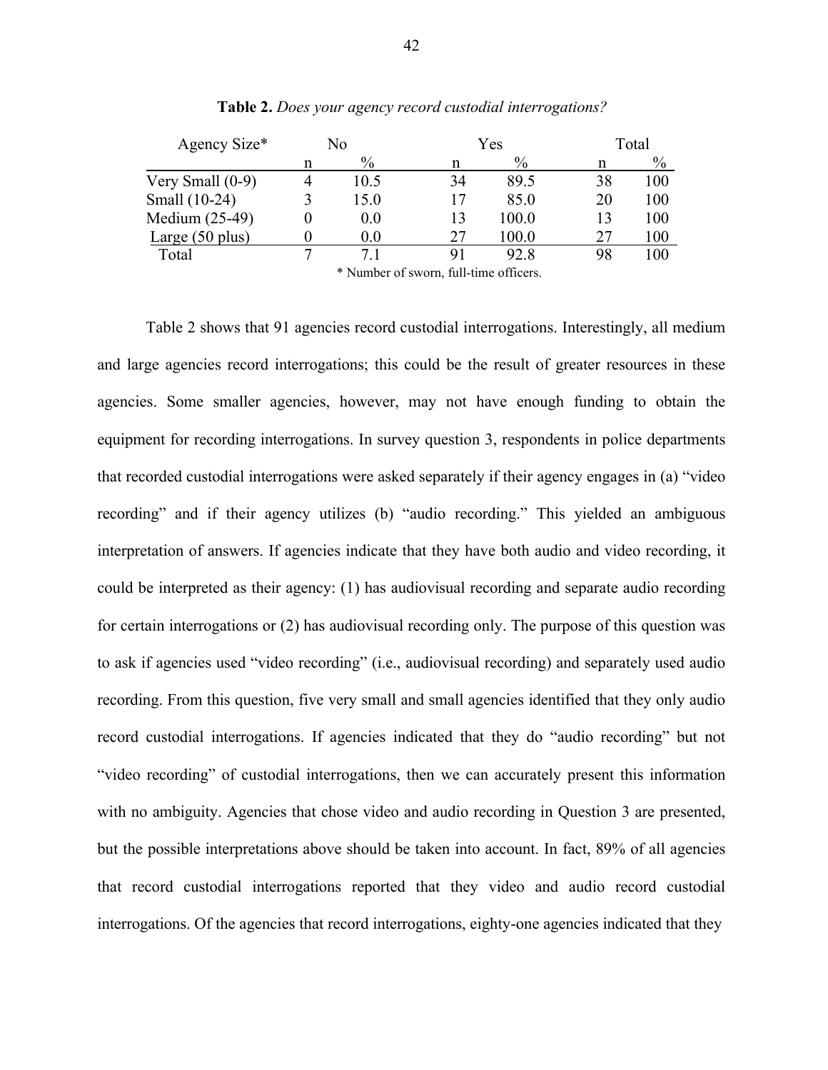**Table 2.** *Does your agency record custodial interrogations?*

| Agency Size* | No | | Yes | | Total | |
|---|---|---|---|---|---|---|
| | n | % | n | % | n | % |
| Very Small (0-9) | 4 | 10.5 | 34 | 89.5 | 38 | 100 |
| Small (10-24) | 3 | 15.0 | 17 | 85.0 | 20 | 100 |
| Medium (25-49) | 0 | 0.0 | 13 | 100.0 | 13 | 100 |
| Large (50 plus) | 0 | 0.0 | 27 | 100.0 | 27 | 100 |
| Total | 7 | 7.1 | 91 | 92.8 | 98 | 100 |

\* Number of sworn, full-time officers.

Table 2 shows that 91 agencies record custodial interrogations. Interestingly, all medium and large agencies record interrogations; this could be the result of greater resources in these agencies. Some smaller agencies, however, may not have enough funding to obtain the equipment for recording interrogations. In survey question 3, respondents in police departments that recorded custodial interrogations were asked separately if their agency engages in (a) "video recording" and if their agency utilizes (b) "audio recording." This yielded an ambiguous interpretation of answers. If agencies indicate that they have both audio and video recording, it could be interpreted as their agency: (1) has audiovisual recording and separate audio recording for certain interrogations or (2) has audiovisual recording only. The purpose of this question was to ask if agencies used "video recording" (i.e., audiovisual recording) and separately used audio recording. From this question, five very small and small agencies identified that they only audio record custodial interrogations. If agencies indicated that they do "audio recording" but not "video recording" of custodial interrogations, then we can accurately present this information with no ambiguity. Agencies that chose video and audio recording in Question 3 are presented, but the possible interpretations above should be taken into account. In fact, 89% of all agencies that record custodial interrogations reported that they video and audio record custodial interrogations. Of the agencies that record interrogations, eighty-one agencies indicated that they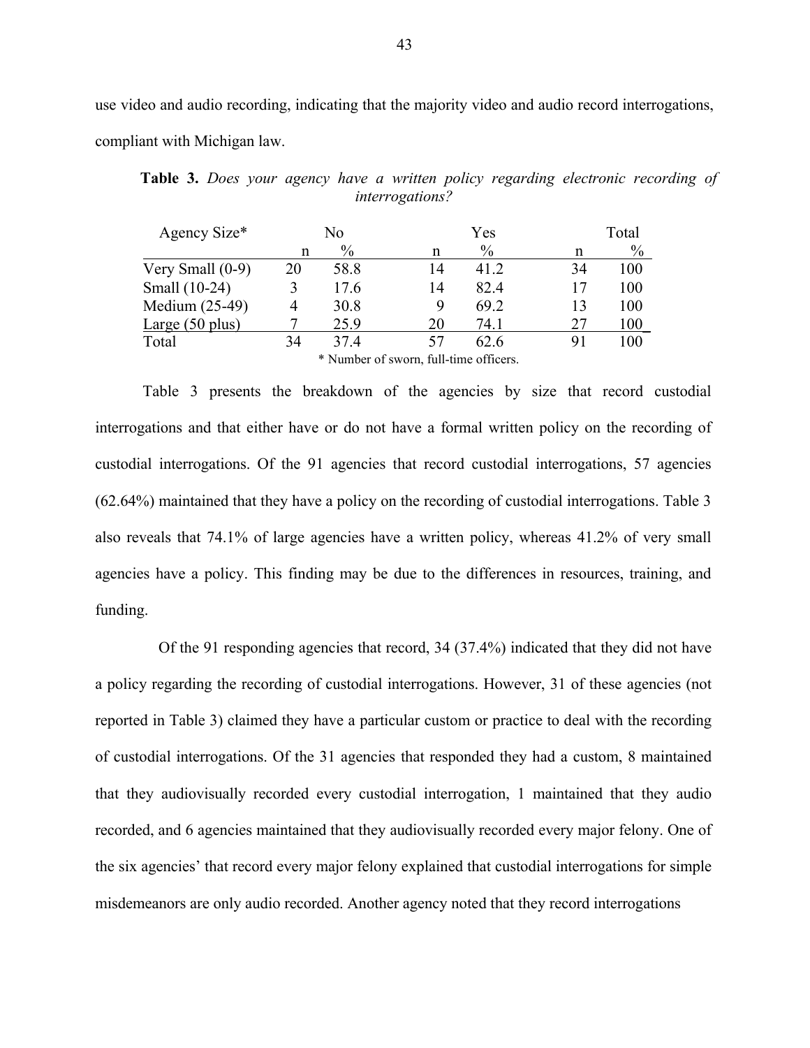use video and audio recording, indicating that the majority video and audio record interrogations, compliant with Michigan law.

**Table 3.** *Does your agency have a written policy regarding electronic recording of interrogations?*

| Agency Size* | No | | Yes | | Total | |
|---|---|---|---|---|---|---|
| | n | % | n | % | n | % |
| Very Small (0-9) | 20 | 58.8 | 14 | 41.2 | 34 | 100 |
| Small (10-24) | 3 | 17.6 | 14 | 82.4 | 17 | 100 |
| Medium (25-49) | 4 | 30.8 | 9 | 69.2 | 13 | 100 |
| Large (50 plus) | 7 | 25.9 | 20 | 74.1 | 27 | 100 |
| Total | 34 | 37.4 | 57 | 62.6 | 91 | 100 |

\* Number of sworn, full-time officers.

Table 3 presents the breakdown of the agencies by size that record custodial interrogations and that either have or do not have a formal written policy on the recording of custodial interrogations. Of the 91 agencies that record custodial interrogations, 57 agencies (62.64%) maintained that they have a policy on the recording of custodial interrogations. Table 3 also reveals that 74.1% of large agencies have a written policy, whereas 41.2% of very small agencies have a policy. This finding may be due to the differences in resources, training, and funding.

Of the 91 responding agencies that record, 34 (37.4%) indicated that they did not have a policy regarding the recording of custodial interrogations. However, 31 of these agencies (not reported in Table 3) claimed they have a particular custom or practice to deal with the recording of custodial interrogations. Of the 31 agencies that responded they had a custom, 8 maintained that they audiovisually recorded every custodial interrogation, 1 maintained that they audio recorded, and 6 agencies maintained that they audiovisually recorded every major felony. One of the six agencies' that record every major felony explained that custodial interrogations for simple misdemeanors are only audio recorded. Another agency noted that they record interrogations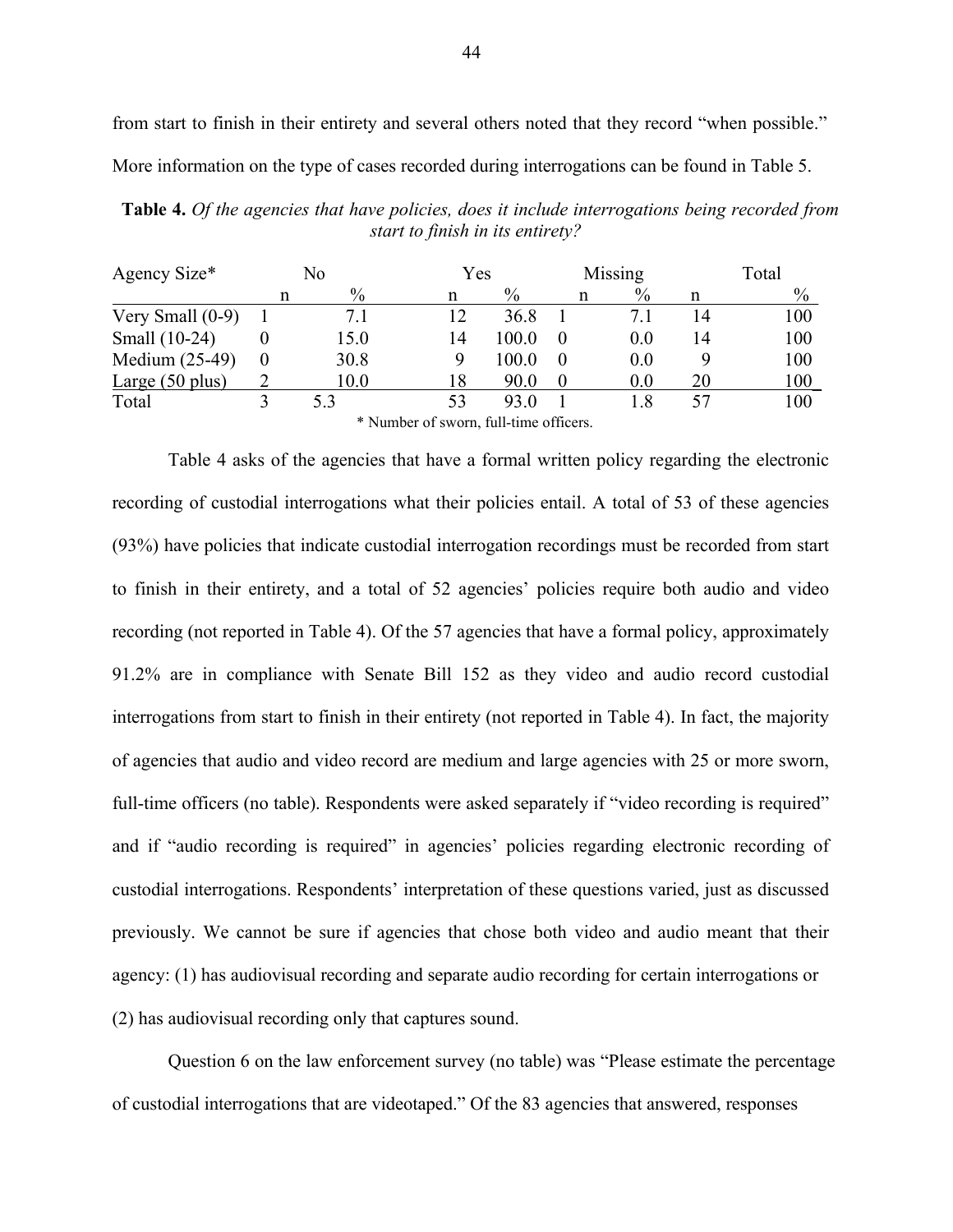from start to finish in their entirety and several others noted that they record "when possible." More information on the type of cases recorded during interrogations can be found in Table 5.

**Table 4.** *Of the agencies that have policies, does it include interrogations being recorded from start to finish in its entirety?*

| Agency Size* | No | | Yes | | Missing | | Total | |
|---|---|---|---|---|---|---|---|---|
| | n | % | n | % | n | % | n | % |
| Very Small (0-9) | 1 | 7.1 | 12 | 36.8 | 1 | 7.1 | 14 | 100 |
| Small (10-24) | 0 | 15.0 | 14 | 100.0 | 0 | 0.0 | 14 | 100 |
| Medium (25-49) | 0 | 30.8 | 9 | 100.0 | 0 | 0.0 | 9 | 100 |
| Large (50 plus) | 2 | 10.0 | 18 | 90.0 | 0 | 0.0 | 20 | 100 |
| Total | 3 | 5.3 | 53 | 93.0 | 1 | 1.8 | 57 | 100 |

\* Number of sworn, full-time officers.

Table 4 asks of the agencies that have a formal written policy regarding the electronic recording of custodial interrogations what their policies entail. A total of 53 of these agencies (93%) have policies that indicate custodial interrogation recordings must be recorded from start to finish in their entirety, and a total of 52 agencies' policies require both audio and video recording (not reported in Table 4). Of the 57 agencies that have a formal policy, approximately 91.2% are in compliance with Senate Bill 152 as they video and audio record custodial interrogations from start to finish in their entirety (not reported in Table 4). In fact, the majority of agencies that audio and video record are medium and large agencies with 25 or more sworn, full-time officers (no table). Respondents were asked separately if "video recording is required" and if "audio recording is required" in agencies' policies regarding electronic recording of custodial interrogations. Respondents' interpretation of these questions varied, just as discussed previously. We cannot be sure if agencies that chose both video and audio meant that their agency: (1) has audiovisual recording and separate audio recording for certain interrogations or (2) has audiovisual recording only that captures sound.

Question 6 on the law enforcement survey (no table) was "Please estimate the percentage of custodial interrogations that are videotaped." Of the 83 agencies that answered, responses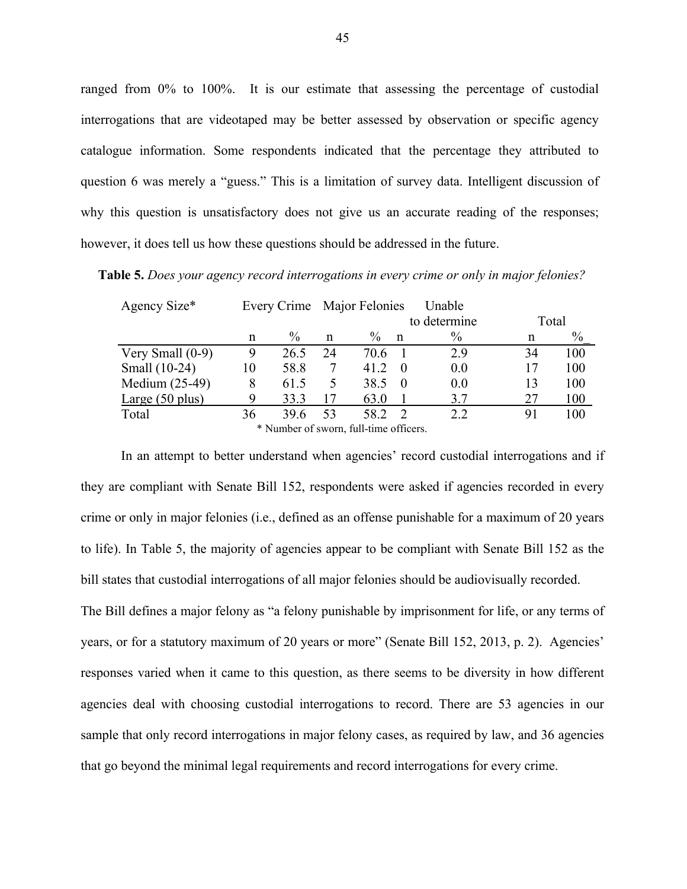ranged from 0% to 100%. It is our estimate that assessing the percentage of custodial interrogations that are videotaped may be better assessed by observation or specific agency catalogue information. Some respondents indicated that the percentage they attributed to question 6 was merely a "guess." This is a limitation of survey data. Intelligent discussion of why this question is unsatisfactory does not give us an accurate reading of the responses; however, it does tell us how these questions should be addressed in the future.

**Table 5.** *Does your agency record interrogations in every crime or only in major felonies?*

| Agency Size* | Every Crime | | Major Felonies | | Unable to determine | | Total | |
|---|---|---|---|---|---|---|---|---|
| | n | % | n | % | n | % | n | % |
| Very Small (0-9) | 9 | 26.5 | 24 | 70.6 | 1 | 2.9 | 34 | 100 |
| Small (10-24) | 10 | 58.8 | 7 | 41.2 | 0 | 0.0 | 17 | 100 |
| Medium (25-49) | 8 | 61.5 | 5 | 38.5 | 0 | 0.0 | 13 | 100 |
| Large (50 plus) | 9 | 33.3 | 17 | 63.0 | 1 | 3.7 | 27 | 100 |
| Total | 36 | 39.6 | 53 | 58.2 | 2 | 2.2 | 91 | 100 |

\* Number of sworn, full-time officers.

In an attempt to better understand when agencies' record custodial interrogations and if they are compliant with Senate Bill 152, respondents were asked if agencies recorded in every crime or only in major felonies (i.e., defined as an offense punishable for a maximum of 20 years to life). In Table 5, the majority of agencies appear to be compliant with Senate Bill 152 as the bill states that custodial interrogations of all major felonies should be audiovisually recorded. The Bill defines a major felony as "a felony punishable by imprisonment for life, or any terms of years, or for a statutory maximum of 20 years or more" (Senate Bill 152, 2013, p. 2). Agencies' responses varied when it came to this question, as there seems to be diversity in how different agencies deal with choosing custodial interrogations to record. There are 53 agencies in our sample that only record interrogations in major felony cases, as required by law, and 36 agencies that go beyond the minimal legal requirements and record interrogations for every crime.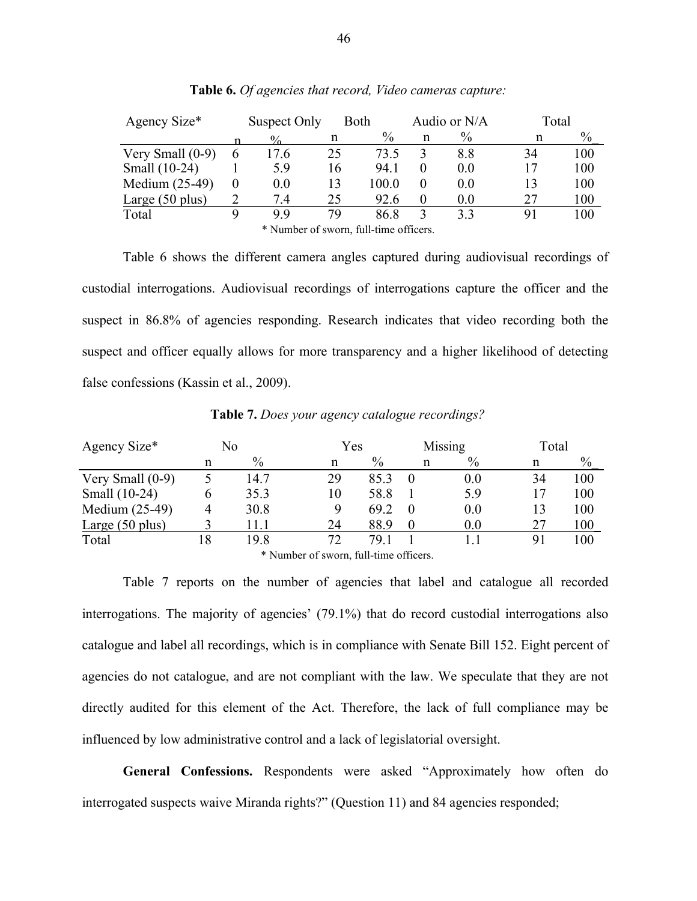**Table 6.** *Of agencies that record, Video cameras capture:*

| Agency Size* | Suspect Only | | Both | | Audio or N/A | | Total | |
|---|---|---|---|---|---|---|---|---|
| | n | % | n | % | n | % | n | % |
| Very Small (0-9) | 6 | 17.6 | 25 | 73.5 | 3 | 8.8 | 34 | 100 |
| Small (10-24) | 1 | 5.9 | 16 | 94.1 | 0 | 0.0 | 17 | 100 |
| Medium (25-49) | 0 | 0.0 | 13 | 100.0 | 0 | 0.0 | 13 | 100 |
| Large (50 plus) | 2 | 7.4 | 25 | 92.6 | 0 | 0.0 | 27 | 100 |
| Total | 9 | 9.9 | 79 | 86.8 | 3 | 3.3 | 91 | 100 |

\* Number of sworn, full-time officers.

Table 6 shows the different camera angles captured during audiovisual recordings of custodial interrogations. Audiovisual recordings of interrogations capture the officer and the suspect in 86.8% of agencies responding. Research indicates that video recording both the suspect and officer equally allows for more transparency and a higher likelihood of detecting false confessions (Kassin et al., 2009).

**Table 7.** *Does your agency catalogue recordings?*

| Agency Size* | No | | Yes | | Missing | | Total | |
|---|---|---|---|---|---|---|---|---|
| | n | % | n | % | n | % | n | % |
| Very Small (0-9) | 5 | 14.7 | 29 | 85.3 | 0 | 0.0 | 34 | 100 |
| Small (10-24) | 6 | 35.3 | 10 | 58.8 | 1 | 5.9 | 17 | 100 |
| Medium (25-49) | 4 | 30.8 | 9 | 69.2 | 0 | 0.0 | 13 | 100 |
| Large (50 plus) | 3 | 11.1 | 24 | 88.9 | 0 | 0.0 | 27 | 100 |
| Total | 18 | 19.8 | 72 | 79.1 | 1 | 1.1 | 91 | 100 |

\* Number of sworn, full-time officers.

Table 7 reports on the number of agencies that label and catalogue all recorded interrogations. The majority of agencies' (79.1%) that do record custodial interrogations also catalogue and label all recordings, which is in compliance with Senate Bill 152. Eight percent of agencies do not catalogue, and are not compliant with the law. We speculate that they are not directly audited for this element of the Act. Therefore, the lack of full compliance may be influenced by low administrative control and a lack of legislatorial oversight.

**General Confessions.** Respondents were asked "Approximately how often do interrogated suspects waive Miranda rights?" (Question 11) and 84 agencies responded;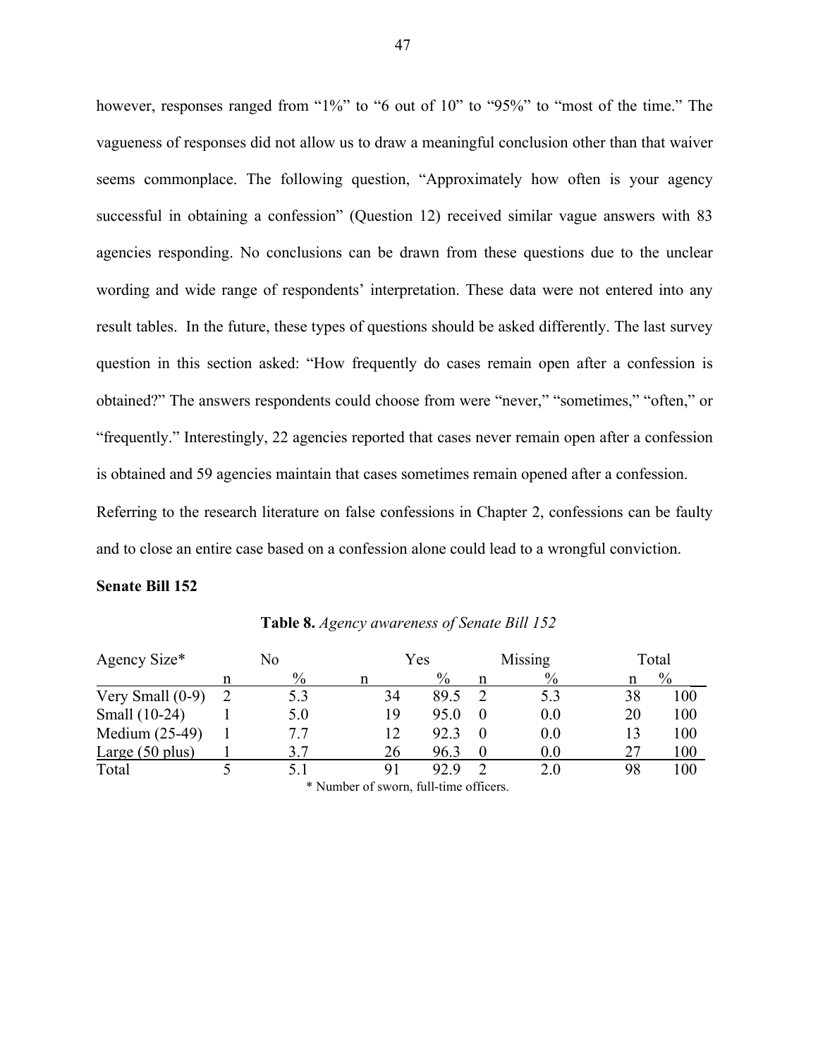however, responses ranged from "1%" to "6 out of 10" to "95%" to "most of the time." The vagueness of responses did not allow us to draw a meaningful conclusion other than that waiver seems commonplace. The following question, "Approximately how often is your agency successful in obtaining a confession" (Question 12) received similar vague answers with 83 agencies responding. No conclusions can be drawn from these questions due to the unclear wording and wide range of respondents' interpretation. These data were not entered into any result tables. In the future, these types of questions should be asked differently. The last survey question in this section asked: "How frequently do cases remain open after a confession is obtained?" The answers respondents could choose from were "never," "sometimes," "often," or "frequently." Interestingly, 22 agencies reported that cases never remain open after a confession is obtained and 59 agencies maintain that cases sometimes remain opened after a confession. Referring to the research literature on false confessions in Chapter 2, confessions can be faulty and to close an entire case based on a confession alone could lead to a wrongful conviction.

**Senate Bill 152**

**Table 8.** *Agency awareness of Senate Bill 152*

| Agency Size* | No | | Yes | | Missing | | Total | |
|---|---|---|---|---|---|---|---|---|
| | n | % | n | % | n | % | n | % |
| Very Small (0-9) | 2 | 5.3 | 34 | 89.5 | 2 | 5.3 | 38 | 100 |
| Small (10-24) | 1 | 5.0 | 19 | 95.0 | 0 | 0.0 | 20 | 100 |
| Medium (25-49) | 1 | 7.7 | 12 | 92.3 | 0 | 0.0 | 13 | 100 |
| Large (50 plus) | 1 | 3.7 | 26 | 96.3 | 0 | 0.0 | 27 | 100 |
| Total | 5 | 5.1 | 91 | 92.9 | 2 | 2.0 | 98 | 100 |

\* Number of sworn, full-time officers.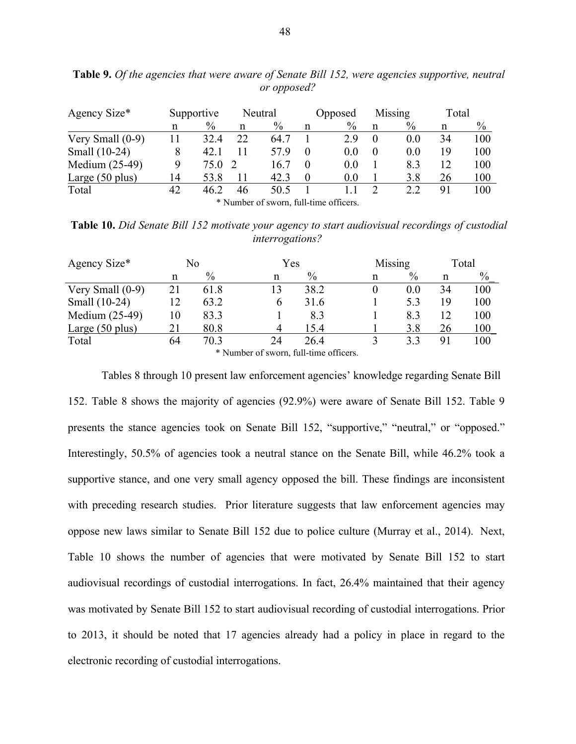**Table 9.** *Of the agencies that were aware of Senate Bill 152, were agencies supportive, neutral or opposed?*

| Agency Size* | Supportive | | Neutral | | Opposed | | Missing | | Total | |
|---|---|---|---|---|---|---|---|---|---|---|
| | n | % | n | % | n | % | n | % | n | % |
| Very Small (0-9) | 11 | 32.4 | 22 | 64.7 | 1 | 2.9 | 0 | 0.0 | 34 | 100 |
| Small (10-24) | 8 | 42.1 | 11 | 57.9 | 0 | 0.0 | 0 | 0.0 | 19 | 100 |
| Medium (25-49) | 9 | 75.0 | 2 | 16.7 | 0 | 0.0 | 1 | 8.3 | 12 | 100 |
| Large (50 plus) | 14 | 53.8 | 11 | 42.3 | 0 | 0.0 | 1 | 3.8 | 26 | 100 |
| Total | 42 | 46.2 | 46 | 50.5 | 1 | 1.1 | 2 | 2.2 | 91 | 100 |

\* Number of sworn, full-time officers.

**Table 10.** *Did Senate Bill 152 motivate your agency to start audiovisual recordings of custodial interrogations?*

| Agency Size* | No | | Yes | | Missing | | Total | |
|---|---|---|---|---|---|---|---|---|
| | n | % | n | % | n | % | n | % |
| Very Small (0-9) | 21 | 61.8 | 13 | 38.2 | 0 | 0.0 | 34 | 100 |
| Small (10-24) | 12 | 63.2 | 6 | 31.6 | 1 | 5.3 | 19 | 100 |
| Medium (25-49) | 10 | 83.3 | 1 | 8.3 | 1 | 8.3 | 12 | 100 |
| Large (50 plus) | 21 | 80.8 | 4 | 15.4 | 1 | 3.8 | 26 | 100 |
| Total | 64 | 70.3 | 24 | 26.4 | 3 | 3.3 | 91 | 100 |

\* Number of sworn, full-time officers.

Tables 8 through 10 present law enforcement agencies' knowledge regarding Senate Bill 152. Table 8 shows the majority of agencies (92.9%) were aware of Senate Bill 152. Table 9 presents the stance agencies took on Senate Bill 152, "supportive," "neutral," or "opposed." Interestingly, 50.5% of agencies took a neutral stance on the Senate Bill, while 46.2% took a supportive stance, and one very small agency opposed the bill. These findings are inconsistent with preceding research studies. Prior literature suggests that law enforcement agencies may oppose new laws similar to Senate Bill 152 due to police culture (Murray et al., 2014). Next, Table 10 shows the number of agencies that were motivated by Senate Bill 152 to start audiovisual recordings of custodial interrogations. In fact, 26.4% maintained that their agency was motivated by Senate Bill 152 to start audiovisual recording of custodial interrogations. Prior to 2013, it should be noted that 17 agencies already had a policy in place in regard to the electronic recording of custodial interrogations.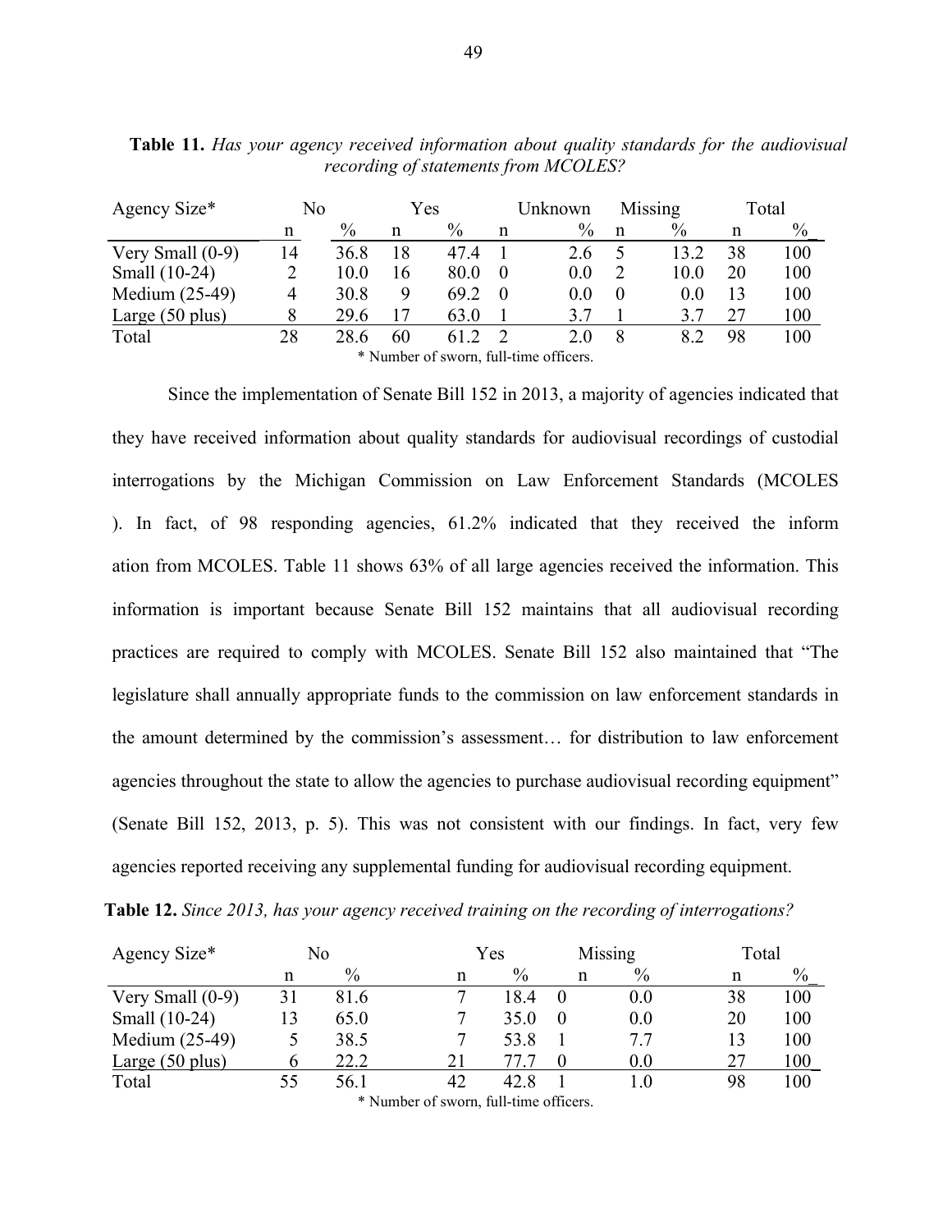**Table 11.** *Has your agency received information about quality standards for the audiovisual recording of statements from MCOLES?*

| Agency Size* | No | | Yes | | Unknown | | Missing | | Total | |
|---|---|---|---|---|---|---|---|---|---|---|
| | n | % | n | % | n | % | n | % | n | % |
| Very Small (0-9) | 14 | 36.8 | 18 | 47.4 | 1 | 2.6 | 5 | 13.2 | 38 | 100 |
| Small (10-24) | 2 | 10.0 | 16 | 80.0 | 0 | 0.0 | 2 | 10.0 | 20 | 100 |
| Medium (25-49) | 4 | 30.8 | 9 | 69.2 | 0 | 0.0 | 0 | 0.0 | 13 | 100 |
| Large (50 plus) | 8 | 29.6 | 17 | 63.0 | 1 | 3.7 | 1 | 3.7 | 27 | 100 |
| Total | 28 | 28.6 | 60 | 61.2 | 2 | 2.0 | 8 | 8.2 | 98 | 100 |

\* Number of sworn, full-time officers.

Since the implementation of Senate Bill 152 in 2013, a majority of agencies indicated that they have received information about quality standards for audiovisual recordings of custodial interrogations by the Michigan Commission on Law Enforcement Standards (MCOLES ). In fact, of 98 responding agencies, 61.2% indicated that they received the inform ation from MCOLES. Table 11 shows 63% of all large agencies received the information. This information is important because Senate Bill 152 maintains that all audiovisual recording practices are required to comply with MCOLES. Senate Bill 152 also maintained that "The legislature shall annually appropriate funds to the commission on law enforcement standards in the amount determined by the commission's assessment… for distribution to law enforcement agencies throughout the state to allow the agencies to purchase audiovisual recording equipment" (Senate Bill 152, 2013, p. 5). This was not consistent with our findings. In fact, very few agencies reported receiving any supplemental funding for audiovisual recording equipment.

**Table 12.** *Since 2013, has your agency received training on the recording of interrogations?*

| Agency Size* | No | | Yes | | Missing | | Total | |
|---|---|---|---|---|---|---|---|---|
| | n | % | n | % | n | % | n | % |
| Very Small (0-9) | 31 | 81.6 | 7 | 18.4 | 0 | 0.0 | 38 | 100 |
| Small (10-24) | 13 | 65.0 | 7 | 35.0 | 0 | 0.0 | 20 | 100 |
| Medium (25-49) | 5 | 38.5 | 7 | 53.8 | 1 | 7.7 | 13 | 100 |
| Large (50 plus) | 6 | 22.2 | 21 | 77.7 | 0 | 0.0 | 27 | 100 |
| Total | 55 | 56.1 | 42 | 42.8 | 1 | 1.0 | 98 | 100 |

\* Number of sworn, full-time officers.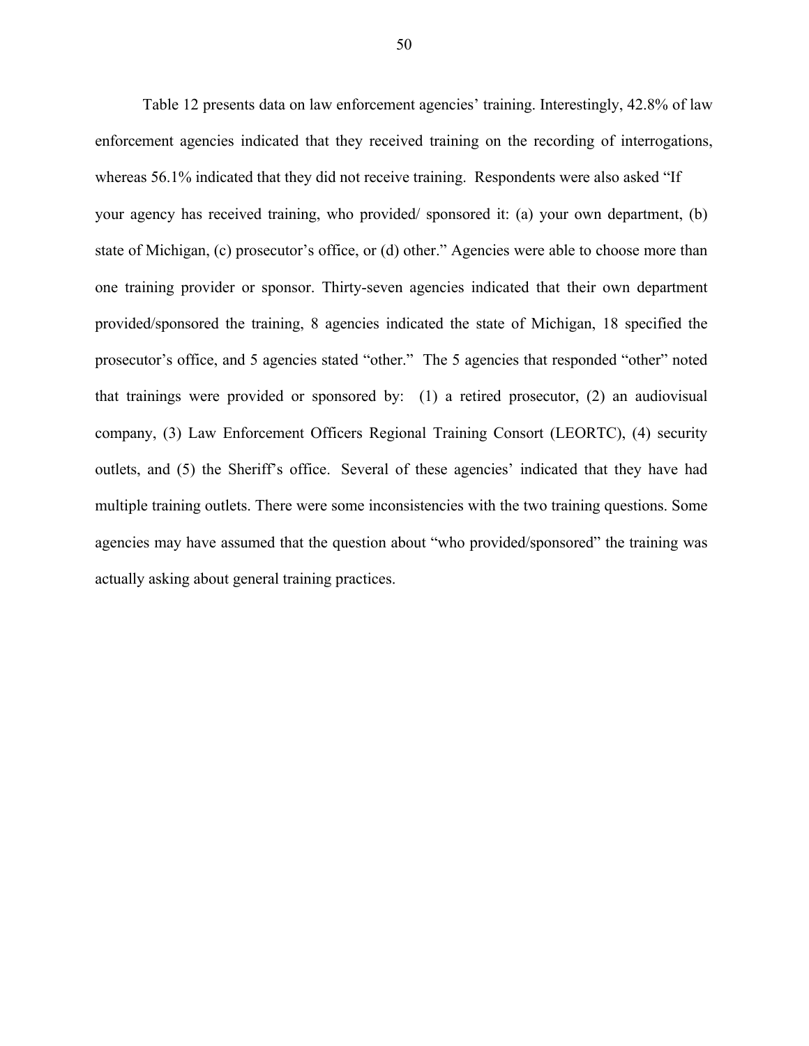Table 12 presents data on law enforcement agencies' training. Interestingly, 42.8% of law enforcement agencies indicated that they received training on the recording of interrogations, whereas 56.1% indicated that they did not receive training. Respondents were also asked "If your agency has received training, who provided/ sponsored it: (a) your own department, (b) state of Michigan, (c) prosecutor's office, or (d) other." Agencies were able to choose more than one training provider or sponsor. Thirty-seven agencies indicated that their own department provided/sponsored the training, 8 agencies indicated the state of Michigan, 18 specified the prosecutor's office, and 5 agencies stated "other." The 5 agencies that responded "other" noted that trainings were provided or sponsored by: (1) a retired prosecutor, (2) an audiovisual company, (3) Law Enforcement Officers Regional Training Consort (LEORTC), (4) security outlets, and (5) the Sheriff's office. Several of these agencies' indicated that they have had multiple training outlets. There were some inconsistencies with the two training questions. Some agencies may have assumed that the question about "who provided/sponsored" the training was actually asking about general training practices.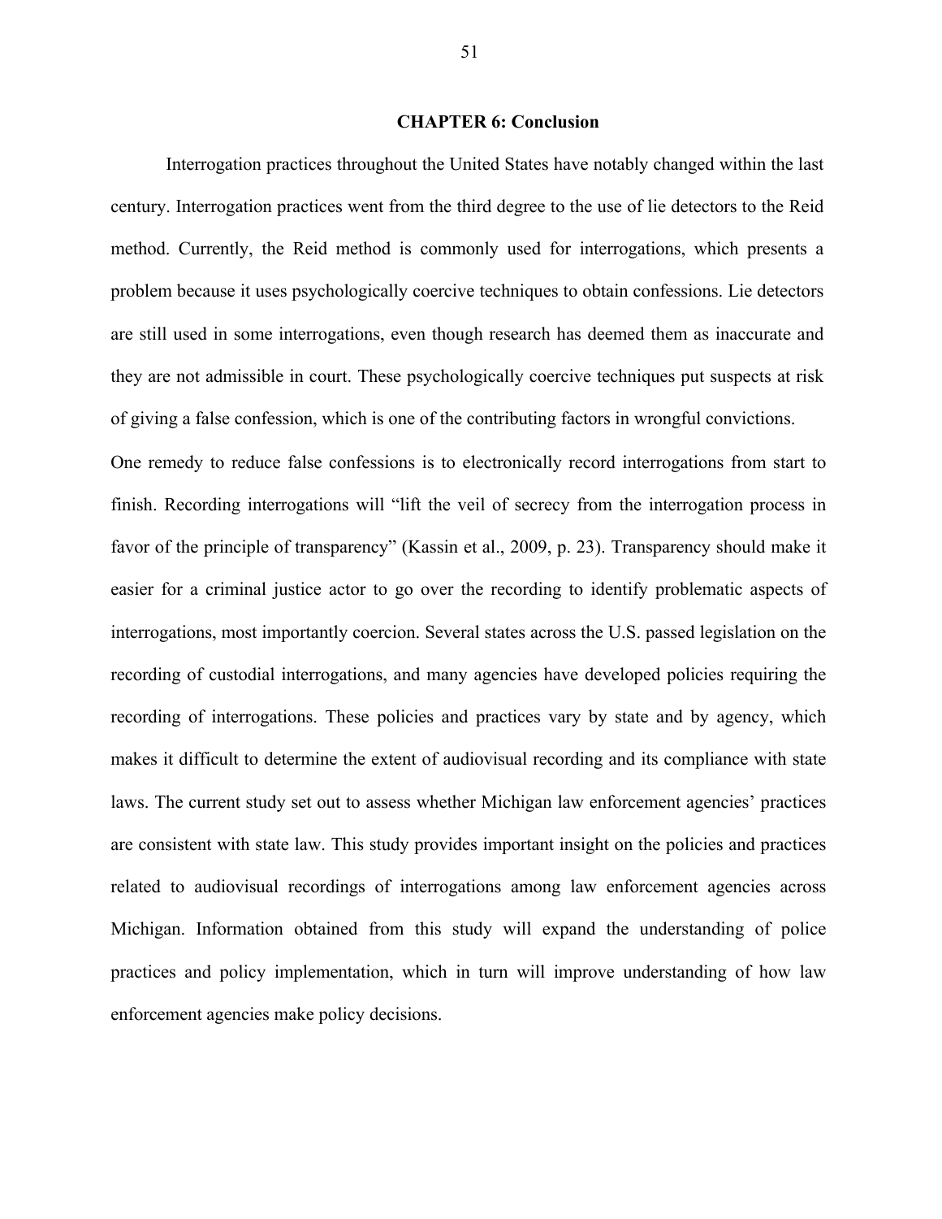# CHAPTER 6: Conclusion

Interrogation practices throughout the United States have notably changed within the last century. Interrogation practices went from the third degree to the use of lie detectors to the Reid method. Currently, the Reid method is commonly used for interrogations, which presents a problem because it uses psychologically coercive techniques to obtain confessions. Lie detectors are still used in some interrogations, even though research has deemed them as inaccurate and they are not admissible in court. These psychologically coercive techniques put suspects at risk of giving a false confession, which is one of the contributing factors in wrongful convictions.

One remedy to reduce false confessions is to electronically record interrogations from start to finish. Recording interrogations will "lift the veil of secrecy from the interrogation process in favor of the principle of transparency" (Kassin et al., 2009, p. 23). Transparency should make it easier for a criminal justice actor to go over the recording to identify problematic aspects of interrogations, most importantly coercion. Several states across the U.S. passed legislation on the recording of custodial interrogations, and many agencies have developed policies requiring the recording of interrogations. These policies and practices vary by state and by agency, which makes it difficult to determine the extent of audiovisual recording and its compliance with state laws. The current study set out to assess whether Michigan law enforcement agencies' practices are consistent with state law. This study provides important insight on the policies and practices related to audiovisual recordings of interrogations among law enforcement agencies across Michigan. Information obtained from this study will expand the understanding of police practices and policy implementation, which in turn will improve understanding of how law enforcement agencies make policy decisions.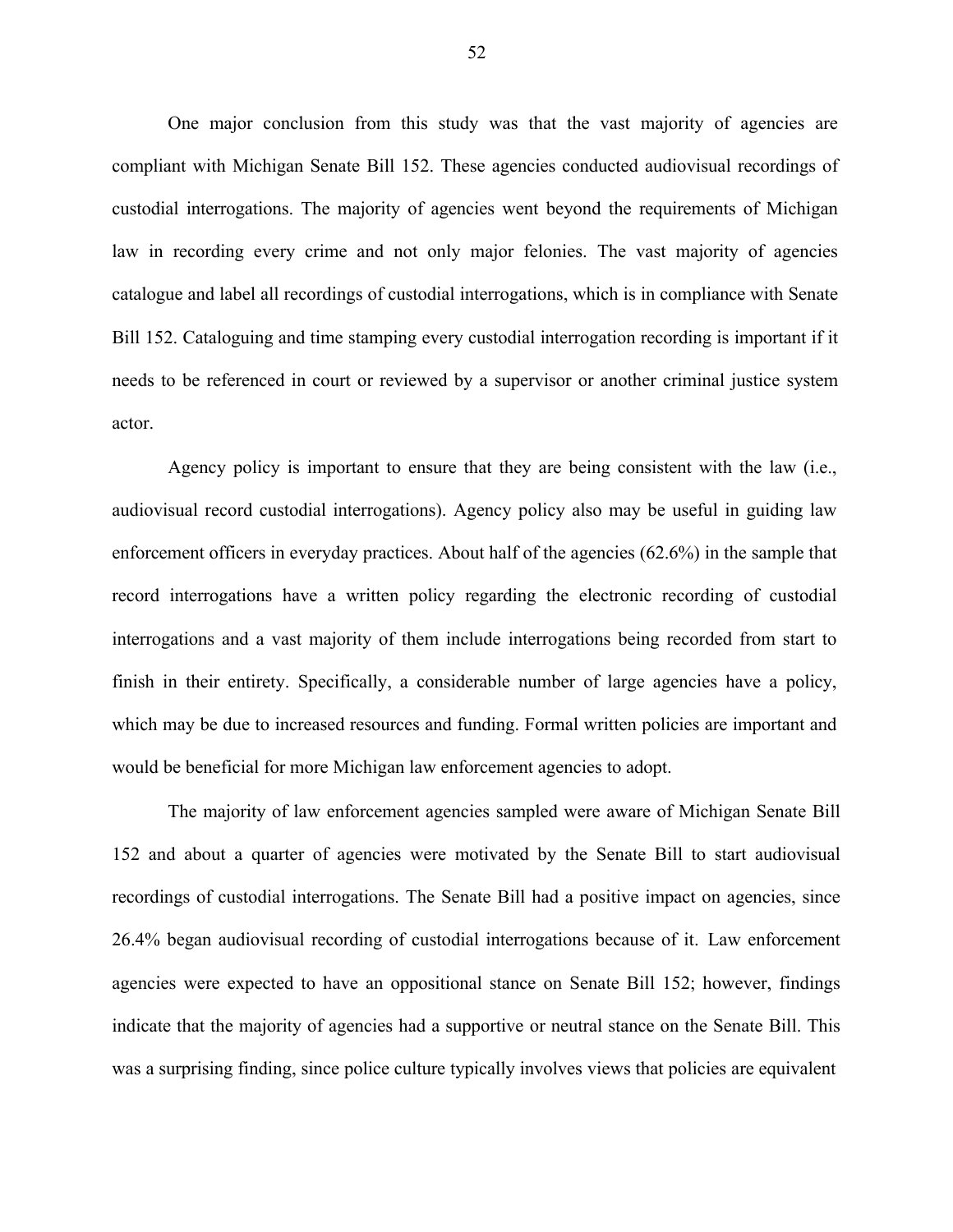One major conclusion from this study was that the vast majority of agencies are compliant with Michigan Senate Bill 152. These agencies conducted audiovisual recordings of custodial interrogations. The majority of agencies went beyond the requirements of Michigan law in recording every crime and not only major felonies. The vast majority of agencies catalogue and label all recordings of custodial interrogations, which is in compliance with Senate Bill 152. Cataloguing and time stamping every custodial interrogation recording is important if it needs to be referenced in court or reviewed by a supervisor or another criminal justice system actor.

Agency policy is important to ensure that they are being consistent with the law (i.e., audiovisual record custodial interrogations). Agency policy also may be useful in guiding law enforcement officers in everyday practices. About half of the agencies (62.6%) in the sample that record interrogations have a written policy regarding the electronic recording of custodial interrogations and a vast majority of them include interrogations being recorded from start to finish in their entirety. Specifically, a considerable number of large agencies have a policy, which may be due to increased resources and funding. Formal written policies are important and would be beneficial for more Michigan law enforcement agencies to adopt.

The majority of law enforcement agencies sampled were aware of Michigan Senate Bill 152 and about a quarter of agencies were motivated by the Senate Bill to start audiovisual recordings of custodial interrogations. The Senate Bill had a positive impact on agencies, since 26.4% began audiovisual recording of custodial interrogations because of it. Law enforcement agencies were expected to have an oppositional stance on Senate Bill 152; however, findings indicate that the majority of agencies had a supportive or neutral stance on the Senate Bill. This was a surprising finding, since police culture typically involves views that policies are equivalent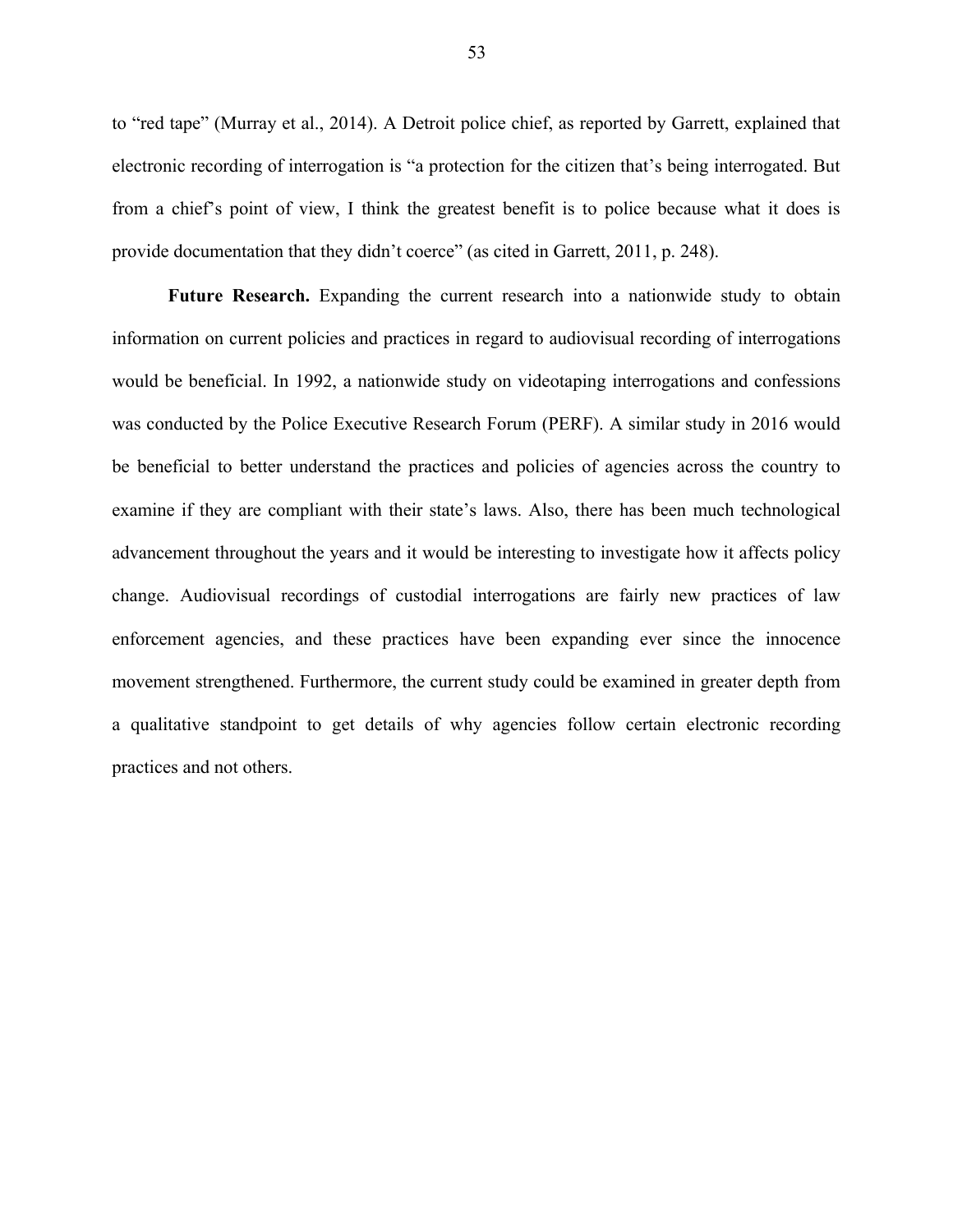to “red tape” (Murray et al., 2014). A Detroit police chief, as reported by Garrett, explained that electronic recording of interrogation is “a protection for the citizen that’s being interrogated. But from a chief’s point of view, I think the greatest benefit is to police because what it does is provide documentation that they didn’t coerce” (as cited in Garrett, 2011, p. 248).

**Future Research.** Expanding the current research into a nationwide study to obtain information on current policies and practices in regard to audiovisual recording of interrogations would be beneficial. In 1992, a nationwide study on videotaping interrogations and confessions was conducted by the Police Executive Research Forum (PERF). A similar study in 2016 would be beneficial to better understand the practices and policies of agencies across the country to examine if they are compliant with their state’s laws. Also, there has been much technological advancement throughout the years and it would be interesting to investigate how it affects policy change. Audiovisual recordings of custodial interrogations are fairly new practices of law enforcement agencies, and these practices have been expanding ever since the innocence movement strengthened. Furthermore, the current study could be examined in greater depth from a qualitative standpoint to get details of why agencies follow certain electronic recording practices and not others.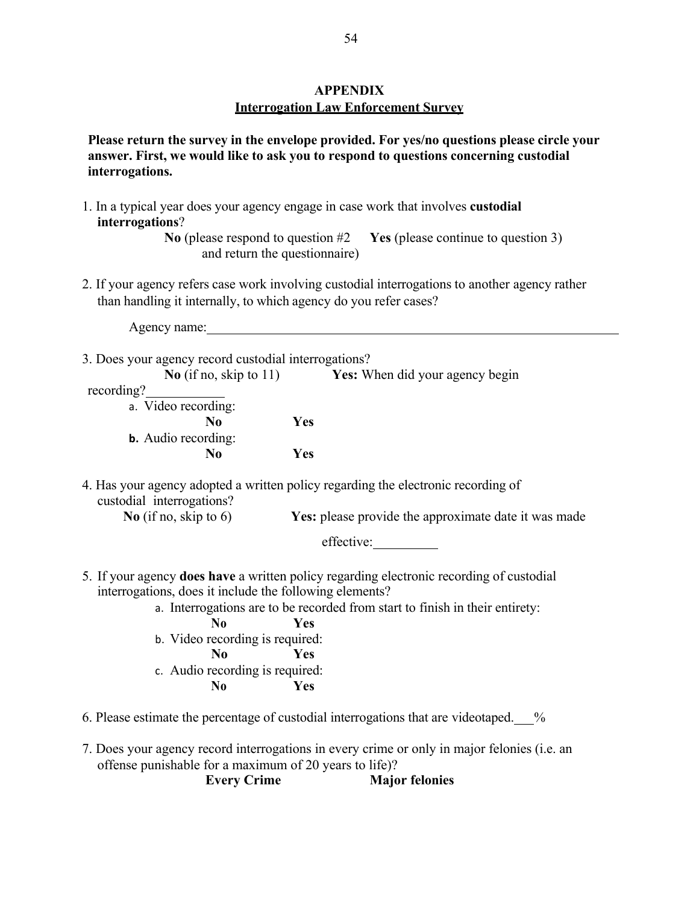# APPENDIX

## Interrogation Law Enforcement Survey

**Please return the survey in the envelope provided. For yes/no questions please circle your answer. First, we would like to ask you to respond to questions concerning custodial interrogations.**

1. In a typical year does your agency engage in case work that involves **custodial interrogations**?

   **No** (please respond to question #2 and return the questionnaire) **Yes** (please continue to question 3)

2. If your agency refers case work involving custodial interrogations to another agency rather than handling it internally, to which agency do you refer cases?

   Agency name:\_\_\_\_\_\_\_\_\_\_\_\_\_\_\_\_\_\_\_\_\_\_\_\_\_\_\_\_\_\_\_\_\_\_\_\_\_\_\_\_

3. Does your agency record custodial interrogations?

   **No** (if no, skip to 11) **Yes:** When did your agency begin recording?\_\_\_\_\_\_\_\_\_\_

   a. Video recording:
      **No** **Yes**

   b. Audio recording:
      **No** **Yes**

4. Has your agency adopted a written policy regarding the electronic recording of custodial interrogations?

   **No** (if no, skip to 6) **Yes:** please provide the approximate date it was made effective:\_\_\_\_\_\_\_\_\_\_

5. If your agency **does have** a written policy regarding electronic recording of custodial interrogations, does it include the following elements?

   a. Interrogations are to be recorded from start to finish in their entirety:
      **No** **Yes**

   b. Video recording is required:
      **No** **Yes**

   c. Audio recording is required:
      **No** **Yes**

6. Please estimate the percentage of custodial interrogations that are videotaped.\_\_\_%

7. Does your agency record interrogations in every crime or only in major felonies (i.e. an offense punishable for a maximum of 20 years to life)?

   **Every Crime** **Major felonies**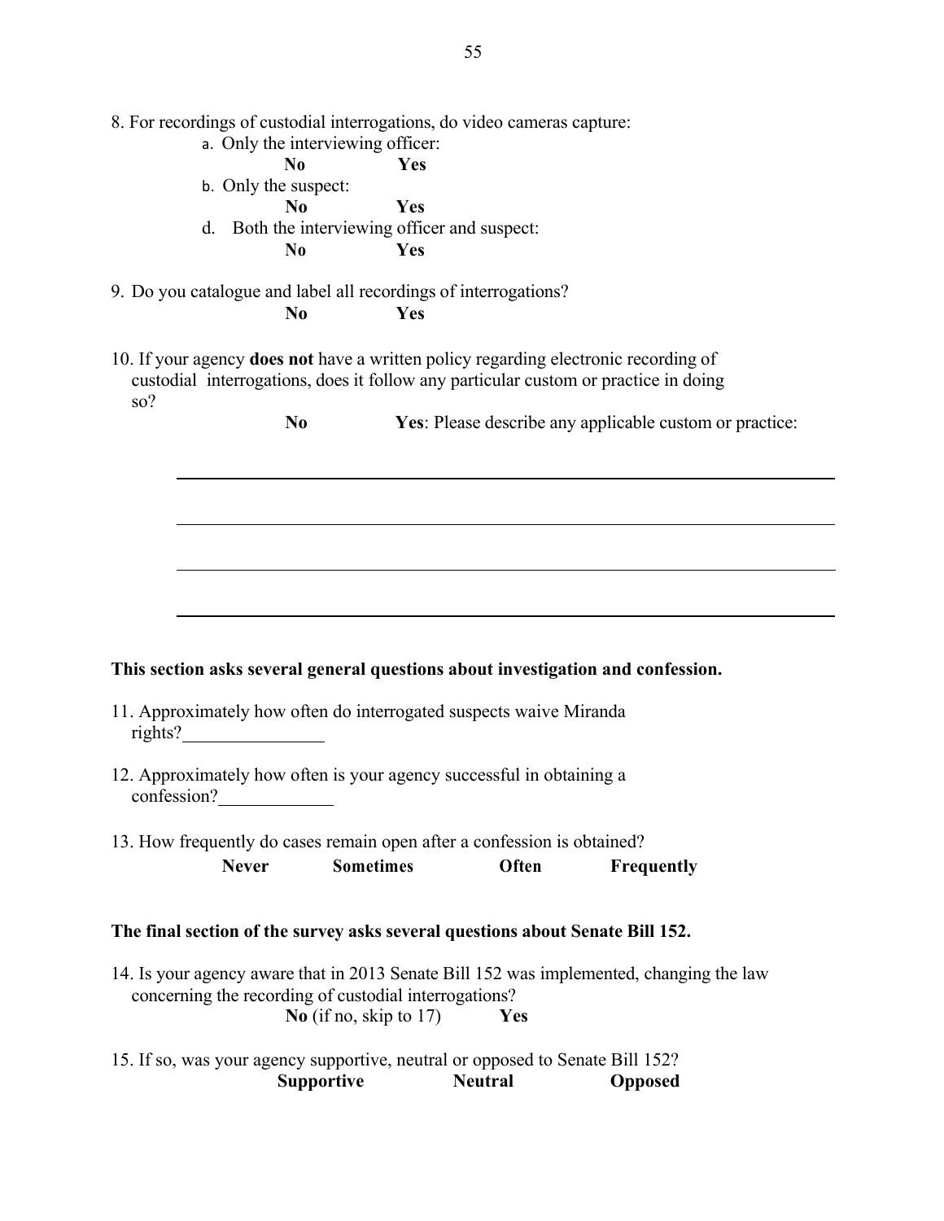8. For recordings of custodial interrogations, do video cameras capture:

a. Only the interviewing officer:

**No** **Yes**

b. Only the suspect:

**No** **Yes**

d. Both the interviewing officer and suspect:

**No** **Yes**

9. Do you catalogue and label all recordings of interrogations?

**No** **Yes**

10. If your agency **does not** have a written policy regarding electronic recording of custodial interrogations, does it follow any particular custom or practice in doing so?

**No** **Yes**: Please describe any applicable custom or practice:

______________________________________________________________________

______________________________________________________________________

______________________________________________________________________

______________________________________________________________________

**This section asks several general questions about investigation and confession.**

11. Approximately how often do interrogated suspects waive Miranda rights?_______________

12. Approximately how often is your agency successful in obtaining a confession?____________

13. How frequently do cases remain open after a confession is obtained?

**Never** **Sometimes** **Often** **Frequently**

**The final section of the survey asks several questions about Senate Bill 152.**

14. Is your agency aware that in 2013 Senate Bill 152 was implemented, changing the law concerning the recording of custodial interrogations?

**No** (if no, skip to 17) **Yes**

15. If so, was your agency supportive, neutral or opposed to Senate Bill 152?

**Supportive** **Neutral** **Opposed**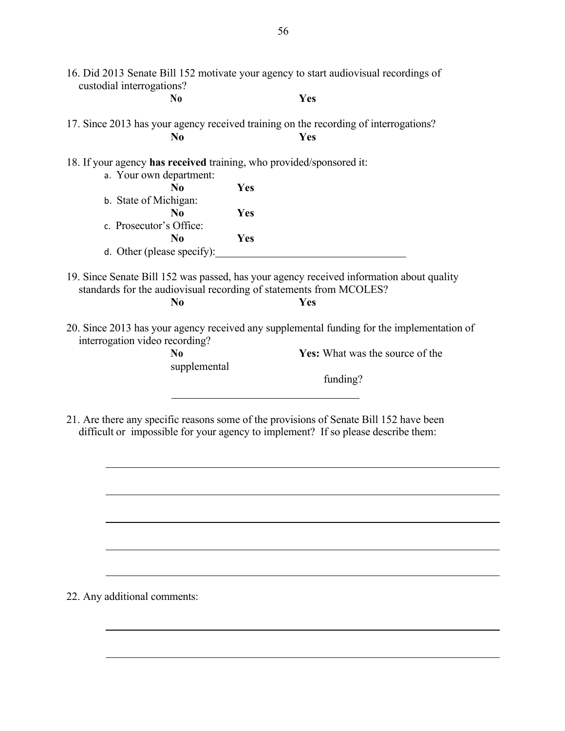16. Did 2013 Senate Bill 152 motivate your agency to start audiovisual recordings of custodial interrogations?

**No** **Yes**

17. Since 2013 has your agency received training on the recording of interrogations?

**No** **Yes**

18. If your agency **has received** training, who provided/sponsored it:

a. Your own department:

**No** **Yes**

b. State of Michigan:

**No** **Yes**

c. Prosecutor's Office:

**No** **Yes**

d. Other (please specify):____________________________________

19. Since Senate Bill 152 was passed, has your agency received information about quality standards for the audiovisual recording of statements from MCOLES?

**No** **Yes**

20. Since 2013 has your agency received any supplemental funding for the implementation of interrogation video recording?

**No** **Yes:** What was the source of the supplemental funding?

____________________________________

21. Are there any specific reasons some of the provisions of Senate Bill 152 have been difficult or impossible for your agency to implement? If so please describe them:

______________________________________________________________________

______________________________________________________________________

______________________________________________________________________

______________________________________________________________________

______________________________________________________________________

22. Any additional comments:

______________________________________________________________________

______________________________________________________________________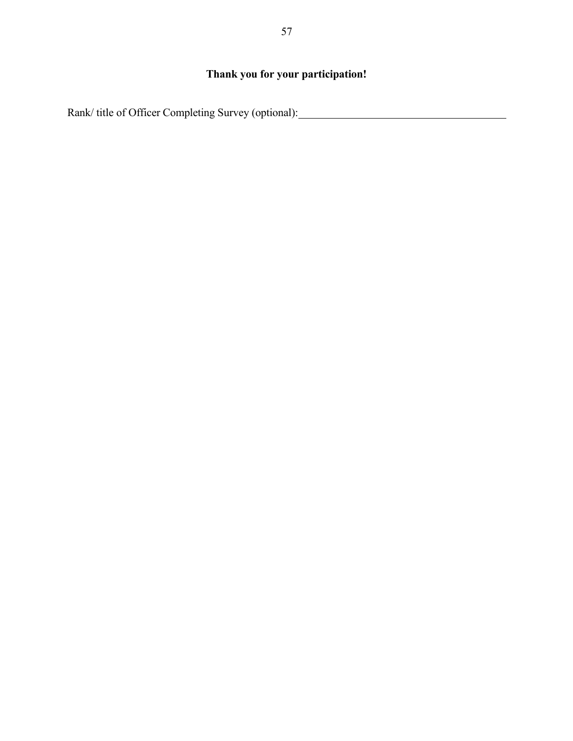**Thank you for your participation!**

Rank/ title of Officer Completing Survey (optional): ______________________________________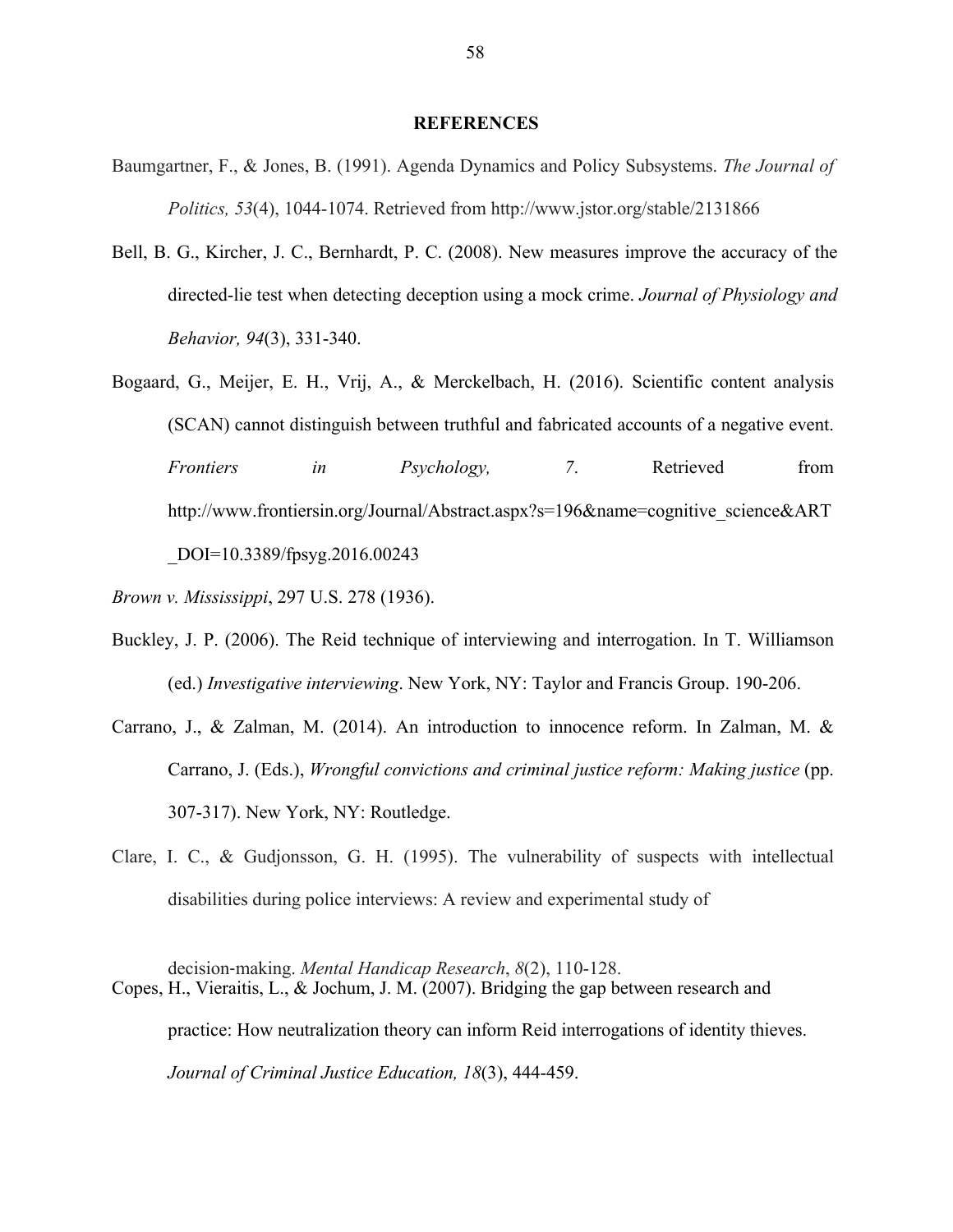## REFERENCES

Baumgartner, F., & Jones, B. (1991). Agenda Dynamics and Policy Subsystems. *The Journal of Politics, 53*(4), 1044-1074. Retrieved from http://www.jstor.org/stable/2131866

Bell, B. G., Kircher, J. C., Bernhardt, P. C. (2008). New measures improve the accuracy of the directed-lie test when detecting deception using a mock crime. *Journal of Physiology and Behavior, 94*(3), 331-340.

Bogaard, G., Meijer, E. H., Vrij, A., & Merckelbach, H. (2016). Scientific content analysis (SCAN) cannot distinguish between truthful and fabricated accounts of a negative event. *Frontiers in Psychology, 7*. Retrieved from http://www.frontiersin.org/Journal/Abstract.aspx?s=196&name=cognitive_science&ART_DOI=10.3389/fpsyg.2016.00243

*Brown v. Mississippi*, 297 U.S. 278 (1936).

Buckley, J. P. (2006). The Reid technique of interviewing and interrogation. In T. Williamson (ed.) *Investigative interviewing*. New York, NY: Taylor and Francis Group. 190-206.

Carrano, J., & Zalman, M. (2014). An introduction to innocence reform. In Zalman, M. & Carrano, J. (Eds.), *Wrongful convictions and criminal justice reform: Making justice* (pp. 307-317). New York, NY: Routledge.

Clare, I. C., & Gudjonsson, G. H. (1995). The vulnerability of suspects with intellectual disabilities during police interviews: A review and experimental study of decision-making. *Mental Handicap Research*, *8*(2), 110-128.

Copes, H., Vieraitis, L., & Jochum, J. M. (2007). Bridging the gap between research and practice: How neutralization theory can inform Reid interrogations of identity thieves. *Journal of Criminal Justice Education, 18*(3), 444-459.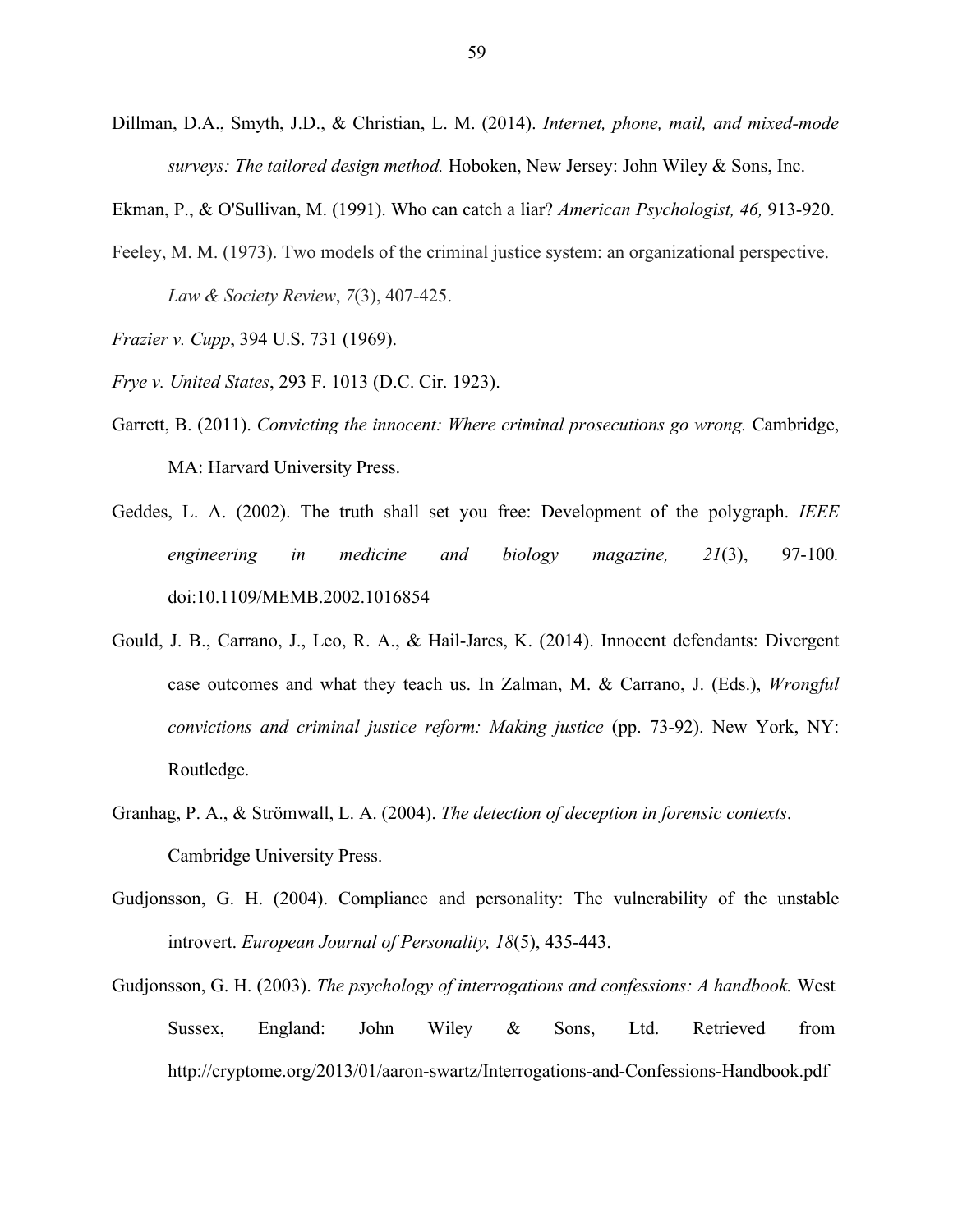Dillman, D.A., Smyth, J.D., & Christian, L. M. (2014). *Internet, phone, mail, and mixed-mode surveys: The tailored design method.* Hoboken, New Jersey: John Wiley & Sons, Inc.

Ekman, P., & O'Sullivan, M. (1991). Who can catch a liar? *American Psychologist, 46,* 913-920.

Feeley, M. M. (1973). Two models of the criminal justice system: an organizational perspective. *Law & Society Review*, *7*(3), 407-425.

*Frazier v. Cupp*, 394 U.S. 731 (1969).

*Frye v. United States*, 293 F. 1013 (D.C. Cir. 1923).

Garrett, B. (2011). *Convicting the innocent: Where criminal prosecutions go wrong.* Cambridge, MA: Harvard University Press.

Geddes, L. A. (2002). The truth shall set you free: Development of the polygraph. *IEEE engineering in medicine and biology magazine, 21*(3), 97-100*.* doi:10.1109/MEMB.2002.1016854

Gould, J. B., Carrano, J., Leo, R. A., & Hail-Jares, K. (2014). Innocent defendants: Divergent case outcomes and what they teach us. In Zalman, M. & Carrano, J. (Eds.), *Wrongful convictions and criminal justice reform: Making justice* (pp. 73-92). New York, NY: Routledge.

Granhag, P. A., & Strömwall, L. A. (2004). *The detection of deception in forensic contexts*. Cambridge University Press.

Gudjonsson, G. H. (2004). Compliance and personality: The vulnerability of the unstable introvert. *European Journal of Personality, 18*(5), 435-443.

Gudjonsson, G. H. (2003). *The psychology of interrogations and confessions: A handbook.* West Sussex, England: John Wiley & Sons, Ltd. Retrieved from http://cryptome.org/2013/01/aaron-swartz/Interrogations-and-Confessions-Handbook.pdf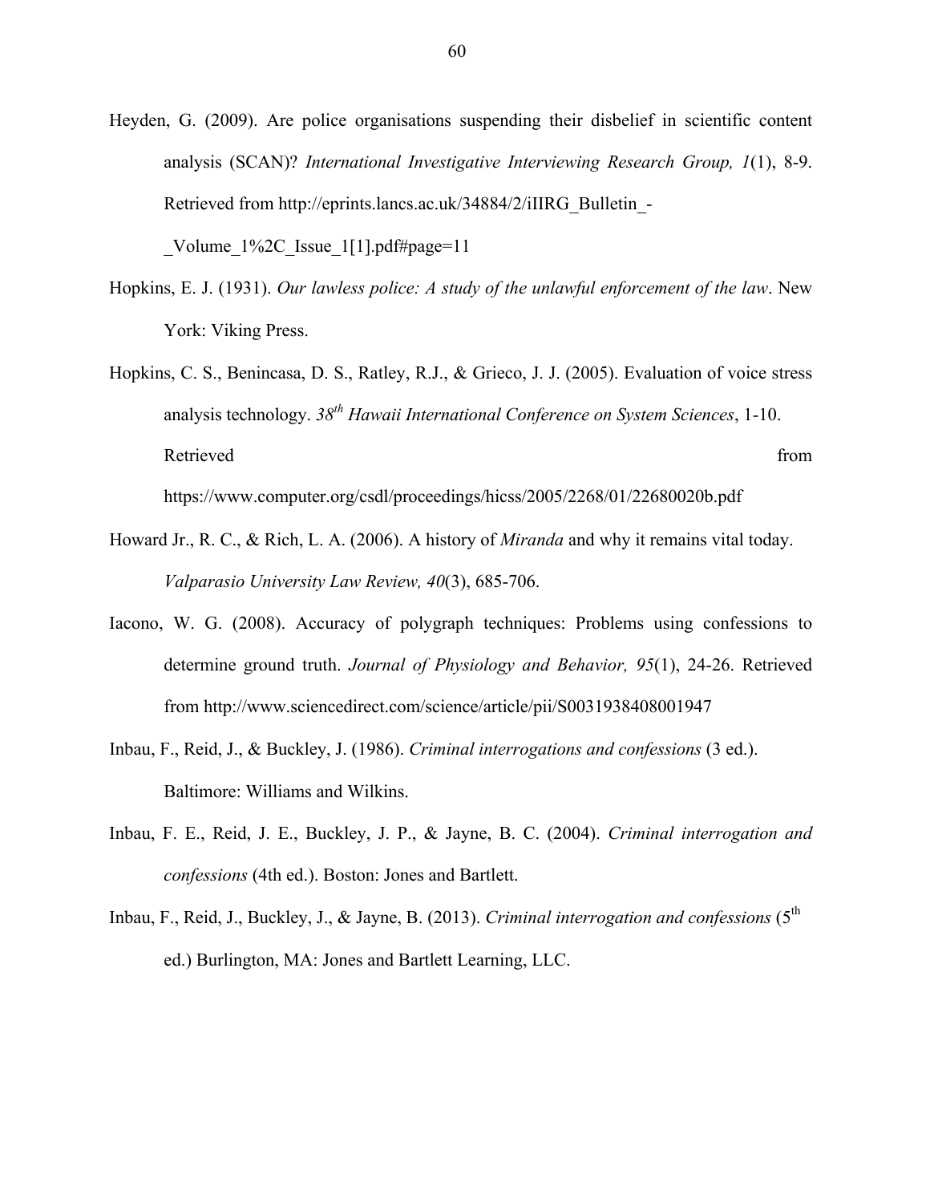Heyden, G. (2009). Are police organisations suspending their disbelief in scientific content analysis (SCAN)? *International Investigative Interviewing Research Group, 1*(1), 8-9. Retrieved from http://eprints.lancs.ac.uk/34884/2/iIIRG_Bulletin_-_Volume_1%2C_Issue_1[1].pdf#page=11

Hopkins, E. J. (1931). *Our lawless police: A study of the unlawful enforcement of the law*. New York: Viking Press.

Hopkins, C. S., Benincasa, D. S., Ratley, R.J., & Grieco, J. J. (2005). Evaluation of voice stress analysis technology. *38th Hawaii International Conference on System Sciences*, 1-10. Retrieved from https://www.computer.org/csdl/proceedings/hicss/2005/2268/01/22680020b.pdf

Howard Jr., R. C., & Rich, L. A. (2006). A history of *Miranda* and why it remains vital today. *Valparasio University Law Review, 40*(3), 685-706.

Iacono, W. G. (2008). Accuracy of polygraph techniques: Problems using confessions to determine ground truth. *Journal of Physiology and Behavior, 95*(1), 24-26. Retrieved from http://www.sciencedirect.com/science/article/pii/S0031938408001947

Inbau, F., Reid, J., & Buckley, J. (1986). *Criminal interrogations and confessions* (3 ed.). Baltimore: Williams and Wilkins.

Inbau, F. E., Reid, J. E., Buckley, J. P., & Jayne, B. C. (2004). *Criminal interrogation and confessions* (4th ed.). Boston: Jones and Bartlett.

Inbau, F., Reid, J., Buckley, J., & Jayne, B. (2013). *Criminal interrogation and confessions* (5th ed.) Burlington, MA: Jones and Bartlett Learning, LLC.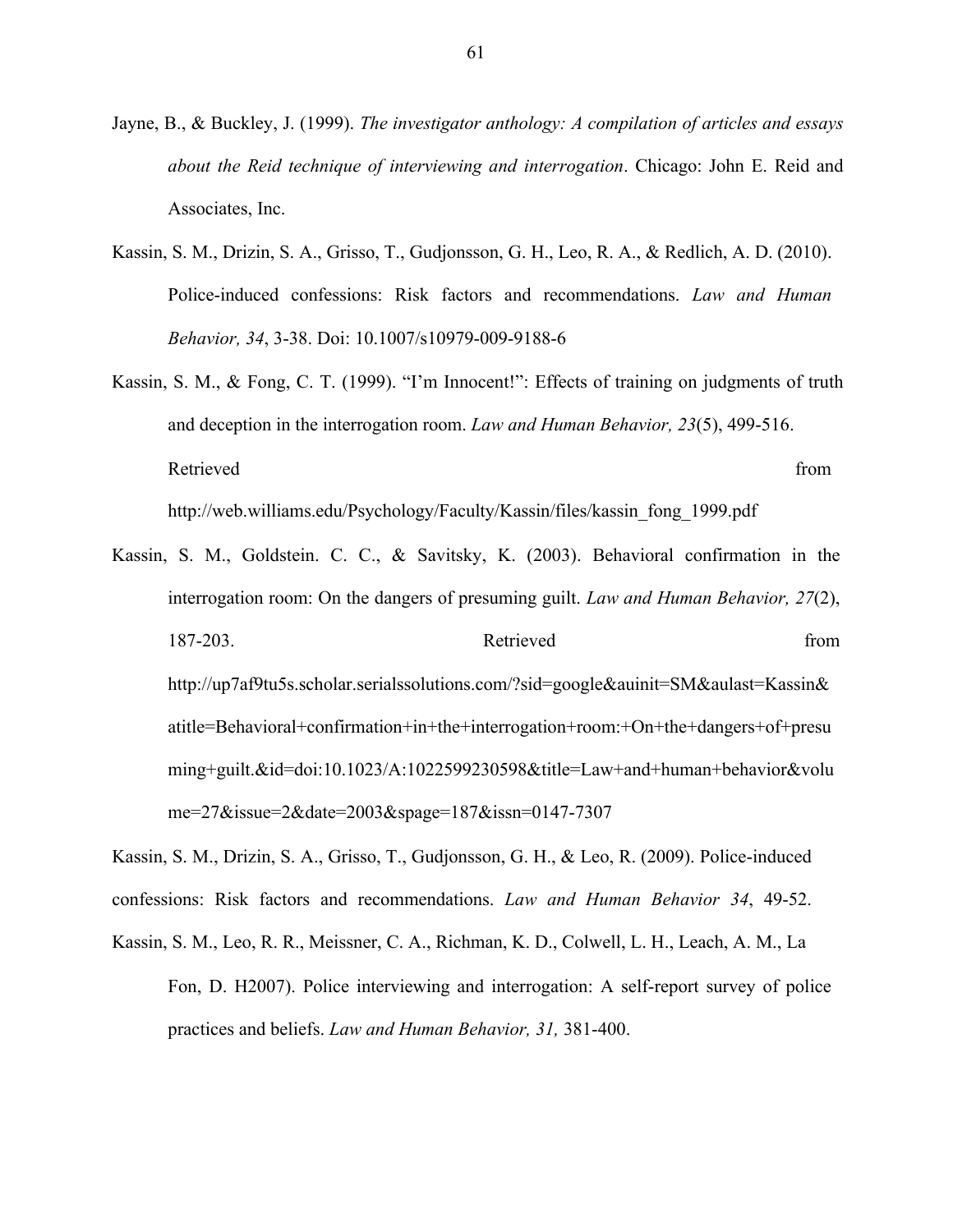Jayne, B., & Buckley, J. (1999). *The investigator anthology: A compilation of articles and essays about the Reid technique of interviewing and interrogation*. Chicago: John E. Reid and Associates, Inc.

Kassin, S. M., Drizin, S. A., Grisso, T., Gudjonsson, G. H., Leo, R. A., & Redlich, A. D. (2010). Police-induced confessions: Risk factors and recommendations. *Law and Human Behavior, 34*, 3-38. Doi: 10.1007/s10979-009-9188-6

Kassin, S. M., & Fong, C. T. (1999). "I'm Innocent!": Effects of training on judgments of truth and deception in the interrogation room. *Law and Human Behavior, 23*(5), 499-516. Retrieved from http://web.williams.edu/Psychology/Faculty/Kassin/files/kassin_fong_1999.pdf

Kassin, S. M., Goldstein. C. C., & Savitsky, K. (2003). Behavioral confirmation in the interrogation room: On the dangers of presuming guilt. *Law and Human Behavior, 27*(2), 187-203. Retrieved from http://up7af9tu5s.scholar.serialssolutions.com/?sid=google&auinit=SM&aulast=Kassin&atitle=Behavioral+confirmation+in+the+interrogation+room:+On+the+dangers+of+presuming+guilt.&id=doi:10.1023/A:1022599230598&title=Law+and+human+behavior&volume=27&issue=2&date=2003&spage=187&issn=0147-7307

Kassin, S. M., Drizin, S. A., Grisso, T., Gudjonsson, G. H., & Leo, R. (2009). Police-induced confessions: Risk factors and recommendations. *Law and Human Behavior 34*, 49-52.

Kassin, S. M., Leo, R. R., Meissner, C. A., Richman, K. D., Colwell, L. H., Leach, A. M., La Fon, D. H2007). Police interviewing and interrogation: A self-report survey of police practices and beliefs. *Law and Human Behavior, 31,* 381-400.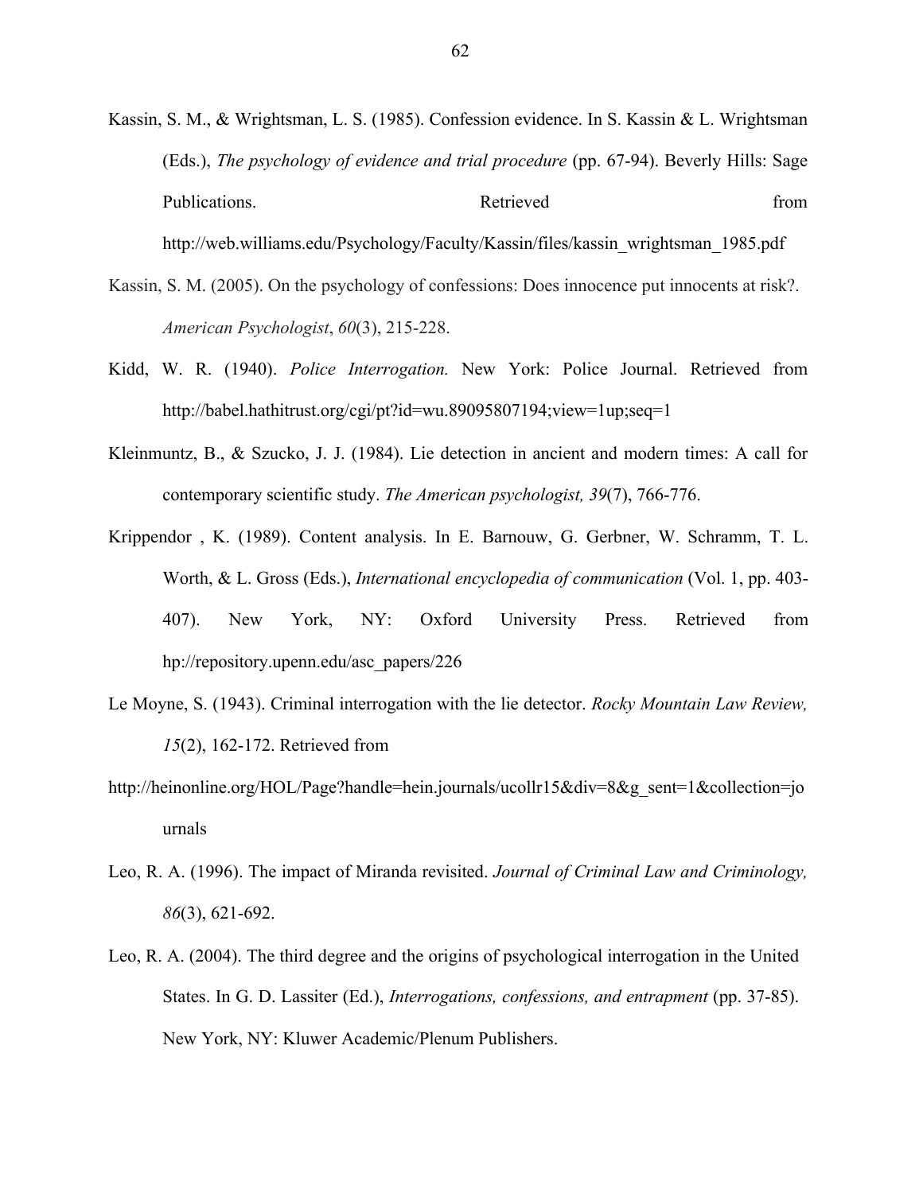Kassin, S. M., & Wrightsman, L. S. (1985). Confession evidence. In S. Kassin & L. Wrightsman (Eds.), *The psychology of evidence and trial procedure* (pp. 67-94). Beverly Hills: Sage Publications. Retrieved from http://web.williams.edu/Psychology/Faculty/Kassin/files/kassin_wrightsman_1985.pdf

Kassin, S. M. (2005). On the psychology of confessions: Does innocence put innocents at risk?. *American Psychologist*, *60*(3), 215-228.

Kidd, W. R. (1940). *Police Interrogation.* New York: Police Journal. Retrieved from http://babel.hathitrust.org/cgi/pt?id=wu.89095807194;view=1up;seq=1

Kleinmuntz, B., & Szucko, J. J. (1984). Lie detection in ancient and modern times: A call for contemporary scientific study. *The American psychologist, 39*(7), 766-776.

Krippendor , K. (1989). Content analysis. In E. Barnouw, G. Gerbner, W. Schramm, T. L. Worth, & L. Gross (Eds.), *International encyclopedia of communication* (Vol. 1, pp. 403-407). New York, NY: Oxford University Press. Retrieved from hp://repository.upenn.edu/asc_papers/226

Le Moyne, S. (1943). Criminal interrogation with the lie detector. *Rocky Mountain Law Review, 15*(2), 162-172. Retrieved from http://heinonline.org/HOL/Page?handle=hein.journals/ucollr15&div=8&g_sent=1&collection=journals

Leo, R. A. (1996). The impact of Miranda revisited. *Journal of Criminal Law and Criminology, 86*(3), 621-692.

Leo, R. A. (2004). The third degree and the origins of psychological interrogation in the United States. In G. D. Lassiter (Ed.), *Interrogations, confessions, and entrapment* (pp. 37-85). New York, NY: Kluwer Academic/Plenum Publishers.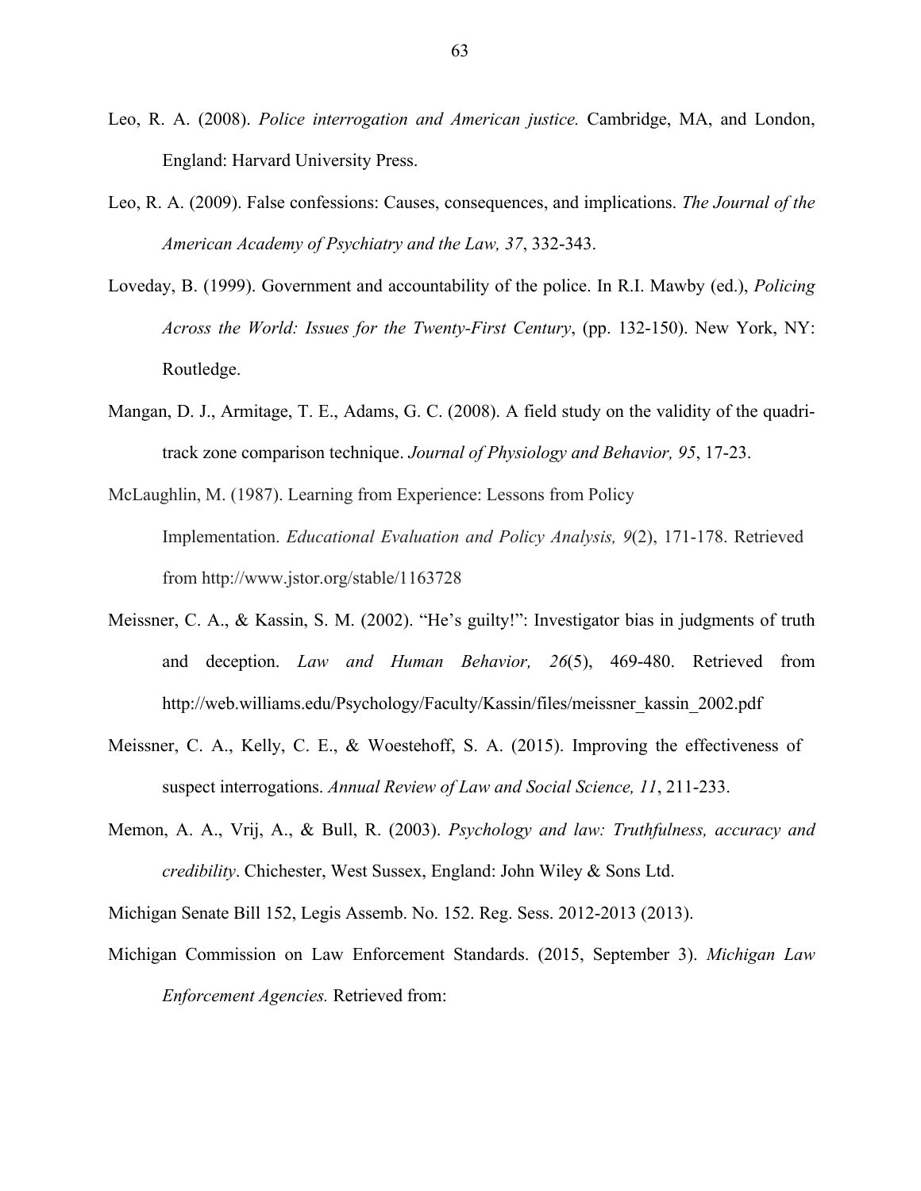Leo, R. A. (2008). *Police interrogation and American justice.* Cambridge, MA, and London, England: Harvard University Press.

Leo, R. A. (2009). False confessions: Causes, consequences, and implications. *The Journal of the American Academy of Psychiatry and the Law, 37*, 332-343.

Loveday, B. (1999). Government and accountability of the police. In R.I. Mawby (ed.), *Policing Across the World: Issues for the Twenty-First Century*, (pp. 132-150). New York, NY: Routledge.

Mangan, D. J., Armitage, T. E., Adams, G. C. (2008). A field study on the validity of the quadri-track zone comparison technique. *Journal of Physiology and Behavior, 95*, 17-23.

McLaughlin, M. (1987). Learning from Experience: Lessons from Policy Implementation. *Educational Evaluation and Policy Analysis, 9*(2), 171-178. Retrieved from http://www.jstor.org/stable/1163728

Meissner, C. A., & Kassin, S. M. (2002). "He's guilty!": Investigator bias in judgments of truth and deception. *Law and Human Behavior, 26*(5), 469-480. Retrieved from http://web.williams.edu/Psychology/Faculty/Kassin/files/meissner_kassin_2002.pdf

Meissner, C. A., Kelly, C. E., & Woestehoff, S. A. (2015). Improving the effectiveness of suspect interrogations. *Annual Review of Law and Social Science, 11*, 211-233.

Memon, A. A., Vrij, A., & Bull, R. (2003). *Psychology and law: Truthfulness, accuracy and credibility*. Chichester, West Sussex, England: John Wiley & Sons Ltd.

Michigan Senate Bill 152, Legis Assemb. No. 152. Reg. Sess. 2012-2013 (2013).

Michigan Commission on Law Enforcement Standards. (2015, September 3). *Michigan Law Enforcement Agencies.* Retrieved from: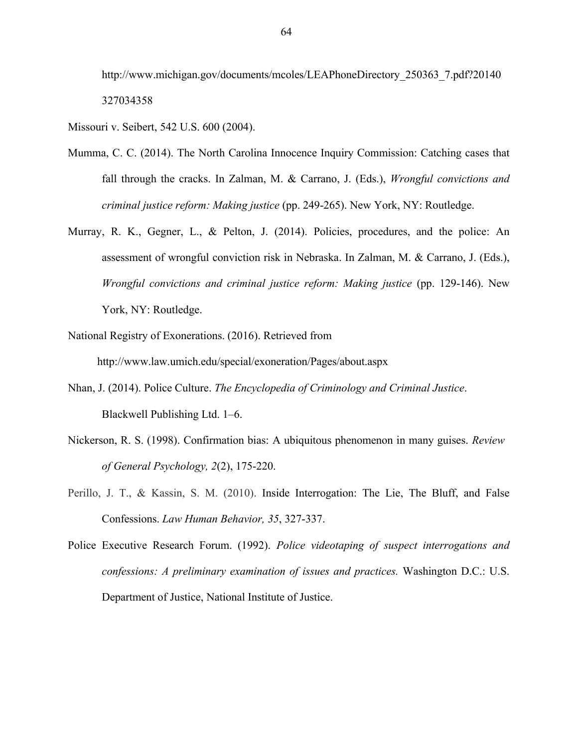http://www.michigan.gov/documents/mcoles/LEAPhoneDirectory_250363_7.pdf?20140327034358

Missouri v. Seibert, 542 U.S. 600 (2004).

Mumma, C. C. (2014). The North Carolina Innocence Inquiry Commission: Catching cases that fall through the cracks. In Zalman, M. & Carrano, J. (Eds.), *Wrongful convictions and criminal justice reform: Making justice* (pp. 249-265). New York, NY: Routledge.

Murray, R. K., Gegner, L., & Pelton, J. (2014). Policies, procedures, and the police: An assessment of wrongful conviction risk in Nebraska. In Zalman, M. & Carrano, J. (Eds.), *Wrongful convictions and criminal justice reform: Making justice* (pp. 129-146). New York, NY: Routledge.

National Registry of Exonerations. (2016). Retrieved from http://www.law.umich.edu/special/exoneration/Pages/about.aspx

Nhan, J. (2014). Police Culture. *The Encyclopedia of Criminology and Criminal Justice*. Blackwell Publishing Ltd. 1–6.

Nickerson, R. S. (1998). Confirmation bias: A ubiquitous phenomenon in many guises. *Review of General Psychology, 2*(2), 175-220.

Perillo, J. T., & Kassin, S. M. (2010). Inside Interrogation: The Lie, The Bluff, and False Confessions. *Law Human Behavior, 35*, 327-337.

Police Executive Research Forum. (1992). *Police videotaping of suspect interrogations and confessions: A preliminary examination of issues and practices.* Washington D.C.: U.S. Department of Justice, National Institute of Justice.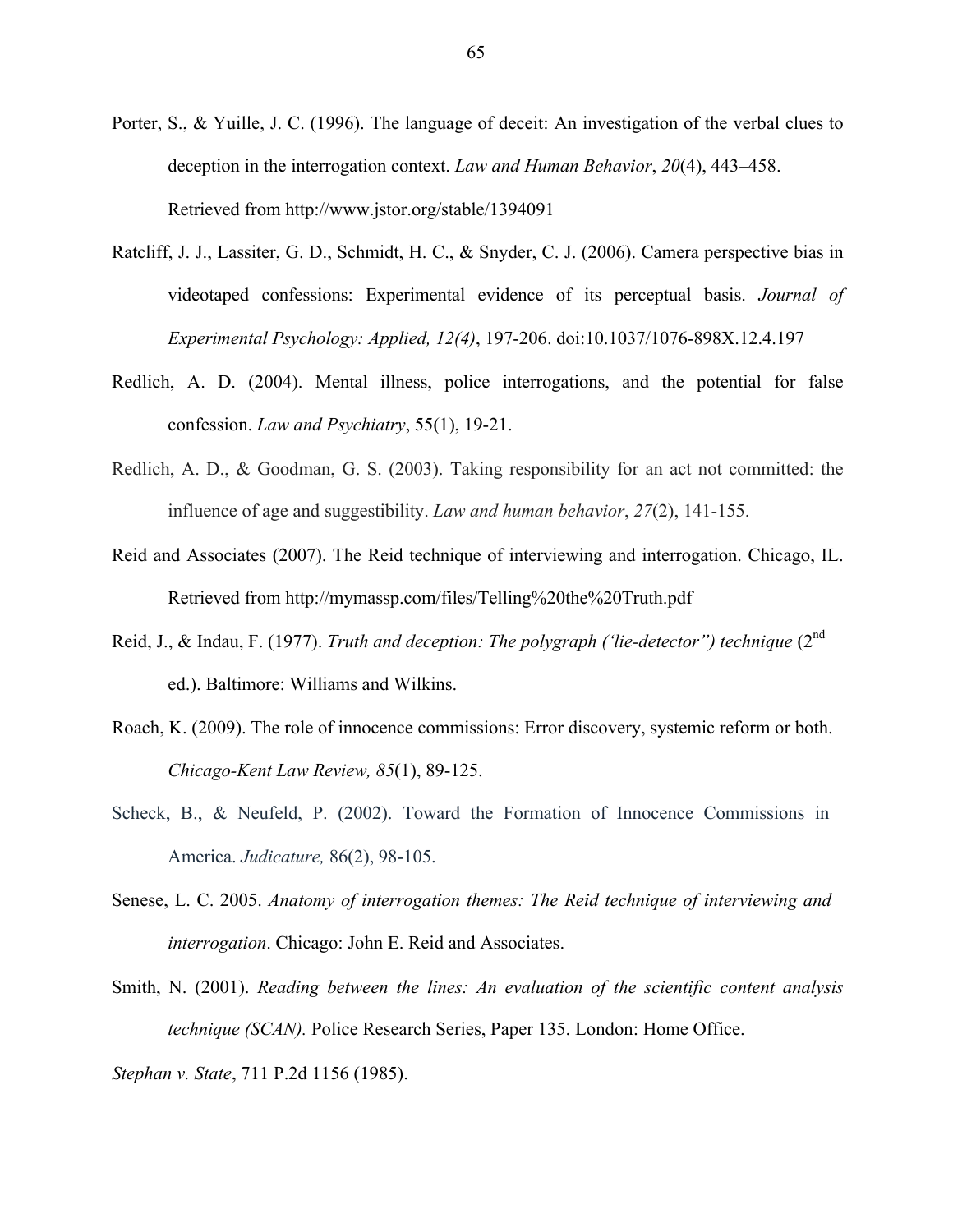Porter, S., & Yuille, J. C. (1996). The language of deceit: An investigation of the verbal clues to deception in the interrogation context. *Law and Human Behavior*, *20*(4), 443–458. Retrieved from http://www.jstor.org/stable/1394091

Ratcliff, J. J., Lassiter, G. D., Schmidt, H. C., & Snyder, C. J. (2006). Camera perspective bias in videotaped confessions: Experimental evidence of its perceptual basis. *Journal of Experimental Psychology: Applied, 12(4)*, 197-206. doi:10.1037/1076-898X.12.4.197

Redlich, A. D. (2004). Mental illness, police interrogations, and the potential for false confession. *Law and Psychiatry*, 55(1), 19-21.

Redlich, A. D., & Goodman, G. S. (2003). Taking responsibility for an act not committed: the influence of age and suggestibility. *Law and human behavior*, *27*(2), 141-155.

Reid and Associates (2007). The Reid technique of interviewing and interrogation. Chicago, IL. Retrieved from http://mymassp.com/files/Telling%20the%20Truth.pdf

Reid, J., & Indau, F. (1977). *Truth and deception: The polygraph ('lie-detector") technique* (2nd ed.). Baltimore: Williams and Wilkins.

Roach, K. (2009). The role of innocence commissions: Error discovery, systemic reform or both. *Chicago-Kent Law Review, 85*(1), 89-125.

Scheck, B., & Neufeld, P. (2002). Toward the Formation of Innocence Commissions in America. *Judicature,* 86(2), 98-105.

Senese, L. C. 2005. *Anatomy of interrogation themes: The Reid technique of interviewing and interrogation*. Chicago: John E. Reid and Associates.

Smith, N. (2001). *Reading between the lines: An evaluation of the scientific content analysis technique (SCAN).* Police Research Series, Paper 135. London: Home Office.

*Stephan v. State*, 711 P.2d 1156 (1985).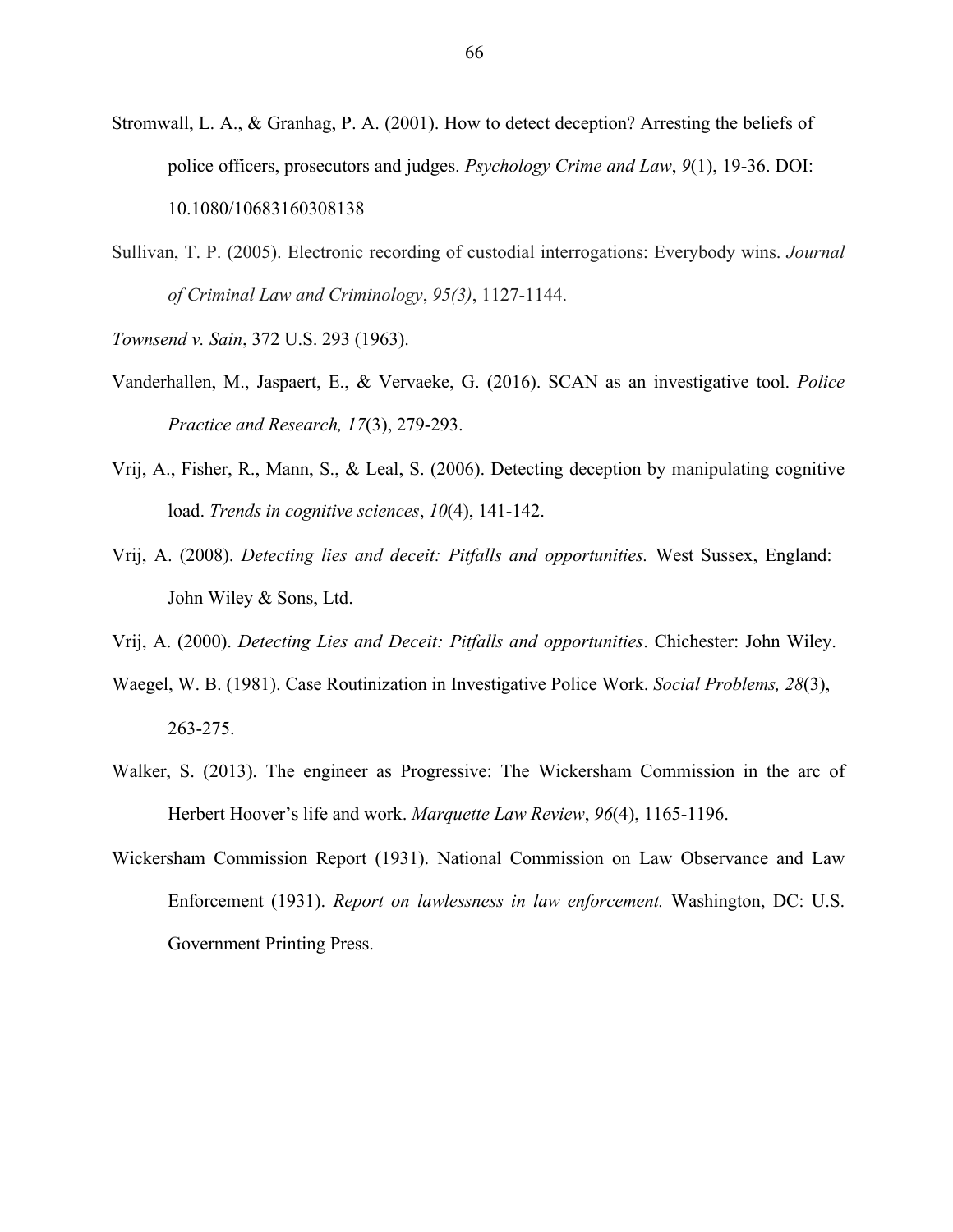Stromwall, L. A., & Granhag, P. A. (2001). How to detect deception? Arresting the beliefs of police officers, prosecutors and judges. *Psychology Crime and Law*, *9*(1), 19-36. DOI: 10.1080/10683160308138

Sullivan, T. P. (2005). Electronic recording of custodial interrogations: Everybody wins. *Journal of Criminal Law and Criminology*, *95(3)*, 1127-1144.

*Townsend v. Sain*, 372 U.S. 293 (1963).

Vanderhallen, M., Jaspaert, E., & Vervaeke, G. (2016). SCAN as an investigative tool. *Police Practice and Research, 17*(3), 279-293.

Vrij, A., Fisher, R., Mann, S., & Leal, S. (2006). Detecting deception by manipulating cognitive load. *Trends in cognitive sciences*, *10*(4), 141-142.

Vrij, A. (2008). *Detecting lies and deceit: Pitfalls and opportunities.* West Sussex, England: John Wiley & Sons, Ltd.

Vrij, A. (2000). *Detecting Lies and Deceit: Pitfalls and opportunities*. Chichester: John Wiley.

Waegel, W. B. (1981). Case Routinization in Investigative Police Work. *Social Problems, 28*(3), 263-275.

Walker, S. (2013). The engineer as Progressive: The Wickersham Commission in the arc of Herbert Hoover's life and work. *Marquette Law Review*, *96*(4), 1165-1196.

Wickersham Commission Report (1931). National Commission on Law Observance and Law Enforcement (1931). *Report on lawlessness in law enforcement.* Washington, DC: U.S. Government Printing Press.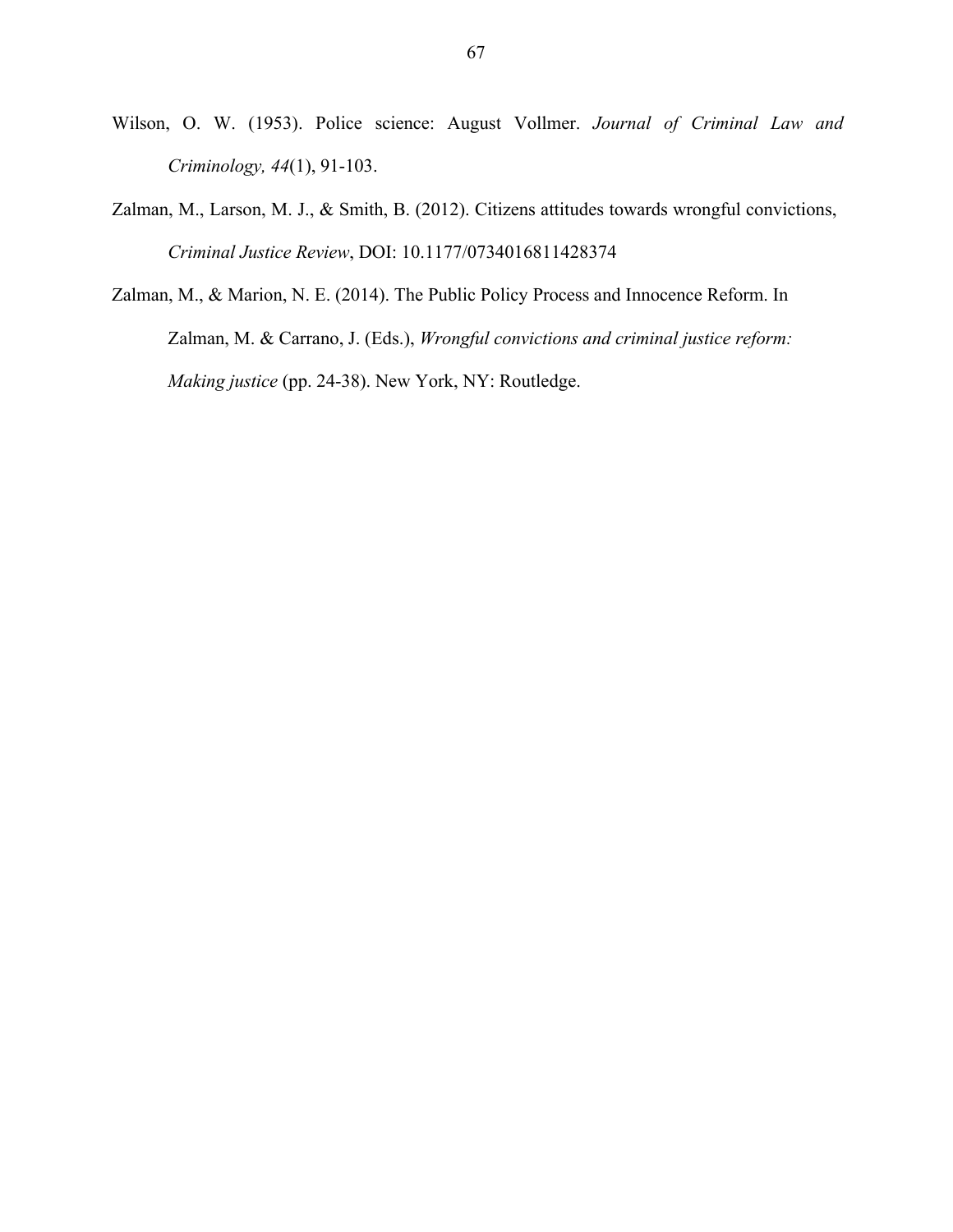Wilson, O. W. (1953). Police science: August Vollmer. *Journal of Criminal Law and Criminology, 44*(1), 91-103.

Zalman, M., Larson, M. J., & Smith, B. (2012). Citizens attitudes towards wrongful convictions, *Criminal Justice Review*, DOI: 10.1177/0734016811428374

Zalman, M., & Marion, N. E. (2014). The Public Policy Process and Innocence Reform. In Zalman, M. & Carrano, J. (Eds.), *Wrongful convictions and criminal justice reform: Making justice* (pp. 24-38). New York, NY: Routledge.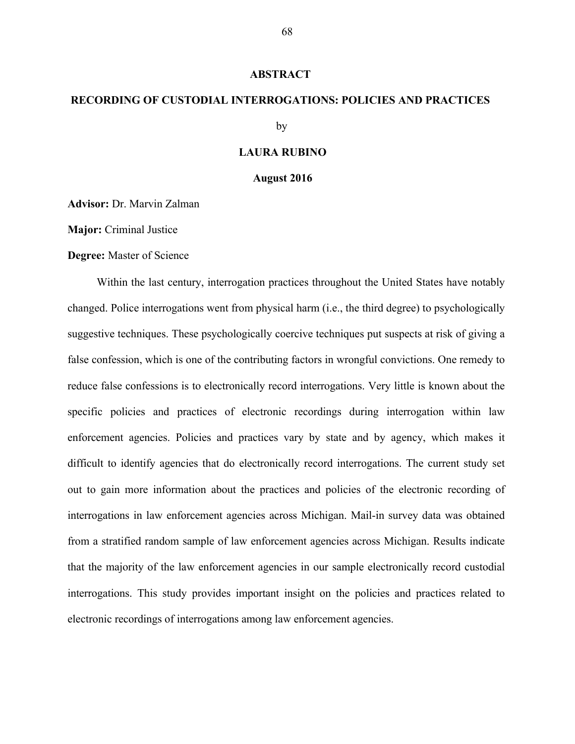# ABSTRACT

## RECORDING OF CUSTODIAL INTERROGATIONS: POLICIES AND PRACTICES

by

**LAURA RUBINO**

**August 2016**

**Advisor:** Dr. Marvin Zalman

**Major:** Criminal Justice

**Degree:** Master of Science

Within the last century, interrogation practices throughout the United States have notably changed. Police interrogations went from physical harm (i.e., the third degree) to psychologically suggestive techniques. These psychologically coercive techniques put suspects at risk of giving a false confession, which is one of the contributing factors in wrongful convictions. One remedy to reduce false confessions is to electronically record interrogations. Very little is known about the specific policies and practices of electronic recordings during interrogation within law enforcement agencies. Policies and practices vary by state and by agency, which makes it difficult to identify agencies that do electronically record interrogations. The current study set out to gain more information about the practices and policies of the electronic recording of interrogations in law enforcement agencies across Michigan. Mail-in survey data was obtained from a stratified random sample of law enforcement agencies across Michigan. Results indicate that the majority of the law enforcement agencies in our sample electronically record custodial interrogations. This study provides important insight on the policies and practices related to electronic recordings of interrogations among law enforcement agencies.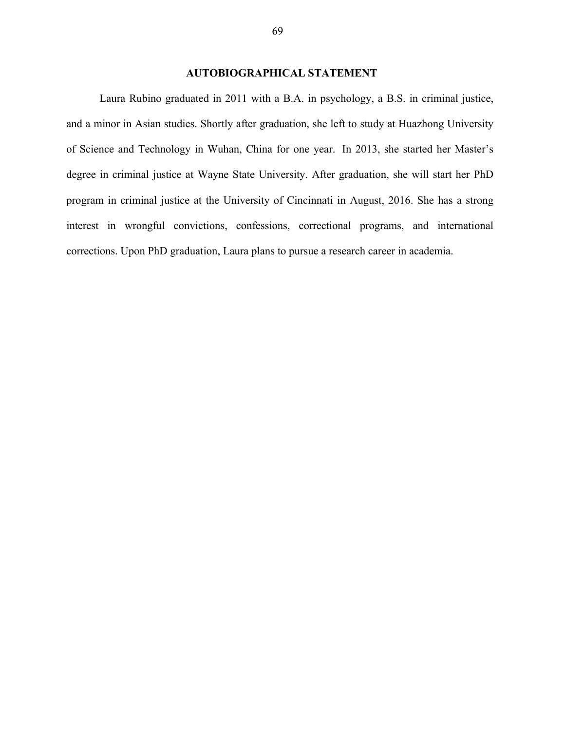## AUTOBIOGRAPHICAL STATEMENT

Laura Rubino graduated in 2011 with a B.A. in psychology, a B.S. in criminal justice, and a minor in Asian studies. Shortly after graduation, she left to study at Huazhong University of Science and Technology in Wuhan, China for one year. In 2013, she started her Master's degree in criminal justice at Wayne State University. After graduation, she will start her PhD program in criminal justice at the University of Cincinnati in August, 2016. She has a strong interest in wrongful convictions, confessions, correctional programs, and international corrections. Upon PhD graduation, Laura plans to pursue a research career in academia.